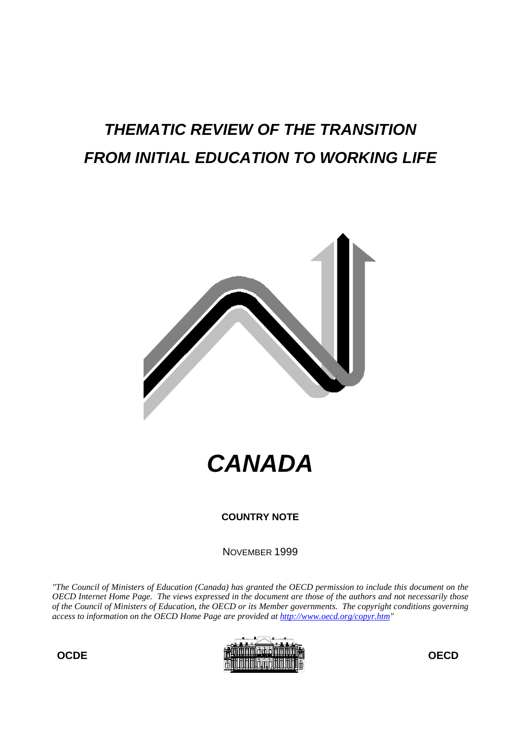# *THEMATIC REVIEW OF THE TRANSITION FROM INITIAL EDUCATION TO WORKING LIFE*

# *CANADA*

**COUNTRY NOTE**

NOVEMBER 1999

*"The Council of Ministers of Education (Canada) has granted the OECD permission to include this document on the OECD Internet Home Page. The views expressed in the document are those of the authors and not necessarily those of the Council of Ministers of Education, the OECD or its Member governments. The copyright conditions governing access to information on the OECD Home Page are provided at [http://www.oecd.org/copyr.htm](http://www.oecd.org/copyr.htm)"*

**OCDE** **OECD**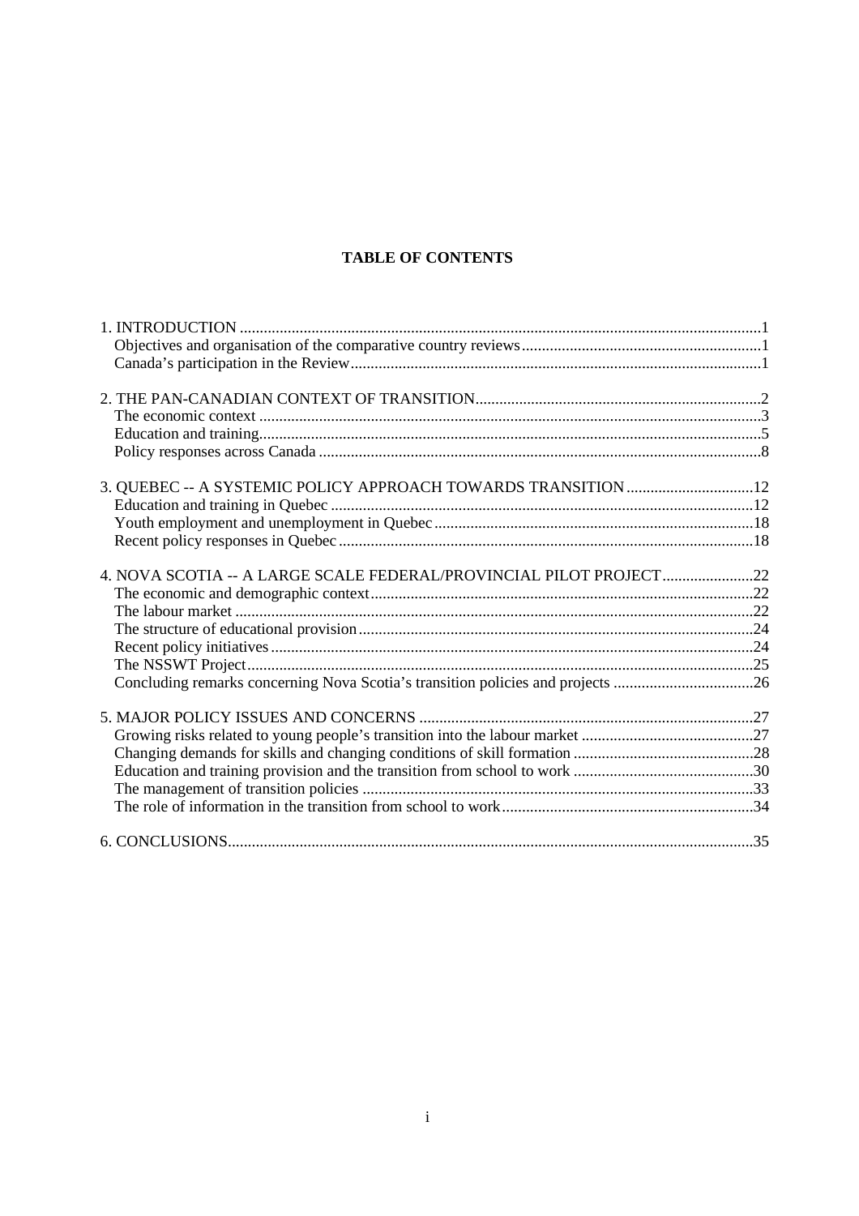# TABLE OF CONTENTS

1. INTRODUCTION .....1
   - Objectives and organisation of the comparative country reviews .....1
   - Canada's participation in the Review .....1

2. THE PAN-CANADIAN CONTEXT OF TRANSITION .....2
   - The economic context .....3
   - Education and training .....5
   - Policy responses across Canada .....8

3. QUEBEC -- A SYSTEMIC POLICY APPROACH TOWARDS TRANSITION .....12
   - Education and training in Quebec .....12
   - Youth employment and unemployment in Quebec .....18
   - Recent policy responses in Quebec .....18

4. NOVA SCOTIA -- A LARGE SCALE FEDERAL/PROVINCIAL PILOT PROJECT .....22
   - The economic and demographic context .....22
   - The labour market .....22
   - The structure of educational provision .....24
   - Recent policy initiatives .....24
   - The NSSWT Project .....25
   - Concluding remarks concerning Nova Scotia's transition policies and projects .....26

5. MAJOR POLICY ISSUES AND CONCERNS .....27
   - Growing risks related to young people's transition into the labour market .....27
   - Changing demands for skills and changing conditions of skill formation .....28
   - Education and training provision and the transition from school to work .....30
   - The management of transition policies .....33
   - The role of information in the transition from school to work .....34

6. CONCLUSIONS .....35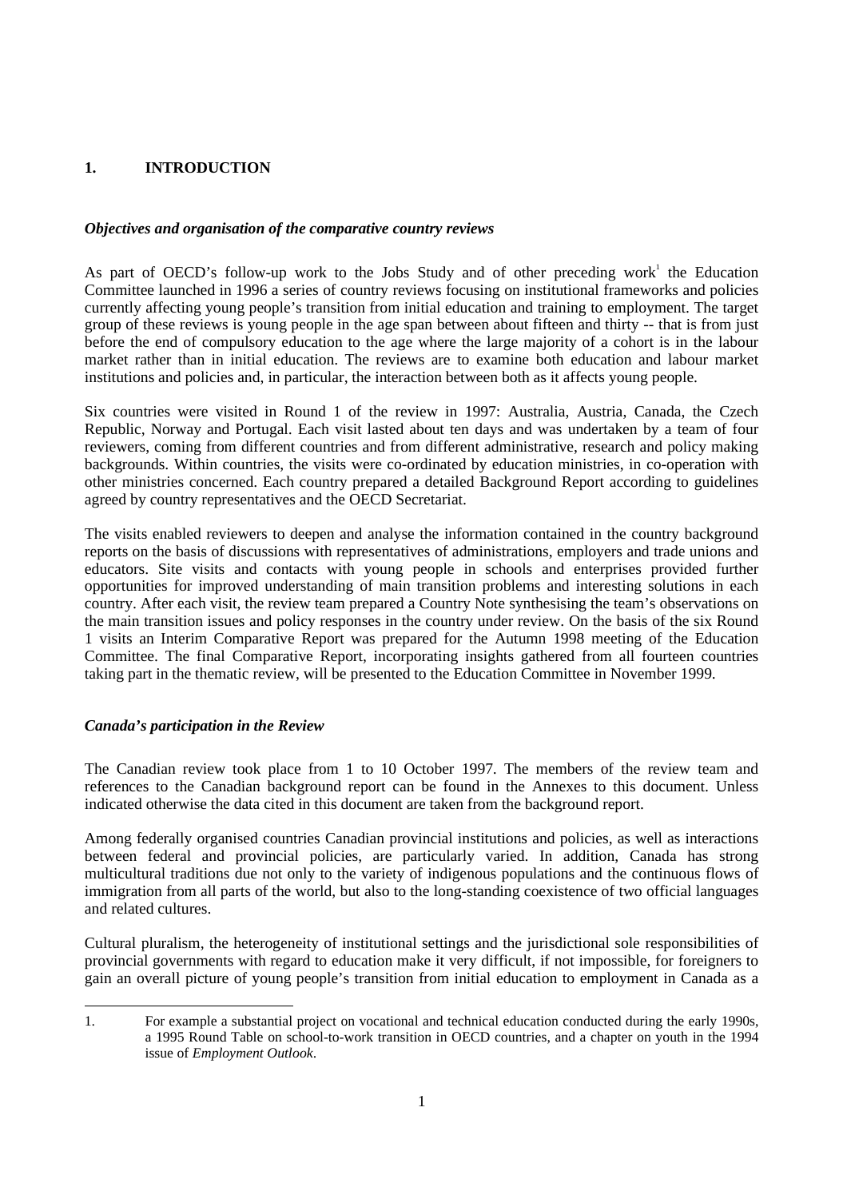## 1. INTRODUCTION

### *Objectives and organisation of the comparative country reviews*

As part of OECD's follow-up work to the Jobs Study and of other preceding work[1] the Education Committee launched in 1996 a series of country reviews focusing on institutional frameworks and policies currently affecting young people's transition from initial education and training to employment. The target group of these reviews is young people in the age span between about fifteen and thirty -- that is from just before the end of compulsory education to the age where the large majority of a cohort is in the labour market rather than in initial education. The reviews are to examine both education and labour market institutions and policies and, in particular, the interaction between both as it affects young people.

Six countries were visited in Round 1 of the review in 1997: Australia, Austria, Canada, the Czech Republic, Norway and Portugal. Each visit lasted about ten days and was undertaken by a team of four reviewers, coming from different countries and from different administrative, research and policy making backgrounds. Within countries, the visits were co-ordinated by education ministries, in co-operation with other ministries concerned. Each country prepared a detailed Background Report according to guidelines agreed by country representatives and the OECD Secretariat.

The visits enabled reviewers to deepen and analyse the information contained in the country background reports on the basis of discussions with representatives of administrations, employers and trade unions and educators. Site visits and contacts with young people in schools and enterprises provided further opportunities for improved understanding of main transition problems and interesting solutions in each country. After each visit, the review team prepared a Country Note synthesising the team's observations on the main transition issues and policy responses in the country under review. On the basis of the six Round 1 visits an Interim Comparative Report was prepared for the Autumn 1998 meeting of the Education Committee. The final Comparative Report, incorporating insights gathered from all fourteen countries taking part in the thematic review, will be presented to the Education Committee in November 1999.

### *Canada's participation in the Review*

The Canadian review took place from 1 to 10 October 1997. The members of the review team and references to the Canadian background report can be found in the Annexes to this document. Unless indicated otherwise the data cited in this document are taken from the background report.

Among federally organised countries Canadian provincial institutions and policies, as well as interactions between federal and provincial policies, are particularly varied. In addition, Canada has strong multicultural traditions due not only to the variety of indigenous populations and the continuous flows of immigration from all parts of the world, but also to the long-standing coexistence of two official languages and related cultures.

Cultural pluralism, the heterogeneity of institutional settings and the jurisdictional sole responsibilities of provincial governments with regard to education make it very difficult, if not impossible, for foreigners to gain an overall picture of young people's transition from initial education to employment in Canada as a

---

1. For example a substantial project on vocational and technical education conducted during the early 1990s, a 1995 Round Table on school-to-work transition in OECD countries, and a chapter on youth in the 1994 issue of *Employment Outlook*.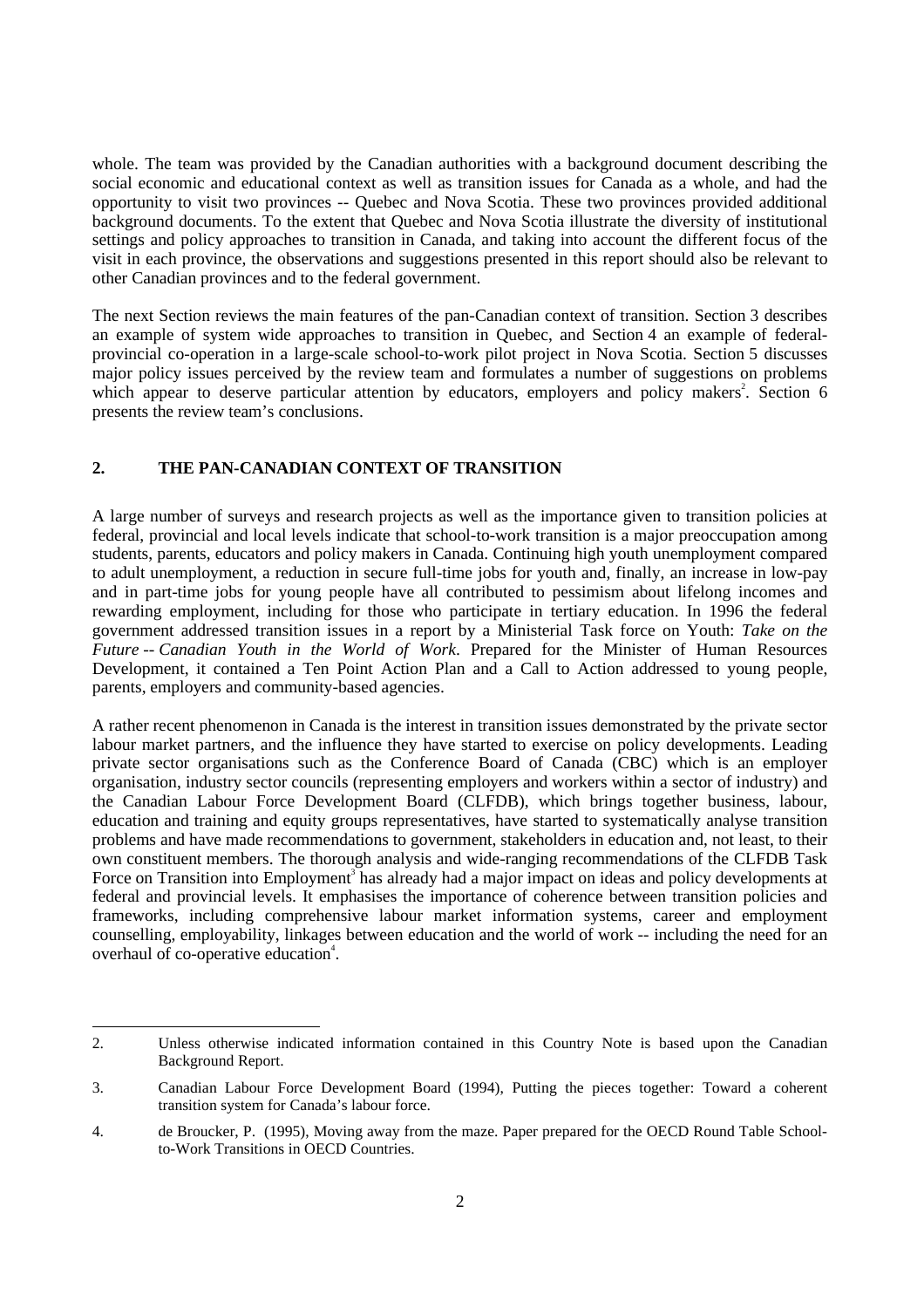whole. The team was provided by the Canadian authorities with a background document describing the social economic and educational context as well as transition issues for Canada as a whole, and had the opportunity to visit two provinces -- Quebec and Nova Scotia. These two provinces provided additional background documents. To the extent that Quebec and Nova Scotia illustrate the diversity of institutional settings and policy approaches to transition in Canada, and taking into account the different focus of the visit in each province, the observations and suggestions presented in this report should also be relevant to other Canadian provinces and to the federal government.

The next Section reviews the main features of the pan-Canadian context of transition. Section 3 describes an example of system wide approaches to transition in Quebec, and Section 4 an example of federal-provincial co-operation in a large-scale school-to-work pilot project in Nova Scotia. Section 5 discusses major policy issues perceived by the review team and formulates a number of suggestions on problems which appear to deserve particular attention by educators, employers and policy makers[2]. Section 6 presents the review team's conclusions.

## 2. THE PAN-CANADIAN CONTEXT OF TRANSITION

A large number of surveys and research projects as well as the importance given to transition policies at federal, provincial and local levels indicate that school-to-work transition is a major preoccupation among students, parents, educators and policy makers in Canada. Continuing high youth unemployment compared to adult unemployment, a reduction in secure full-time jobs for youth and, finally, an increase in low-pay and in part-time jobs for young people have all contributed to pessimism about lifelong incomes and rewarding employment, including for those who participate in tertiary education. In 1996 the federal government addressed transition issues in a report by a Ministerial Task force on Youth: *Take on the Future -- Canadian Youth in the World of Work*. Prepared for the Minister of Human Resources Development, it contained a Ten Point Action Plan and a Call to Action addressed to young people, parents, employers and community-based agencies.

A rather recent phenomenon in Canada is the interest in transition issues demonstrated by the private sector labour market partners, and the influence they have started to exercise on policy developments. Leading private sector organisations such as the Conference Board of Canada (CBC) which is an employer organisation, industry sector councils (representing employers and workers within a sector of industry) and the Canadian Labour Force Development Board (CLFDB), which brings together business, labour, education and training and equity groups representatives, have started to systematically analyse transition problems and have made recommendations to government, stakeholders in education and, not least, to their own constituent members. The thorough analysis and wide-ranging recommendations of the CLFDB Task Force on Transition into Employment[3] has already had a major impact on ideas and policy developments at federal and provincial levels. It emphasises the importance of coherence between transition policies and frameworks, including comprehensive labour market information systems, career and employment counselling, employability, linkages between education and the world of work -- including the need for an overhaul of co-operative education[4].

---

2. Unless otherwise indicated information contained in this Country Note is based upon the Canadian Background Report.

3. Canadian Labour Force Development Board (1994), Putting the pieces together: Toward a coherent transition system for Canada's labour force.

4. de Broucker, P. (1995), Moving away from the maze. Paper prepared for the OECD Round Table School-to-Work Transitions in OECD Countries.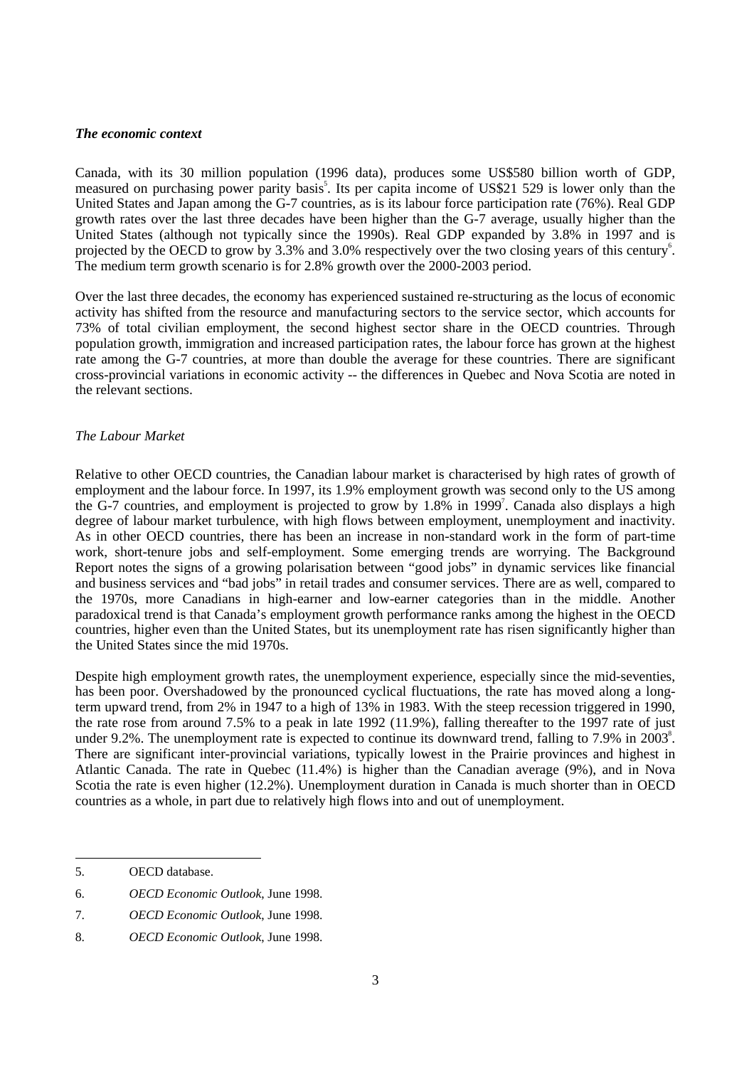### *The economic context*

Canada, with its 30 million population (1996 data), produces some US$580 billion worth of GDP, measured on purchasing power parity basis[5]. Its per capita income of US$21 529 is lower only than the United States and Japan among the G-7 countries, as is its labour force participation rate (76%). Real GDP growth rates over the last three decades have been higher than the G-7 average, usually higher than the United States (although not typically since the 1990s). Real GDP expanded by 3.8% in 1997 and is projected by the OECD to grow by 3.3% and 3.0% respectively over the two closing years of this century[6]. The medium term growth scenario is for 2.8% growth over the 2000-2003 period.

Over the last three decades, the economy has experienced sustained re-structuring as the locus of economic activity has shifted from the resource and manufacturing sectors to the service sector, which accounts for 73% of total civilian employment, the second highest sector share in the OECD countries. Through population growth, immigration and increased participation rates, the labour force has grown at the highest rate among the G-7 countries, at more than double the average for these countries. There are significant cross-provincial variations in economic activity -- the differences in Quebec and Nova Scotia are noted in the relevant sections.

### *The Labour Market*

Relative to other OECD countries, the Canadian labour market is characterised by high rates of growth of employment and the labour force. In 1997, its 1.9% employment growth was second only to the US among the G-7 countries, and employment is projected to grow by 1.8% in 1999[7]. Canada also displays a high degree of labour market turbulence, with high flows between employment, unemployment and inactivity. As in other OECD countries, there has been an increase in non-standard work in the form of part-time work, short-tenure jobs and self-employment. Some emerging trends are worrying. The Background Report notes the signs of a growing polarisation between "good jobs" in dynamic services like financial and business services and "bad jobs" in retail trades and consumer services. There are as well, compared to the 1970s, more Canadians in high-earner and low-earner categories than in the middle. Another paradoxical trend is that Canada's employment growth performance ranks among the highest in the OECD countries, higher even than the United States, but its unemployment rate has risen significantly higher than the United States since the mid 1970s.

Despite high employment growth rates, the unemployment experience, especially since the mid-seventies, has been poor. Overshadowed by the pronounced cyclical fluctuations, the rate has moved along a long-term upward trend, from 2% in 1947 to a high of 13% in 1983. With the steep recession triggered in 1990, the rate rose from around 7.5% to a peak in late 1992 (11.9%), falling thereafter to the 1997 rate of just under 9.2%. The unemployment rate is expected to continue its downward trend, falling to 7.9% in 2003[8]. There are significant inter-provincial variations, typically lowest in the Prairie provinces and highest in Atlantic Canada. The rate in Quebec (11.4%) is higher than the Canadian average (9%), and in Nova Scotia the rate is even higher (12.2%). Unemployment duration in Canada is much shorter than in OECD countries as a whole, in part due to relatively high flows into and out of unemployment.

---

5. OECD database.
6. *OECD Economic Outlook*, June 1998.
7. *OECD Economic Outlook*, June 1998.
8. *OECD Economic Outlook*, June 1998.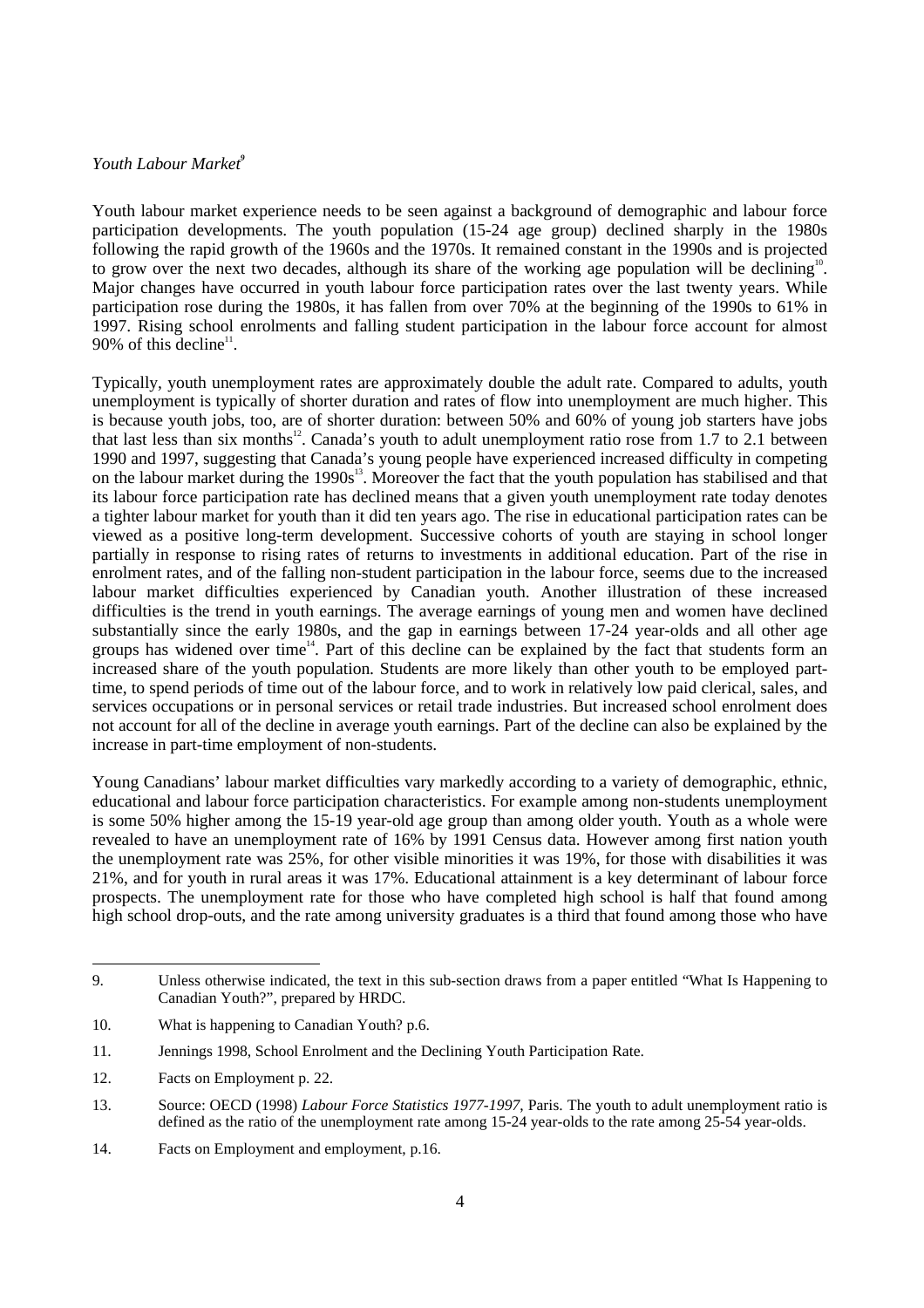*Youth Labour Market*[9]

Youth labour market experience needs to be seen against a background of demographic and labour force participation developments. The youth population (15-24 age group) declined sharply in the 1980s following the rapid growth of the 1960s and the 1970s. It remained constant in the 1990s and is projected to grow over the next two decades, although its share of the working age population will be declining[10]. Major changes have occurred in youth labour force participation rates over the last twenty years. While participation rose during the 1980s, it has fallen from over 70% at the beginning of the 1990s to 61% in 1997. Rising school enrolments and falling student participation in the labour force account for almost 90% of this decline[11].

Typically, youth unemployment rates are approximately double the adult rate. Compared to adults, youth unemployment is typically of shorter duration and rates of flow into unemployment are much higher. This is because youth jobs, too, are of shorter duration: between 50% and 60% of young job starters have jobs that last less than six months[12]. Canada's youth to adult unemployment ratio rose from 1.7 to 2.1 between 1990 and 1997, suggesting that Canada's young people have experienced increased difficulty in competing on the labour market during the 1990s[13]. Moreover the fact that the youth population has stabilised and that its labour force participation rate has declined means that a given youth unemployment rate today denotes a tighter labour market for youth than it did ten years ago. The rise in educational participation rates can be viewed as a positive long-term development. Successive cohorts of youth are staying in school longer partially in response to rising rates of returns to investments in additional education. Part of the rise in enrolment rates, and of the falling non-student participation in the labour force, seems due to the increased labour market difficulties experienced by Canadian youth. Another illustration of these increased difficulties is the trend in youth earnings. The average earnings of young men and women have declined substantially since the early 1980s, and the gap in earnings between 17-24 year-olds and all other age groups has widened over time[14]. Part of this decline can be explained by the fact that students form an increased share of the youth population. Students are more likely than other youth to be employed part-time, to spend periods of time out of the labour force, and to work in relatively low paid clerical, sales, and services occupations or in personal services or retail trade industries. But increased school enrolment does not account for all of the decline in average youth earnings. Part of the decline can also be explained by the increase in part-time employment of non-students.

Young Canadians' labour market difficulties vary markedly according to a variety of demographic, ethnic, educational and labour force participation characteristics. For example among non-students unemployment is some 50% higher among the 15-19 year-old age group than among older youth. Youth as a whole were revealed to have an unemployment rate of 16% by 1991 Census data. However among first nation youth the unemployment rate was 25%, for other visible minorities it was 19%, for those with disabilities it was 21%, and for youth in rural areas it was 17%. Educational attainment is a key determinant of labour force prospects. The unemployment rate for those who have completed high school is half that found among high school drop-outs, and the rate among university graduates is a third that found among those who have

---

9. Unless otherwise indicated, the text in this sub-section draws from a paper entitled "What Is Happening to Canadian Youth?", prepared by HRDC.

10. What is happening to Canadian Youth? p.6.

11. Jennings 1998, School Enrolment and the Declining Youth Participation Rate.

12. Facts on Employment p. 22.

13. Source: OECD (1998) *Labour Force Statistics 1977-1997*, Paris. The youth to adult unemployment ratio is defined as the ratio of the unemployment rate among 15-24 year-olds to the rate among 25-54 year-olds.

14. Facts on Employment and employment, p.16.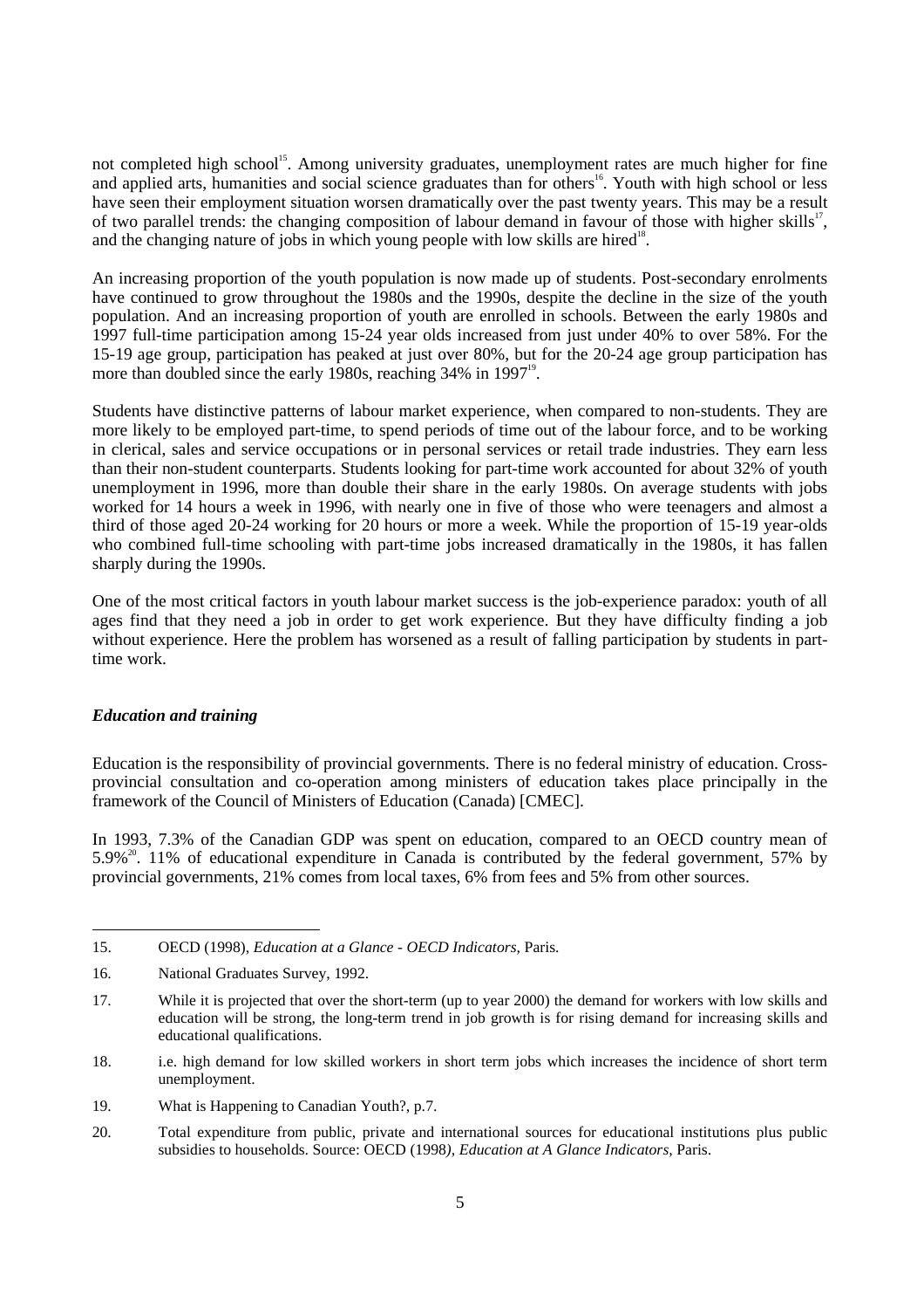not completed high school[15]. Among university graduates, unemployment rates are much higher for fine and applied arts, humanities and social science graduates than for others[16]. Youth with high school or less have seen their employment situation worsen dramatically over the past twenty years. This may be a result of two parallel trends: the changing composition of labour demand in favour of those with higher skills[17], and the changing nature of jobs in which young people with low skills are hired[18].

An increasing proportion of the youth population is now made up of students. Post-secondary enrolments have continued to grow throughout the 1980s and the 1990s, despite the decline in the size of the youth population. And an increasing proportion of youth are enrolled in schools. Between the early 1980s and 1997 full-time participation among 15-24 year olds increased from just under 40% to over 58%. For the 15-19 age group, participation has peaked at just over 80%, but for the 20-24 age group participation has more than doubled since the early 1980s, reaching 34% in 1997[19].

Students have distinctive patterns of labour market experience, when compared to non-students. They are more likely to be employed part-time, to spend periods of time out of the labour force, and to be working in clerical, sales and service occupations or in personal services or retail trade industries. They earn less than their non-student counterparts. Students looking for part-time work accounted for about 32% of youth unemployment in 1996, more than double their share in the early 1980s. On average students with jobs worked for 14 hours a week in 1996, with nearly one in five of those who were teenagers and almost a third of those aged 20-24 working for 20 hours or more a week. While the proportion of 15-19 year-olds who combined full-time schooling with part-time jobs increased dramatically in the 1980s, it has fallen sharply during the 1990s.

One of the most critical factors in youth labour market success is the job-experience paradox: youth of all ages find that they need a job in order to get work experience. But they have difficulty finding a job without experience. Here the problem has worsened as a result of falling participation by students in part-time work.

### *Education and training*

Education is the responsibility of provincial governments. There is no federal ministry of education. Cross-provincial consultation and co-operation among ministers of education takes place principally in the framework of the Council of Ministers of Education (Canada) [CMEC].

In 1993, 7.3% of the Canadian GDP was spent on education, compared to an OECD country mean of 5.9%[20]. 11% of educational expenditure in Canada is contributed by the federal government, 57% by provincial governments, 21% comes from local taxes, 6% from fees and 5% from other sources.

---

15. OECD (1998), *Education at a Glance - OECD Indicators*, Paris.

16. National Graduates Survey, 1992.

17. While it is projected that over the short-term (up to year 2000) the demand for workers with low skills and education will be strong, the long-term trend in job growth is for rising demand for increasing skills and educational qualifications.

18. i.e. high demand for low skilled workers in short term jobs which increases the incidence of short term unemployment.

19. What is Happening to Canadian Youth?, p.7.

20. Total expenditure from public, private and international sources for educational institutions plus public subsidies to households. Source: OECD (1998*), Education at A Glance Indicators*, Paris.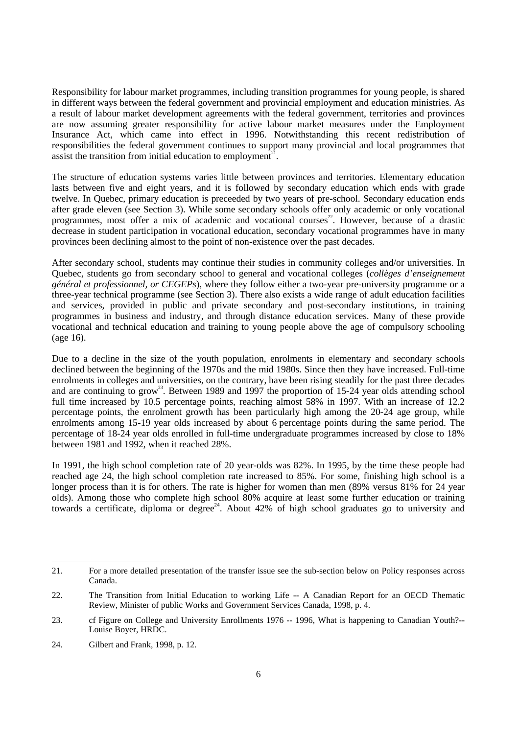Responsibility for labour market programmes, including transition programmes for young people, is shared in different ways between the federal government and provincial employment and education ministries. As a result of labour market development agreements with the federal government, territories and provinces are now assuming greater responsibility for active labour market measures under the Employment Insurance Act, which came into effect in 1996. Notwithstanding this recent redistribution of responsibilities the federal government continues to support many provincial and local programmes that assist the transition from initial education to employment[21].

The structure of education systems varies little between provinces and territories. Elementary education lasts between five and eight years, and it is followed by secondary education which ends with grade twelve. In Quebec, primary education is preceeded by two years of pre-school. Secondary education ends after grade eleven (see Section 3). While some secondary schools offer only academic or only vocational programmes, most offer a mix of academic and vocational courses[22]. However, because of a drastic decrease in student participation in vocational education, secondary vocational programmes have in many provinces been declining almost to the point of non-existence over the past decades.

After secondary school, students may continue their studies in community colleges and/or universities. In Quebec, students go from secondary school to general and vocational colleges (*collèges d'enseignement général et professionnel, or CEGEPs*), where they follow either a two-year pre-university programme or a three-year technical programme (see Section 3). There also exists a wide range of adult education facilities and services, provided in public and private secondary and post-secondary institutions, in training programmes in business and industry, and through distance education services. Many of these provide vocational and technical education and training to young people above the age of compulsory schooling (age 16).

Due to a decline in the size of the youth population, enrolments in elementary and secondary schools declined between the beginning of the 1970s and the mid 1980s. Since then they have increased. Full-time enrolments in colleges and universities, on the contrary, have been rising steadily for the past three decades and are continuing to grow[23]. Between 1989 and 1997 the proportion of 15-24 year olds attending school full time increased by 10.5 percentage points, reaching almost 58% in 1997. With an increase of 12.2 percentage points, the enrolment growth has been particularly high among the 20-24 age group, while enrolments among 15-19 year olds increased by about 6 percentage points during the same period. The percentage of 18-24 year olds enrolled in full-time undergraduate programmes increased by close to 18% between 1981 and 1992, when it reached 28%.

In 1991, the high school completion rate of 20 year-olds was 82%. In 1995, by the time these people had reached age 24, the high school completion rate increased to 85%. For some, finishing high school is a longer process than it is for others. The rate is higher for women than men (89% versus 81% for 24 year olds). Among those who complete high school 80% acquire at least some further education or training towards a certificate, diploma or degree[24]. About 42% of high school graduates go to university and

---

21. For a more detailed presentation of the transfer issue see the sub-section below on Policy responses across Canada.

22. The Transition from Initial Education to working Life -- A Canadian Report for an OECD Thematic Review, Minister of public Works and Government Services Canada, 1998, p. 4.

23. cf Figure on College and University Enrollments 1976 -- 1996, What is happening to Canadian Youth?-- Louise Boyer, HRDC.

24. Gilbert and Frank, 1998, p. 12.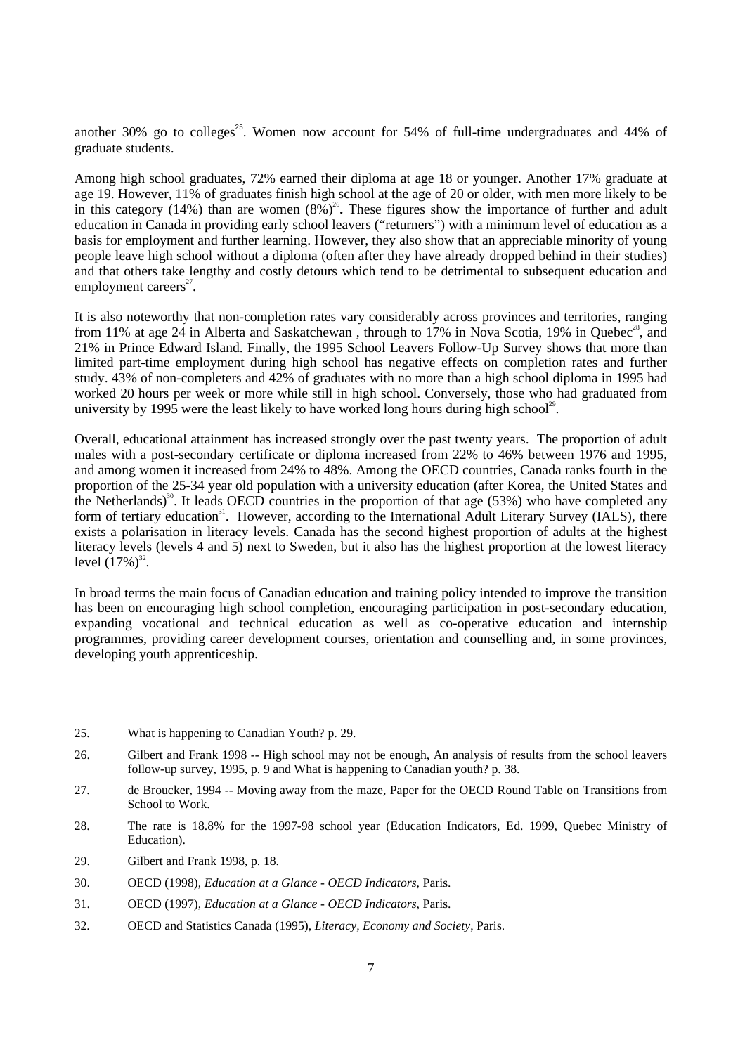another 30% go to colleges[25]. Women now account for 54% of full-time undergraduates and 44% of graduate students.

Among high school graduates, 72% earned their diploma at age 18 or younger. Another 17% graduate at age 19. However, 11% of graduates finish high school at the age of 20 or older, with men more likely to be in this category (14%) than are women (8%)[26]**.** These figures show the importance of further and adult education in Canada in providing early school leavers ("returners") with a minimum level of education as a basis for employment and further learning. However, they also show that an appreciable minority of young people leave high school without a diploma (often after they have already dropped behind in their studies) and that others take lengthy and costly detours which tend to be detrimental to subsequent education and employment careers[27].

It is also noteworthy that non-completion rates vary considerably across provinces and territories, ranging from 11% at age 24 in Alberta and Saskatchewan , through to 17% in Nova Scotia, 19% in Quebec[28], and 21% in Prince Edward Island. Finally, the 1995 School Leavers Follow-Up Survey shows that more than limited part-time employment during high school has negative effects on completion rates and further study. 43% of non-completers and 42% of graduates with no more than a high school diploma in 1995 had worked 20 hours per week or more while still in high school. Conversely, those who had graduated from university by 1995 were the least likely to have worked long hours during high school[29].

Overall, educational attainment has increased strongly over the past twenty years. The proportion of adult males with a post-secondary certificate or diploma increased from 22% to 46% between 1976 and 1995, and among women it increased from 24% to 48%. Among the OECD countries, Canada ranks fourth in the proportion of the 25-34 year old population with a university education (after Korea, the United States and the Netherlands)[30]. It leads OECD countries in the proportion of that age (53%) who have completed any form of tertiary education[31]. However, according to the International Adult Literary Survey (IALS), there exists a polarisation in literacy levels. Canada has the second highest proportion of adults at the highest literacy levels (levels 4 and 5) next to Sweden, but it also has the highest proportion at the lowest literacy level (17%)[32].

In broad terms the main focus of Canadian education and training policy intended to improve the transition has been on encouraging high school completion, encouraging participation in post-secondary education, expanding vocational and technical education as well as co-operative education and internship programmes, providing career development courses, orientation and counselling and, in some provinces, developing youth apprenticeship.

---

25. What is happening to Canadian Youth? p. 29.

26. Gilbert and Frank 1998 -- High school may not be enough, An analysis of results from the school leavers follow-up survey, 1995, p. 9 and What is happening to Canadian youth? p. 38.

27. de Broucker, 1994 -- Moving away from the maze, Paper for the OECD Round Table on Transitions from School to Work.

28. The rate is 18.8% for the 1997-98 school year (Education Indicators, Ed. 1999, Quebec Ministry of Education).

29. Gilbert and Frank 1998, p. 18.

30. OECD (1998), *Education at a Glance - OECD Indicators*, Paris.

31. OECD (1997), *Education at a Glance - OECD Indicators*, Paris.

32. OECD and Statistics Canada (1995), *Literacy, Economy and Society*, Paris.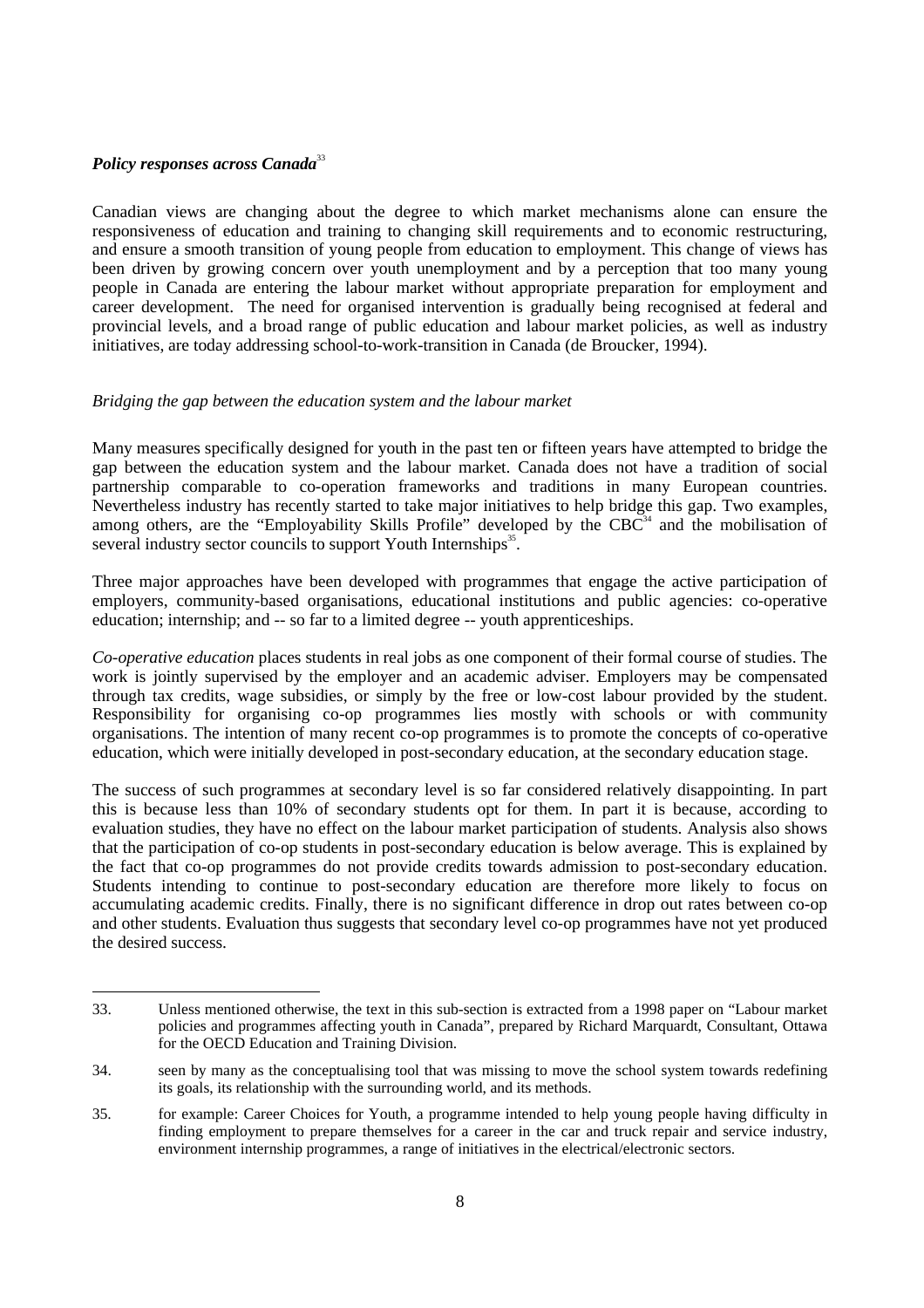### *Policy responses across Canada*[33]

Canadian views are changing about the degree to which market mechanisms alone can ensure the responsiveness of education and training to changing skill requirements and to economic restructuring, and ensure a smooth transition of young people from education to employment. This change of views has been driven by growing concern over youth unemployment and by a perception that too many young people in Canada are entering the labour market without appropriate preparation for employment and career development. The need for organised intervention is gradually being recognised at federal and provincial levels, and a broad range of public education and labour market policies, as well as industry initiatives, are today addressing school-to-work-transition in Canada (de Broucker, 1994).

#### *Bridging the gap between the education system and the labour market*

Many measures specifically designed for youth in the past ten or fifteen years have attempted to bridge the gap between the education system and the labour market. Canada does not have a tradition of social partnership comparable to co-operation frameworks and traditions in many European countries. Nevertheless industry has recently started to take major initiatives to help bridge this gap. Two examples, among others, are the "Employability Skills Profile" developed by the CBC[34] and the mobilisation of several industry sector councils to support Youth Internships[35].

Three major approaches have been developed with programmes that engage the active participation of employers, community-based organisations, educational institutions and public agencies: co-operative education; internship; and -- so far to a limited degree -- youth apprenticeships.

*Co-operative education* places students in real jobs as one component of their formal course of studies. The work is jointly supervised by the employer and an academic adviser. Employers may be compensated through tax credits, wage subsidies, or simply by the free or low-cost labour provided by the student. Responsibility for organising co-op programmes lies mostly with schools or with community organisations. The intention of many recent co-op programmes is to promote the concepts of co-operative education, which were initially developed in post-secondary education, at the secondary education stage.

The success of such programmes at secondary level is so far considered relatively disappointing. In part this is because less than 10% of secondary students opt for them. In part it is because, according to evaluation studies, they have no effect on the labour market participation of students. Analysis also shows that the participation of co-op students in post-secondary education is below average. This is explained by the fact that co-op programmes do not provide credits towards admission to post-secondary education. Students intending to continue to post-secondary education are therefore more likely to focus on accumulating academic credits. Finally, there is no significant difference in drop out rates between co-op and other students. Evaluation thus suggests that secondary level co-op programmes have not yet produced the desired success.

---

33. Unless mentioned otherwise, the text in this sub-section is extracted from a 1998 paper on "Labour market policies and programmes affecting youth in Canada", prepared by Richard Marquardt, Consultant, Ottawa for the OECD Education and Training Division.

34. seen by many as the conceptualising tool that was missing to move the school system towards redefining its goals, its relationship with the surrounding world, and its methods.

35. for example: Career Choices for Youth, a programme intended to help young people having difficulty in finding employment to prepare themselves for a career in the car and truck repair and service industry, environment internship programmes, a range of initiatives in the electrical/electronic sectors.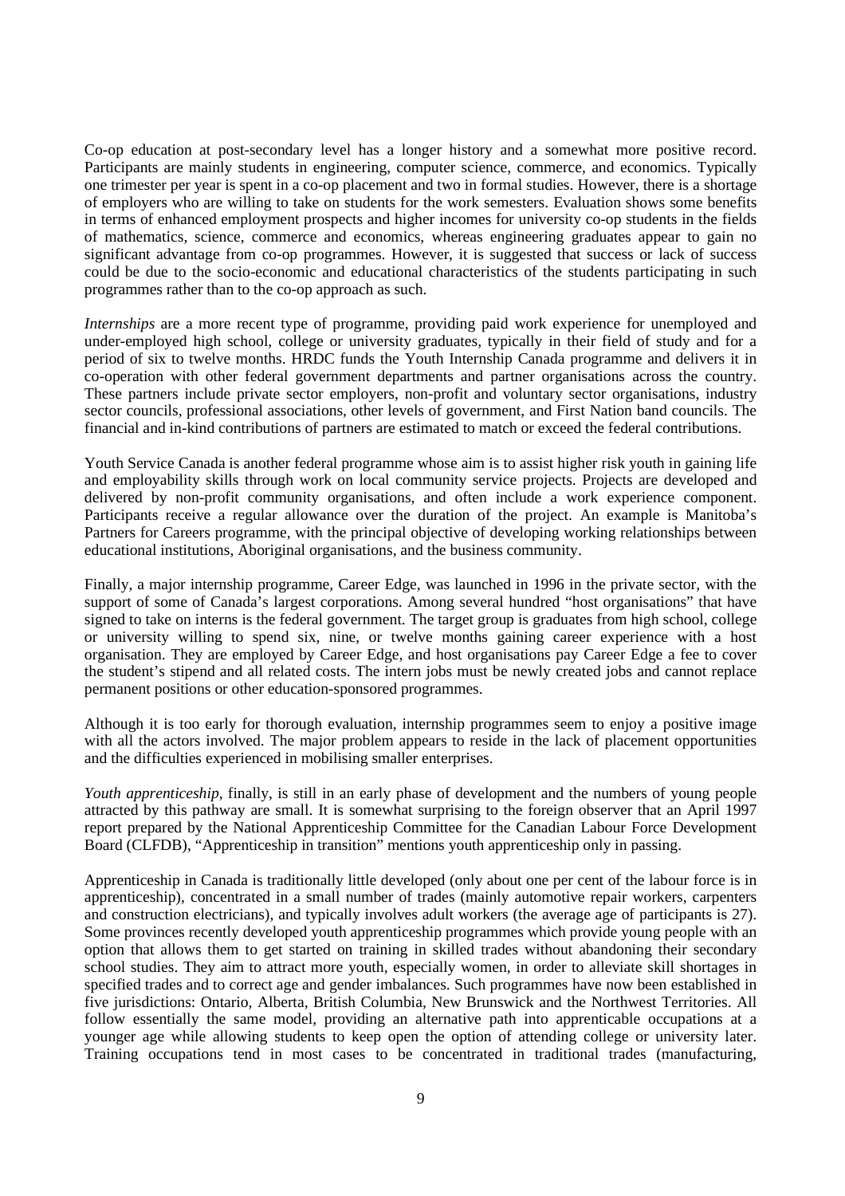Co-op education at post-secondary level has a longer history and a somewhat more positive record. Participants are mainly students in engineering, computer science, commerce, and economics. Typically one trimester per year is spent in a co-op placement and two in formal studies. However, there is a shortage of employers who are willing to take on students for the work semesters. Evaluation shows some benefits in terms of enhanced employment prospects and higher incomes for university co-op students in the fields of mathematics, science, commerce and economics, whereas engineering graduates appear to gain no significant advantage from co-op programmes. However, it is suggested that success or lack of success could be due to the socio-economic and educational characteristics of the students participating in such programmes rather than to the co-op approach as such.

*Internships* are a more recent type of programme, providing paid work experience for unemployed and under-employed high school, college or university graduates, typically in their field of study and for a period of six to twelve months. HRDC funds the Youth Internship Canada programme and delivers it in co-operation with other federal government departments and partner organisations across the country. These partners include private sector employers, non-profit and voluntary sector organisations, industry sector councils, professional associations, other levels of government, and First Nation band councils. The financial and in-kind contributions of partners are estimated to match or exceed the federal contributions.

Youth Service Canada is another federal programme whose aim is to assist higher risk youth in gaining life and employability skills through work on local community service projects. Projects are developed and delivered by non-profit community organisations, and often include a work experience component. Participants receive a regular allowance over the duration of the project. An example is Manitoba's Partners for Careers programme, with the principal objective of developing working relationships between educational institutions, Aboriginal organisations, and the business community.

Finally, a major internship programme, Career Edge, was launched in 1996 in the private sector, with the support of some of Canada's largest corporations. Among several hundred "host organisations" that have signed to take on interns is the federal government. The target group is graduates from high school, college or university willing to spend six, nine, or twelve months gaining career experience with a host organisation. They are employed by Career Edge, and host organisations pay Career Edge a fee to cover the student's stipend and all related costs. The intern jobs must be newly created jobs and cannot replace permanent positions or other education-sponsored programmes.

Although it is too early for thorough evaluation, internship programmes seem to enjoy a positive image with all the actors involved. The major problem appears to reside in the lack of placement opportunities and the difficulties experienced in mobilising smaller enterprises.

*Youth apprenticeship*, finally, is still in an early phase of development and the numbers of young people attracted by this pathway are small. It is somewhat surprising to the foreign observer that an April 1997 report prepared by the National Apprenticeship Committee for the Canadian Labour Force Development Board (CLFDB), "Apprenticeship in transition" mentions youth apprenticeship only in passing.

Apprenticeship in Canada is traditionally little developed (only about one per cent of the labour force is in apprenticeship), concentrated in a small number of trades (mainly automotive repair workers, carpenters and construction electricians), and typically involves adult workers (the average age of participants is 27). Some provinces recently developed youth apprenticeship programmes which provide young people with an option that allows them to get started on training in skilled trades without abandoning their secondary school studies. They aim to attract more youth, especially women, in order to alleviate skill shortages in specified trades and to correct age and gender imbalances. Such programmes have now been established in five jurisdictions: Ontario, Alberta, British Columbia, New Brunswick and the Northwest Territories. All follow essentially the same model, providing an alternative path into apprenticable occupations at a younger age while allowing students to keep open the option of attending college or university later. Training occupations tend in most cases to be concentrated in traditional trades (manufacturing,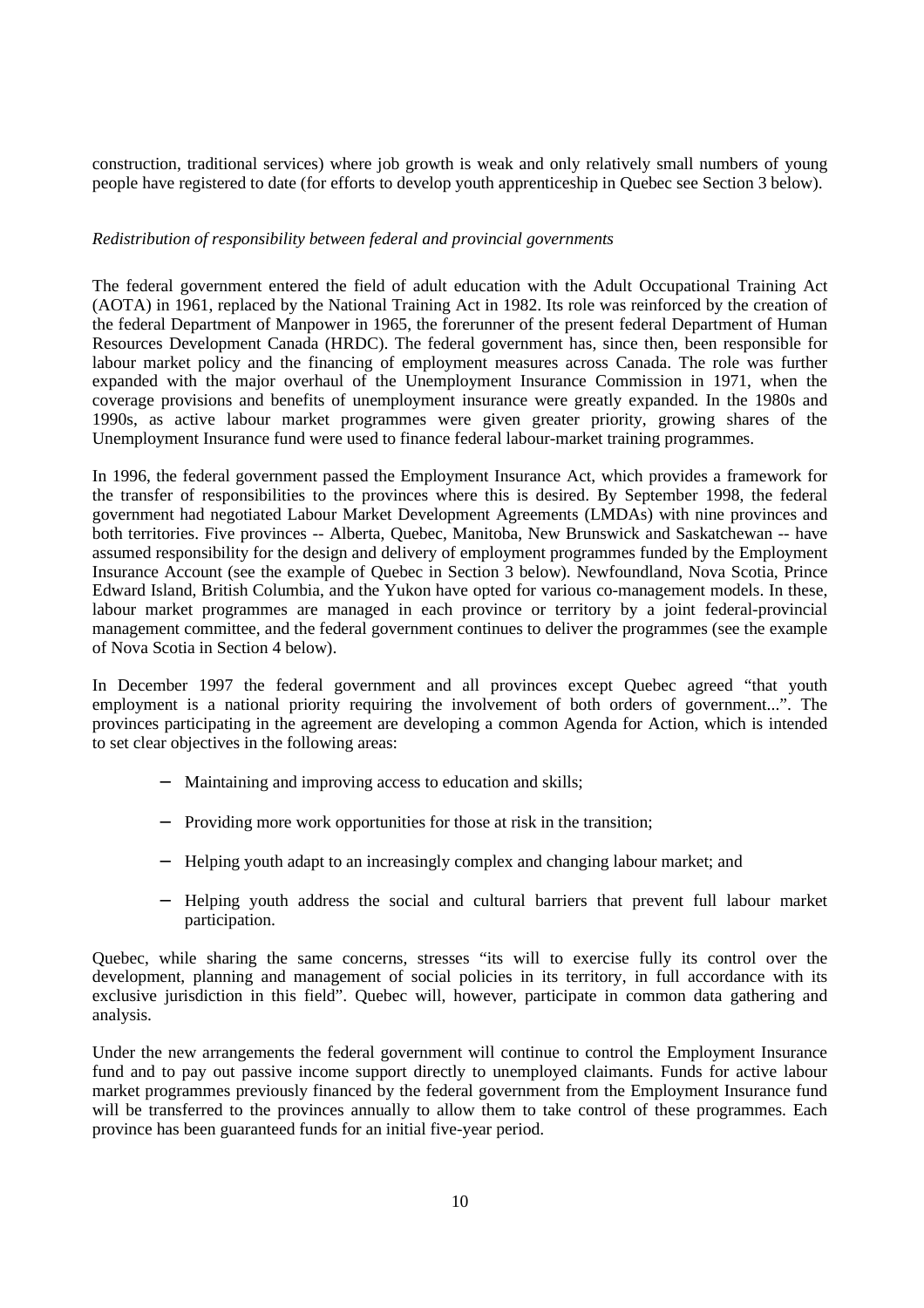construction, traditional services) where job growth is weak and only relatively small numbers of young people have registered to date (for efforts to develop youth apprenticeship in Quebec see Section 3 below).

*Redistribution of responsibility between federal and provincial governments*

The federal government entered the field of adult education with the Adult Occupational Training Act (AOTA) in 1961, replaced by the National Training Act in 1982. Its role was reinforced by the creation of the federal Department of Manpower in 1965, the forerunner of the present federal Department of Human Resources Development Canada (HRDC). The federal government has, since then, been responsible for labour market policy and the financing of employment measures across Canada. The role was further expanded with the major overhaul of the Unemployment Insurance Commission in 1971, when the coverage provisions and benefits of unemployment insurance were greatly expanded. In the 1980s and 1990s, as active labour market programmes were given greater priority, growing shares of the Unemployment Insurance fund were used to finance federal labour-market training programmes.

In 1996, the federal government passed the Employment Insurance Act, which provides a framework for the transfer of responsibilities to the provinces where this is desired. By September 1998, the federal government had negotiated Labour Market Development Agreements (LMDAs) with nine provinces and both territories. Five provinces -- Alberta, Quebec, Manitoba, New Brunswick and Saskatchewan -- have assumed responsibility for the design and delivery of employment programmes funded by the Employment Insurance Account (see the example of Quebec in Section 3 below). Newfoundland, Nova Scotia, Prince Edward Island, British Columbia, and the Yukon have opted for various co-management models. In these, labour market programmes are managed in each province or territory by a joint federal-provincial management committee, and the federal government continues to deliver the programmes (see the example of Nova Scotia in Section 4 below).

In December 1997 the federal government and all provinces except Quebec agreed "that youth employment is a national priority requiring the involvement of both orders of government...". The provinces participating in the agreement are developing a common Agenda for Action, which is intended to set clear objectives in the following areas:

- Maintaining and improving access to education and skills;
- Providing more work opportunities for those at risk in the transition;
- Helping youth adapt to an increasingly complex and changing labour market; and
- Helping youth address the social and cultural barriers that prevent full labour market participation.

Quebec, while sharing the same concerns, stresses "its will to exercise fully its control over the development, planning and management of social policies in its territory, in full accordance with its exclusive jurisdiction in this field". Quebec will, however, participate in common data gathering and analysis.

Under the new arrangements the federal government will continue to control the Employment Insurance fund and to pay out passive income support directly to unemployed claimants. Funds for active labour market programmes previously financed by the federal government from the Employment Insurance fund will be transferred to the provinces annually to allow them to take control of these programmes. Each province has been guaranteed funds for an initial five-year period.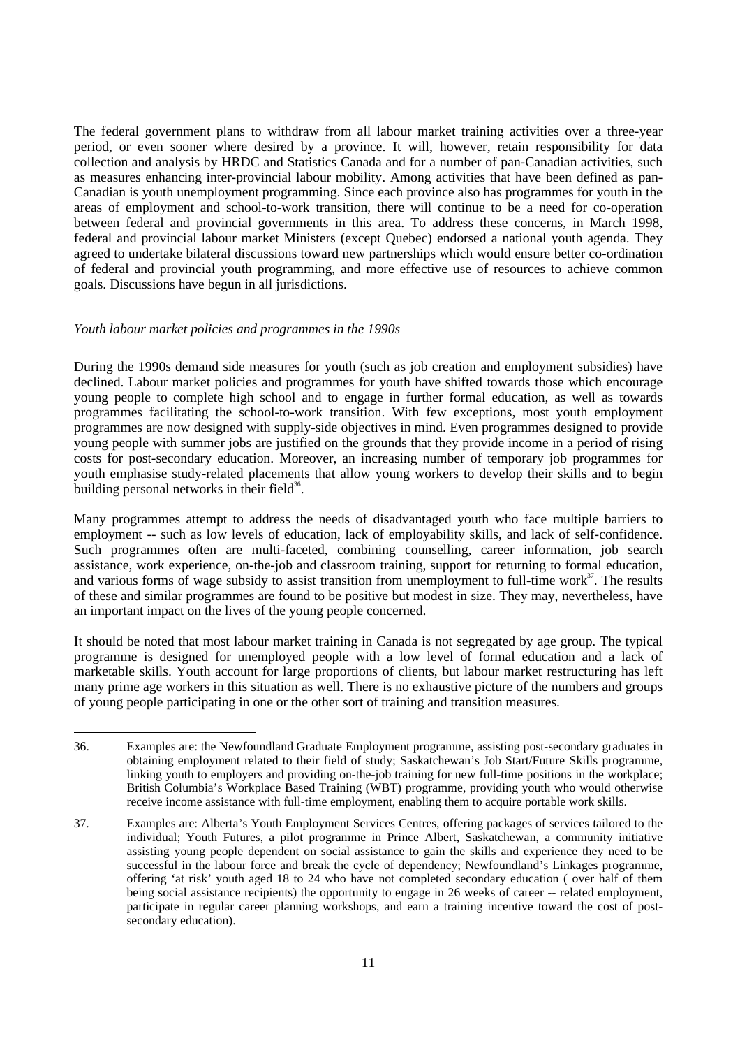The federal government plans to withdraw from all labour market training activities over a three-year period, or even sooner where desired by a province. It will, however, retain responsibility for data collection and analysis by HRDC and Statistics Canada and for a number of pan-Canadian activities, such as measures enhancing inter-provincial labour mobility. Among activities that have been defined as pan-Canadian is youth unemployment programming. Since each province also has programmes for youth in the areas of employment and school-to-work transition, there will continue to be a need for co-operation between federal and provincial governments in this area. To address these concerns, in March 1998, federal and provincial labour market Ministers (except Quebec) endorsed a national youth agenda. They agreed to undertake bilateral discussions toward new partnerships which would ensure better co-ordination of federal and provincial youth programming, and more effective use of resources to achieve common goals. Discussions have begun in all jurisdictions.

*Youth labour market policies and programmes in the 1990s*

During the 1990s demand side measures for youth (such as job creation and employment subsidies) have declined. Labour market policies and programmes for youth have shifted towards those which encourage young people to complete high school and to engage in further formal education, as well as towards programmes facilitating the school-to-work transition. With few exceptions, most youth employment programmes are now designed with supply-side objectives in mind. Even programmes designed to provide young people with summer jobs are justified on the grounds that they provide income in a period of rising costs for post-secondary education. Moreover, an increasing number of temporary job programmes for youth emphasise study-related placements that allow young workers to develop their skills and to begin building personal networks in their field[36].

Many programmes attempt to address the needs of disadvantaged youth who face multiple barriers to employment -- such as low levels of education, lack of employability skills, and lack of self-confidence. Such programmes often are multi-faceted, combining counselling, career information, job search assistance, work experience, on-the-job and classroom training, support for returning to formal education, and various forms of wage subsidy to assist transition from unemployment to full-time work[37]. The results of these and similar programmes are found to be positive but modest in size. They may, nevertheless, have an important impact on the lives of the young people concerned.

It should be noted that most labour market training in Canada is not segregated by age group. The typical programme is designed for unemployed people with a low level of formal education and a lack of marketable skills. Youth account for large proportions of clients, but labour market restructuring has left many prime age workers in this situation as well. There is no exhaustive picture of the numbers and groups of young people participating in one or the other sort of training and transition measures.

---

36. Examples are: the Newfoundland Graduate Employment programme, assisting post-secondary graduates in obtaining employment related to their field of study; Saskatchewan's Job Start/Future Skills programme, linking youth to employers and providing on-the-job training for new full-time positions in the workplace; British Columbia's Workplace Based Training (WBT) programme, providing youth who would otherwise receive income assistance with full-time employment, enabling them to acquire portable work skills.

37. Examples are: Alberta's Youth Employment Services Centres, offering packages of services tailored to the individual; Youth Futures, a pilot programme in Prince Albert, Saskatchewan, a community initiative assisting young people dependent on social assistance to gain the skills and experience they need to be successful in the labour force and break the cycle of dependency; Newfoundland's Linkages programme, offering 'at risk' youth aged 18 to 24 who have not completed secondary education ( over half of them being social assistance recipients) the opportunity to engage in 26 weeks of career -- related employment, participate in regular career planning workshops, and earn a training incentive toward the cost of post-secondary education).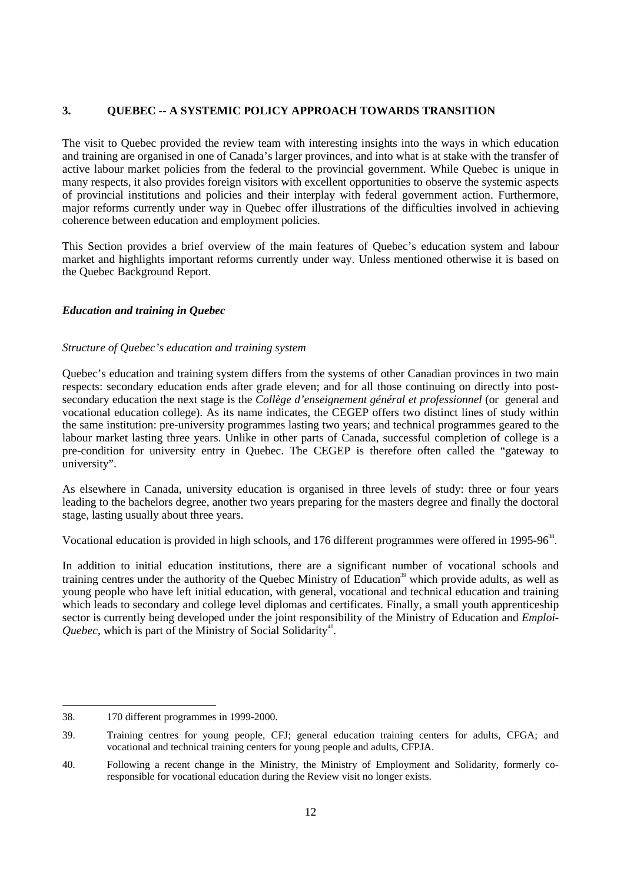## 3. QUEBEC -- A SYSTEMIC POLICY APPROACH TOWARDS TRANSITION

The visit to Quebec provided the review team with interesting insights into the ways in which education and training are organised in one of Canada's larger provinces, and into what is at stake with the transfer of active labour market policies from the federal to the provincial government. While Quebec is unique in many respects, it also provides foreign visitors with excellent opportunities to observe the systemic aspects of provincial institutions and policies and their interplay with federal government action. Furthermore, major reforms currently under way in Quebec offer illustrations of the difficulties involved in achieving coherence between education and employment policies.

This Section provides a brief overview of the main features of Quebec's education system and labour market and highlights important reforms currently under way. Unless mentioned otherwise it is based on the Quebec Background Report.

### *Education and training in Quebec*

#### *Structure of Quebec's education and training system*

Quebec's education and training system differs from the systems of other Canadian provinces in two main respects: secondary education ends after grade eleven; and for all those continuing on directly into post-secondary education the next stage is the *Collège d'enseignement général et professionnel* (or general and vocational education college). As its name indicates, the CEGEP offers two distinct lines of study within the same institution: pre-university programmes lasting two years; and technical programmes geared to the labour market lasting three years. Unlike in other parts of Canada, successful completion of college is a pre-condition for university entry in Quebec. The CEGEP is therefore often called the "gateway to university".

As elsewhere in Canada, university education is organised in three levels of study: three or four years leading to the bachelors degree, another two years preparing for the masters degree and finally the doctoral stage, lasting usually about three years.

Vocational education is provided in high schools, and 176 different programmes were offered in 1995-96[38].

In addition to initial education institutions, there are a significant number of vocational schools and training centres under the authority of the Quebec Ministry of Education[39] which provide adults, as well as young people who have left initial education, with general, vocational and technical education and training which leads to secondary and college level diplomas and certificates. Finally, a small youth apprenticeship sector is currently being developed under the joint responsibility of the Ministry of Education and *Emploi-Quebec*, which is part of the Ministry of Social Solidarity[40].

---

38. 170 different programmes in 1999-2000.

39. Training centres for young people, CFJ; general education training centers for adults, CFGA; and vocational and technical training centers for young people and adults, CFPJA.

40. Following a recent change in the Ministry, the Ministry of Employment and Solidarity, formerly co-responsible for vocational education during the Review visit no longer exists.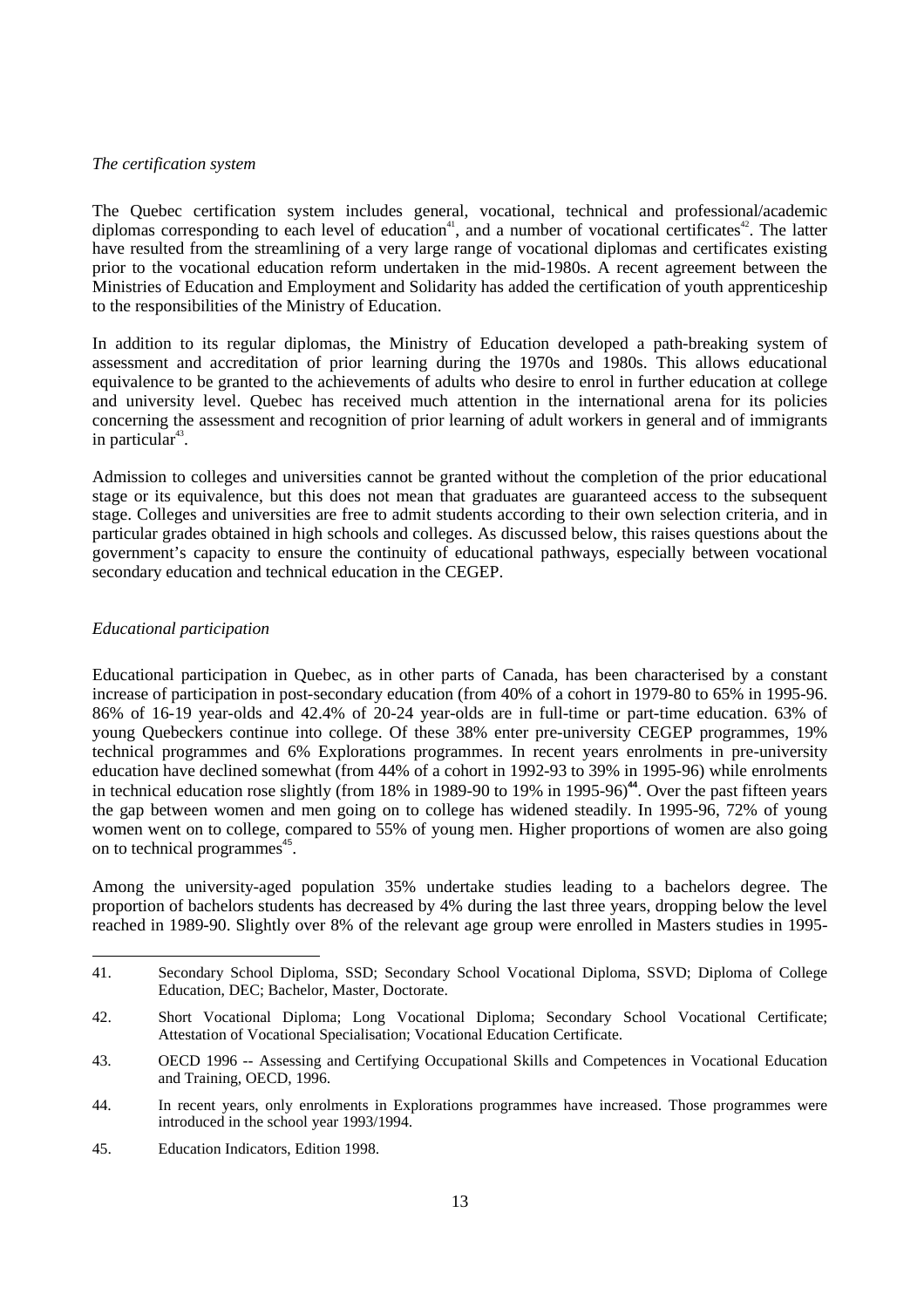*The certification system*

The Quebec certification system includes general, vocational, technical and professional/academic diplomas corresponding to each level of education[41], and a number of vocational certificates[42]. The latter have resulted from the streamlining of a very large range of vocational diplomas and certificates existing prior to the vocational education reform undertaken in the mid-1980s. A recent agreement between the Ministries of Education and Employment and Solidarity has added the certification of youth apprenticeship to the responsibilities of the Ministry of Education.

In addition to its regular diplomas, the Ministry of Education developed a path-breaking system of assessment and accreditation of prior learning during the 1970s and 1980s. This allows educational equivalence to be granted to the achievements of adults who desire to enrol in further education at college and university level. Quebec has received much attention in the international arena for its policies concerning the assessment and recognition of prior learning of adult workers in general and of immigrants in particular[43].

Admission to colleges and universities cannot be granted without the completion of the prior educational stage or its equivalence, but this does not mean that graduates are guaranteed access to the subsequent stage. Colleges and universities are free to admit students according to their own selection criteria, and in particular grades obtained in high schools and colleges. As discussed below, this raises questions about the government's capacity to ensure the continuity of educational pathways, especially between vocational secondary education and technical education in the CEGEP.

*Educational participation*

Educational participation in Quebec, as in other parts of Canada, has been characterised by a constant increase of participation in post-secondary education (from 40% of a cohort in 1979-80 to 65% in 1995-96. 86% of 16-19 year-olds and 42.4% of 20-24 year-olds are in full-time or part-time education. 63% of young Quebeckers continue into college. Of these 38% enter pre-university CEGEP programmes, 19% technical programmes and 6% Explorations programmes. In recent years enrolments in pre-university education have declined somewhat (from 44% of a cohort in 1992-93 to 39% in 1995-96) while enrolments in technical education rose slightly (from 18% in 1989-90 to 19% in 1995-96)[44]. Over the past fifteen years the gap between women and men going on to college has widened steadily. In 1995-96, 72% of young women went on to college, compared to 55% of young men. Higher proportions of women are also going on to technical programmes[45].

Among the university-aged population 35% undertake studies leading to a bachelors degree. The proportion of bachelors students has decreased by 4% during the last three years, dropping below the level reached in 1989-90. Slightly over 8% of the relevant age group were enrolled in Masters studies in 1995-

---

41. Secondary School Diploma, SSD; Secondary School Vocational Diploma, SSVD; Diploma of College Education, DEC; Bachelor, Master, Doctorate.

42. Short Vocational Diploma; Long Vocational Diploma; Secondary School Vocational Certificate; Attestation of Vocational Specialisation; Vocational Education Certificate.

43. OECD 1996 -- Assessing and Certifying Occupational Skills and Competences in Vocational Education and Training, OECD, 1996.

44. In recent years, only enrolments in Explorations programmes have increased. Those programmes were introduced in the school year 1993/1994.

45. Education Indicators, Edition 1998.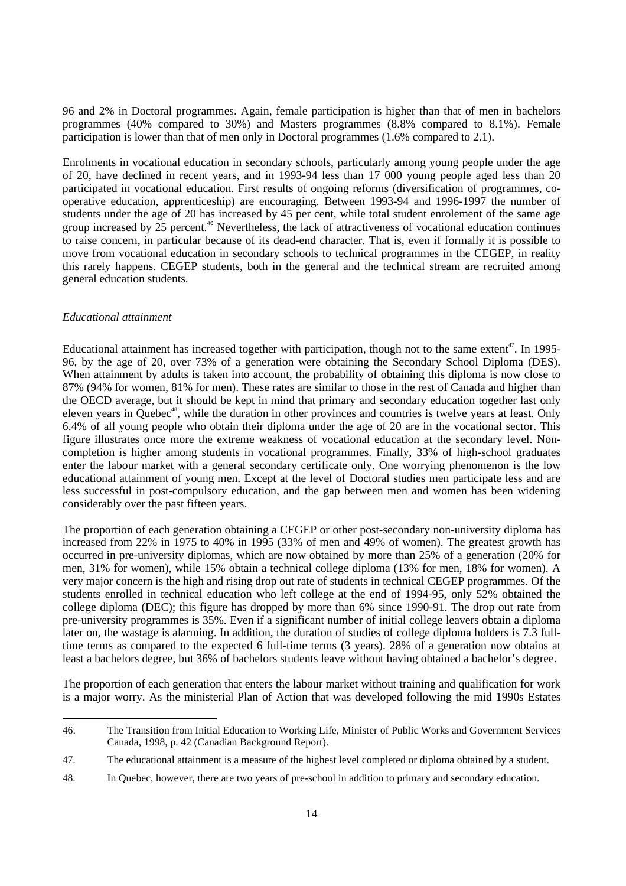96 and 2% in Doctoral programmes. Again, female participation is higher than that of men in bachelors programmes (40% compared to 30%) and Masters programmes (8.8% compared to 8.1%). Female participation is lower than that of men only in Doctoral programmes (1.6% compared to 2.1).

Enrolments in vocational education in secondary schools, particularly among young people under the age of 20, have declined in recent years, and in 1993-94 less than 17 000 young people aged less than 20 participated in vocational education. First results of ongoing reforms (diversification of programmes, co-operative education, apprenticeship) are encouraging. Between 1993-94 and 1996-1997 the number of students under the age of 20 has increased by 45 per cent, while total student enrolement of the same age group increased by 25 percent.[46] Nevertheless, the lack of attractiveness of vocational education continues to raise concern, in particular because of its dead-end character. That is, even if formally it is possible to move from vocational education in secondary schools to technical programmes in the CEGEP, in reality this rarely happens. CEGEP students, both in the general and the technical stream are recruited among general education students.

*Educational attainment*

Educational attainment has increased together with participation, though not to the same extent[47]. In 1995-96, by the age of 20, over 73% of a generation were obtaining the Secondary School Diploma (DES). When attainment by adults is taken into account, the probability of obtaining this diploma is now close to 87% (94% for women, 81% for men). These rates are similar to those in the rest of Canada and higher than the OECD average, but it should be kept in mind that primary and secondary education together last only eleven years in Quebec[48], while the duration in other provinces and countries is twelve years at least. Only 6.4% of all young people who obtain their diploma under the age of 20 are in the vocational sector. This figure illustrates once more the extreme weakness of vocational education at the secondary level. Non-completion is higher among students in vocational programmes. Finally, 33% of high-school graduates enter the labour market with a general secondary certificate only. One worrying phenomenon is the low educational attainment of young men. Except at the level of Doctoral studies men participate less and are less successful in post-compulsory education, and the gap between men and women has been widening considerably over the past fifteen years.

The proportion of each generation obtaining a CEGEP or other post-secondary non-university diploma has increased from 22% in 1975 to 40% in 1995 (33% of men and 49% of women). The greatest growth has occurred in pre-university diplomas, which are now obtained by more than 25% of a generation (20% for men, 31% for women), while 15% obtain a technical college diploma (13% for men, 18% for women). A very major concern is the high and rising drop out rate of students in technical CEGEP programmes. Of the students enrolled in technical education who left college at the end of 1994-95, only 52% obtained the college diploma (DEC); this figure has dropped by more than 6% since 1990-91. The drop out rate from pre-university programmes is 35%. Even if a significant number of initial college leavers obtain a diploma later on, the wastage is alarming. In addition, the duration of studies of college diploma holders is 7.3 full-time terms as compared to the expected 6 full-time terms (3 years). 28% of a generation now obtains at least a bachelors degree, but 36% of bachelors students leave without having obtained a bachelor's degree.

The proportion of each generation that enters the labour market without training and qualification for work is a major worry. As the ministerial Plan of Action that was developed following the mid 1990s Estates

---

46. The Transition from Initial Education to Working Life, Minister of Public Works and Government Services Canada, 1998, p. 42 (Canadian Background Report).

47. The educational attainment is a measure of the highest level completed or diploma obtained by a student.

48. In Quebec, however, there are two years of pre-school in addition to primary and secondary education.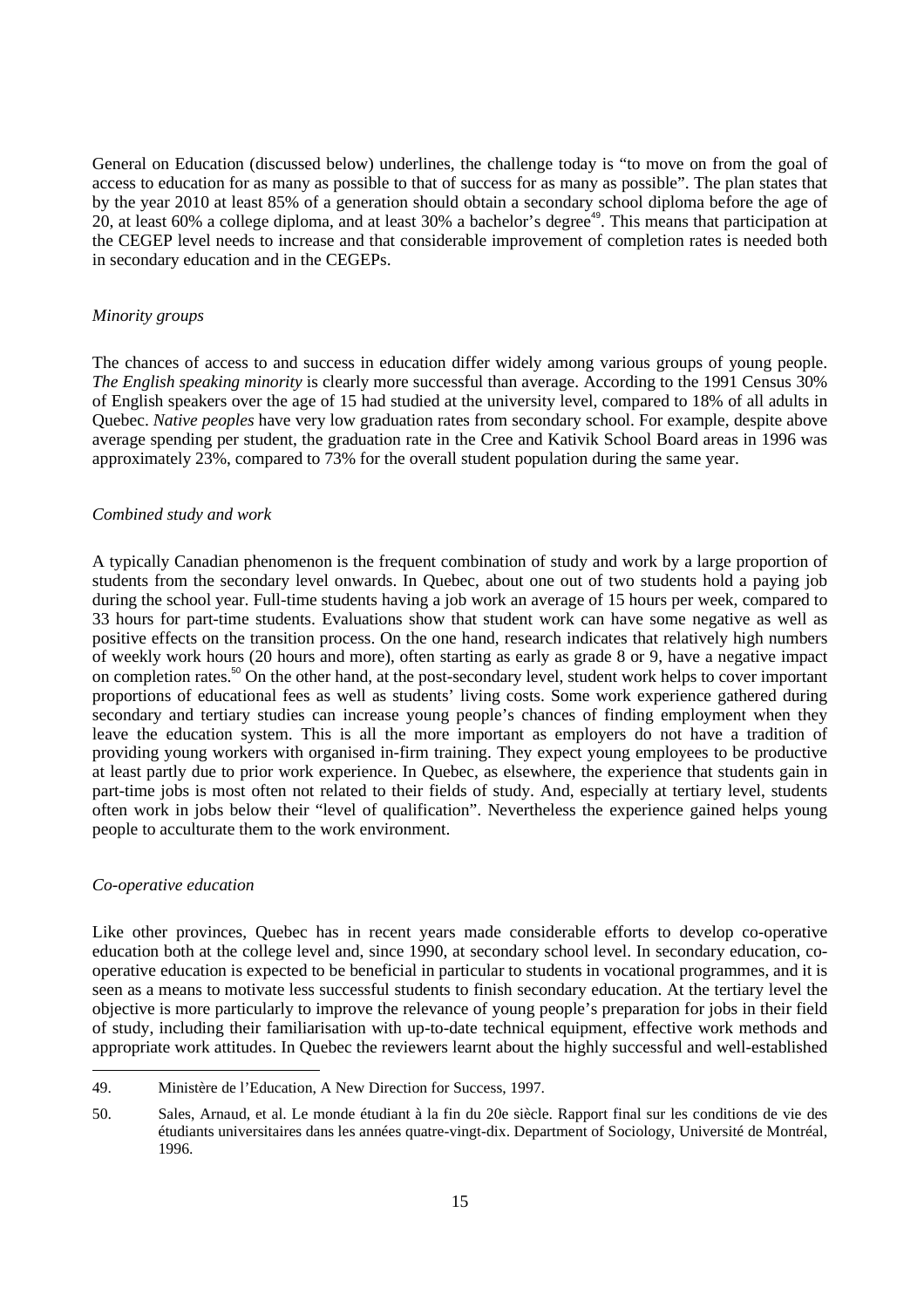General on Education (discussed below) underlines, the challenge today is "to move on from the goal of access to education for as many as possible to that of success for as many as possible". The plan states that by the year 2010 at least 85% of a generation should obtain a secondary school diploma before the age of 20, at least 60% a college diploma, and at least 30% a bachelor's degree[49]. This means that participation at the CEGEP level needs to increase and that considerable improvement of completion rates is needed both in secondary education and in the CEGEPs.

*Minority groups*

The chances of access to and success in education differ widely among various groups of young people. *The English speaking minority* is clearly more successful than average. According to the 1991 Census 30% of English speakers over the age of 15 had studied at the university level, compared to 18% of all adults in Quebec. *Native peoples* have very low graduation rates from secondary school. For example, despite above average spending per student, the graduation rate in the Cree and Kativik School Board areas in 1996 was approximately 23%, compared to 73% for the overall student population during the same year.

*Combined study and work*

A typically Canadian phenomenon is the frequent combination of study and work by a large proportion of students from the secondary level onwards. In Quebec, about one out of two students hold a paying job during the school year. Full-time students having a job work an average of 15 hours per week, compared to 33 hours for part-time students. Evaluations show that student work can have some negative as well as positive effects on the transition process. On the one hand, research indicates that relatively high numbers of weekly work hours (20 hours and more), often starting as early as grade 8 or 9, have a negative impact on completion rates.[50] On the other hand, at the post-secondary level, student work helps to cover important proportions of educational fees as well as students' living costs. Some work experience gathered during secondary and tertiary studies can increase young people's chances of finding employment when they leave the education system. This is all the more important as employers do not have a tradition of providing young workers with organised in-firm training. They expect young employees to be productive at least partly due to prior work experience. In Quebec, as elsewhere, the experience that students gain in part-time jobs is most often not related to their fields of study. And, especially at tertiary level, students often work in jobs below their "level of qualification". Nevertheless the experience gained helps young people to acculturate them to the work environment.

*Co-operative education*

Like other provinces, Quebec has in recent years made considerable efforts to develop co-operative education both at the college level and, since 1990, at secondary school level. In secondary education, co-operative education is expected to be beneficial in particular to students in vocational programmes, and it is seen as a means to motivate less successful students to finish secondary education. At the tertiary level the objective is more particularly to improve the relevance of young people's preparation for jobs in their field of study, including their familiarisation with up-to-date technical equipment, effective work methods and appropriate work attitudes. In Quebec the reviewers learnt about the highly successful and well-established

---

49. Ministère de l'Education, A New Direction for Success, 1997.

50. Sales, Arnaud, et al. Le monde étudiant à la fin du 20e siècle. Rapport final sur les conditions de vie des étudiants universitaires dans les années quatre-vingt-dix. Department of Sociology, Université de Montréal, 1996.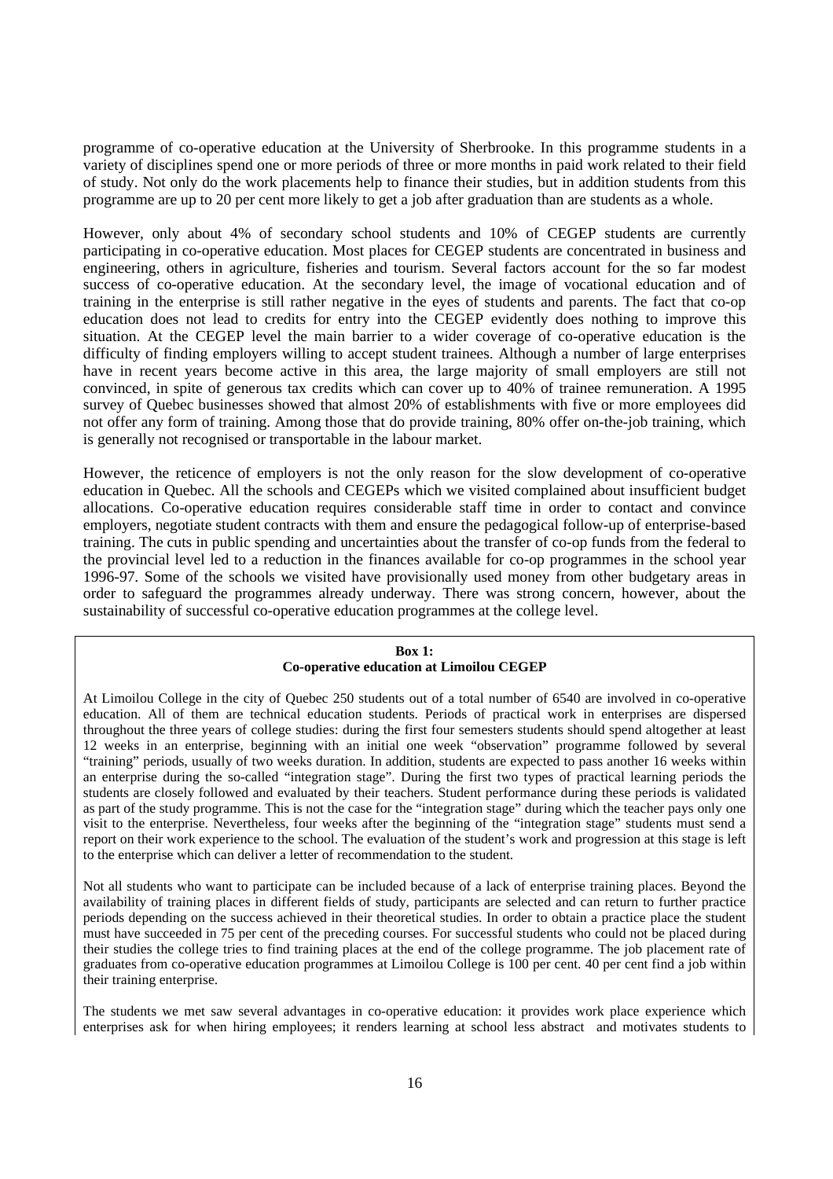programme of co-operative education at the University of Sherbrooke. In this programme students in a variety of disciplines spend one or more periods of three or more months in paid work related to their field of study. Not only do the work placements help to finance their studies, but in addition students from this programme are up to 20 per cent more likely to get a job after graduation than are students as a whole.

However, only about 4% of secondary school students and 10% of CEGEP students are currently participating in co-operative education. Most places for CEGEP students are concentrated in business and engineering, others in agriculture, fisheries and tourism. Several factors account for the so far modest success of co-operative education. At the secondary level, the image of vocational education and of training in the enterprise is still rather negative in the eyes of students and parents. The fact that co-op education does not lead to credits for entry into the CEGEP evidently does nothing to improve this situation. At the CEGEP level the main barrier to a wider coverage of co-operative education is the difficulty of finding employers willing to accept student trainees. Although a number of large enterprises have in recent years become active in this area, the large majority of small employers are still not convinced, in spite of generous tax credits which can cover up to 40% of trainee remuneration. A 1995 survey of Quebec businesses showed that almost 20% of establishments with five or more employees did not offer any form of training. Among those that do provide training, 80% offer on-the-job training, which is generally not recognised or transportable in the labour market.

However, the reticence of employers is not the only reason for the slow development of co-operative education in Quebec. All the schools and CEGEPs which we visited complained about insufficient budget allocations. Co-operative education requires considerable staff time in order to contact and convince employers, negotiate student contracts with them and ensure the pedagogical follow-up of enterprise-based training. The cuts in public spending and uncertainties about the transfer of co-op funds from the federal to the provincial level led to a reduction in the finances available for co-op programmes in the school year 1996-97. Some of the schools we visited have provisionally used money from other budgetary areas in order to safeguard the programmes already underway. There was strong concern, however, about the sustainability of successful co-operative education programmes at the college level.

**Box 1:**
**Co-operative education at Limoilou CEGEP**

At Limoilou College in the city of Quebec 250 students out of a total number of 6540 are involved in co-operative education. All of them are technical education students. Periods of practical work in enterprises are dispersed throughout the three years of college studies: during the first four semesters students should spend altogether at least 12 weeks in an enterprise, beginning with an initial one week "observation" programme followed by several "training" periods, usually of two weeks duration. In addition, students are expected to pass another 16 weeks within an enterprise during the so-called "integration stage". During the first two types of practical learning periods the students are closely followed and evaluated by their teachers. Student performance during these periods is validated as part of the study programme. This is not the case for the "integration stage" during which the teacher pays only one visit to the enterprise. Nevertheless, four weeks after the beginning of the "integration stage" students must send a report on their work experience to the school. The evaluation of the student's work and progression at this stage is left to the enterprise which can deliver a letter of recommendation to the student.

Not all students who want to participate can be included because of a lack of enterprise training places. Beyond the availability of training places in different fields of study, participants are selected and can return to further practice periods depending on the success achieved in their theoretical studies. In order to obtain a practice place the student must have succeeded in 75 per cent of the preceding courses. For successful students who could not be placed during their studies the college tries to find training places at the end of the college programme. The job placement rate of graduates from co-operative education programmes at Limoilou College is 100 per cent. 40 per cent find a job within their training enterprise.

The students we met saw several advantages in co-operative education: it provides work place experience which enterprises ask for when hiring employees; it renders learning at school less abstract and motivates students to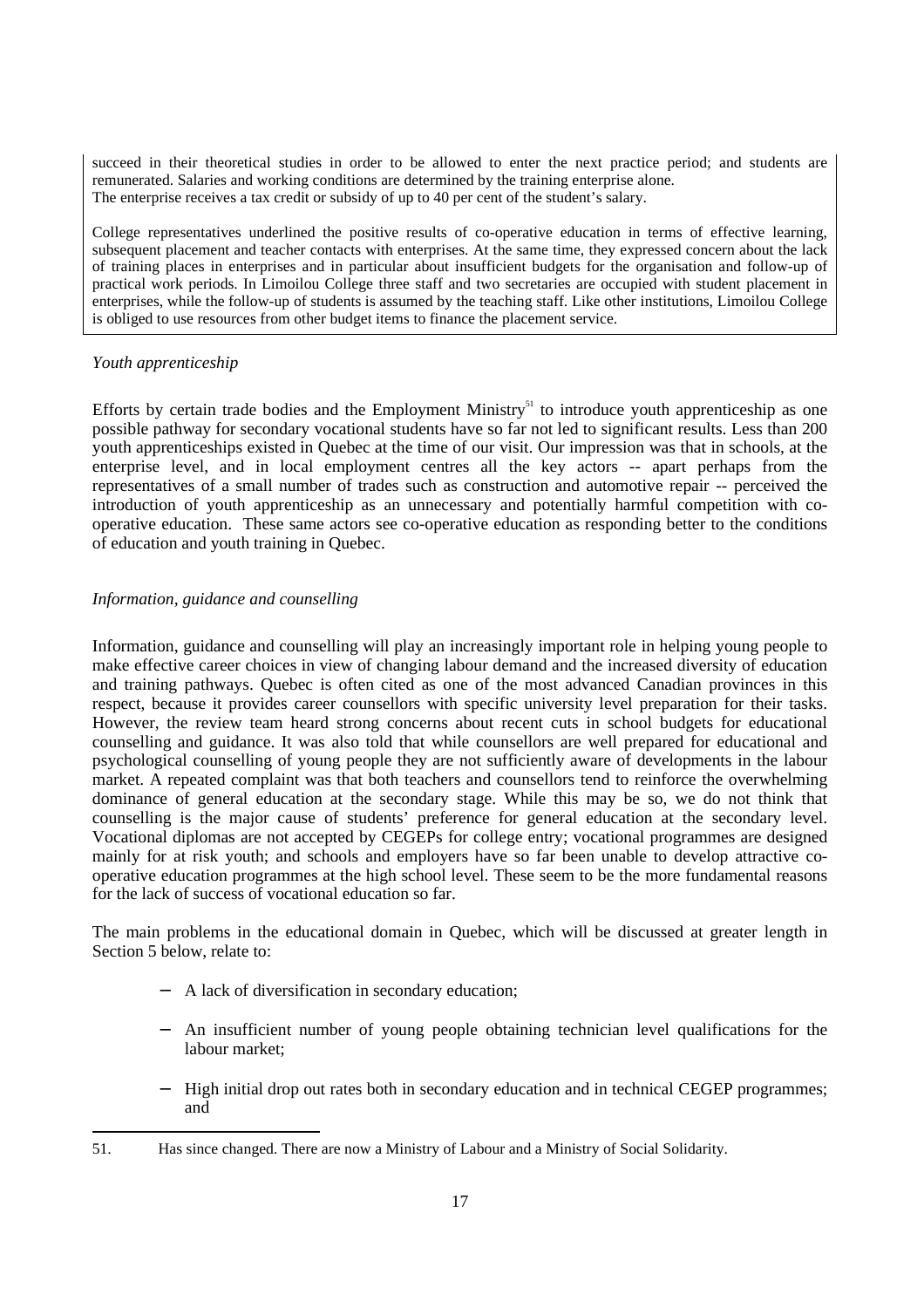succeed in their theoretical studies in order to be allowed to enter the next practice period; and students are remunerated. Salaries and working conditions are determined by the training enterprise alone.
The enterprise receives a tax credit or subsidy of up to 40 per cent of the student's salary.

College representatives underlined the positive results of co-operative education in terms of effective learning, subsequent placement and teacher contacts with enterprises. At the same time, they expressed concern about the lack of training places in enterprises and in particular about insufficient budgets for the organisation and follow-up of practical work periods. In Limoilou College three staff and two secretaries are occupied with student placement in enterprises, while the follow-up of students is assumed by the teaching staff. Like other institutions, Limoilou College is obliged to use resources from other budget items to finance the placement service.

*Youth apprenticeship*

Efforts by certain trade bodies and the Employment Ministry[51] to introduce youth apprenticeship as one possible pathway for secondary vocational students have so far not led to significant results. Less than 200 youth apprenticeships existed in Quebec at the time of our visit. Our impression was that in schools, at the enterprise level, and in local employment centres all the key actors -- apart perhaps from the representatives of a small number of trades such as construction and automotive repair -- perceived the introduction of youth apprenticeship as an unnecessary and potentially harmful competition with co-operative education. These same actors see co-operative education as responding better to the conditions of education and youth training in Quebec.

*Information, guidance and counselling*

Information, guidance and counselling will play an increasingly important role in helping young people to make effective career choices in view of changing labour demand and the increased diversity of education and training pathways. Quebec is often cited as one of the most advanced Canadian provinces in this respect, because it provides career counsellors with specific university level preparation for their tasks. However, the review team heard strong concerns about recent cuts in school budgets for educational counselling and guidance. It was also told that while counsellors are well prepared for educational and psychological counselling of young people they are not sufficiently aware of developments in the labour market. A repeated complaint was that both teachers and counsellors tend to reinforce the overwhelming dominance of general education at the secondary stage. While this may be so, we do not think that counselling is the major cause of students' preference for general education at the secondary level. Vocational diplomas are not accepted by CEGEPs for college entry; vocational programmes are designed mainly for at risk youth; and schools and employers have so far been unable to develop attractive co-operative education programmes at the high school level. These seem to be the more fundamental reasons for the lack of success of vocational education so far.

The main problems in the educational domain in Quebec, which will be discussed at greater length in Section 5 below, relate to:

- A lack of diversification in secondary education;
- An insufficient number of young people obtaining technician level qualifications for the labour market;
- High initial drop out rates both in secondary education and in technical CEGEP programmes; and

---

51. Has since changed. There are now a Ministry of Labour and a Ministry of Social Solidarity.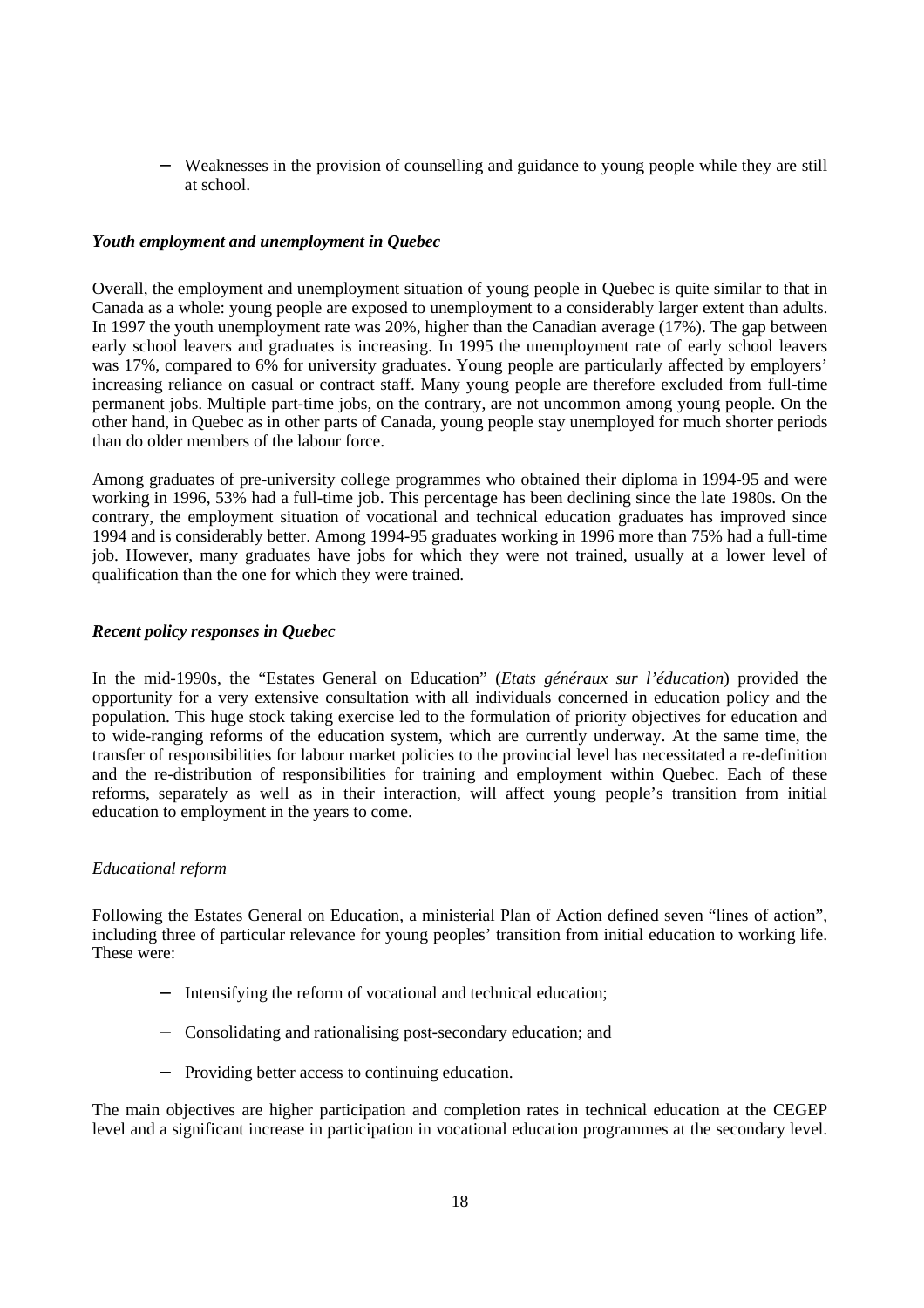- Weaknesses in the provision of counselling and guidance to young people while they are still at school.

### *Youth employment and unemployment in Quebec*

Overall, the employment and unemployment situation of young people in Quebec is quite similar to that in Canada as a whole: young people are exposed to unemployment to a considerably larger extent than adults. In 1997 the youth unemployment rate was 20%, higher than the Canadian average (17%). The gap between early school leavers and graduates is increasing. In 1995 the unemployment rate of early school leavers was 17%, compared to 6% for university graduates. Young people are particularly affected by employers' increasing reliance on casual or contract staff. Many young people are therefore excluded from full-time permanent jobs. Multiple part-time jobs, on the contrary, are not uncommon among young people. On the other hand, in Quebec as in other parts of Canada, young people stay unemployed for much shorter periods than do older members of the labour force.

Among graduates of pre-university college programmes who obtained their diploma in 1994-95 and were working in 1996, 53% had a full-time job. This percentage has been declining since the late 1980s. On the contrary, the employment situation of vocational and technical education graduates has improved since 1994 and is considerably better. Among 1994-95 graduates working in 1996 more than 75% had a full-time job. However, many graduates have jobs for which they were not trained, usually at a lower level of qualification than the one for which they were trained.

### *Recent policy responses in Quebec*

In the mid-1990s, the "Estates General on Education" (*Etats généraux sur l'éducation*) provided the opportunity for a very extensive consultation with all individuals concerned in education policy and the population. This huge stock taking exercise led to the formulation of priority objectives for education and to wide-ranging reforms of the education system, which are currently underway. At the same time, the transfer of responsibilities for labour market policies to the provincial level has necessitated a re-definition and the re-distribution of responsibilities for training and employment within Quebec. Each of these reforms, separately as well as in their interaction, will affect young people's transition from initial education to employment in the years to come.

#### *Educational reform*

Following the Estates General on Education, a ministerial Plan of Action defined seven "lines of action", including three of particular relevance for young peoples' transition from initial education to working life. These were:

- Intensifying the reform of vocational and technical education;
- Consolidating and rationalising post-secondary education; and
- Providing better access to continuing education.

The main objectives are higher participation and completion rates in technical education at the CEGEP level and a significant increase in participation in vocational education programmes at the secondary level.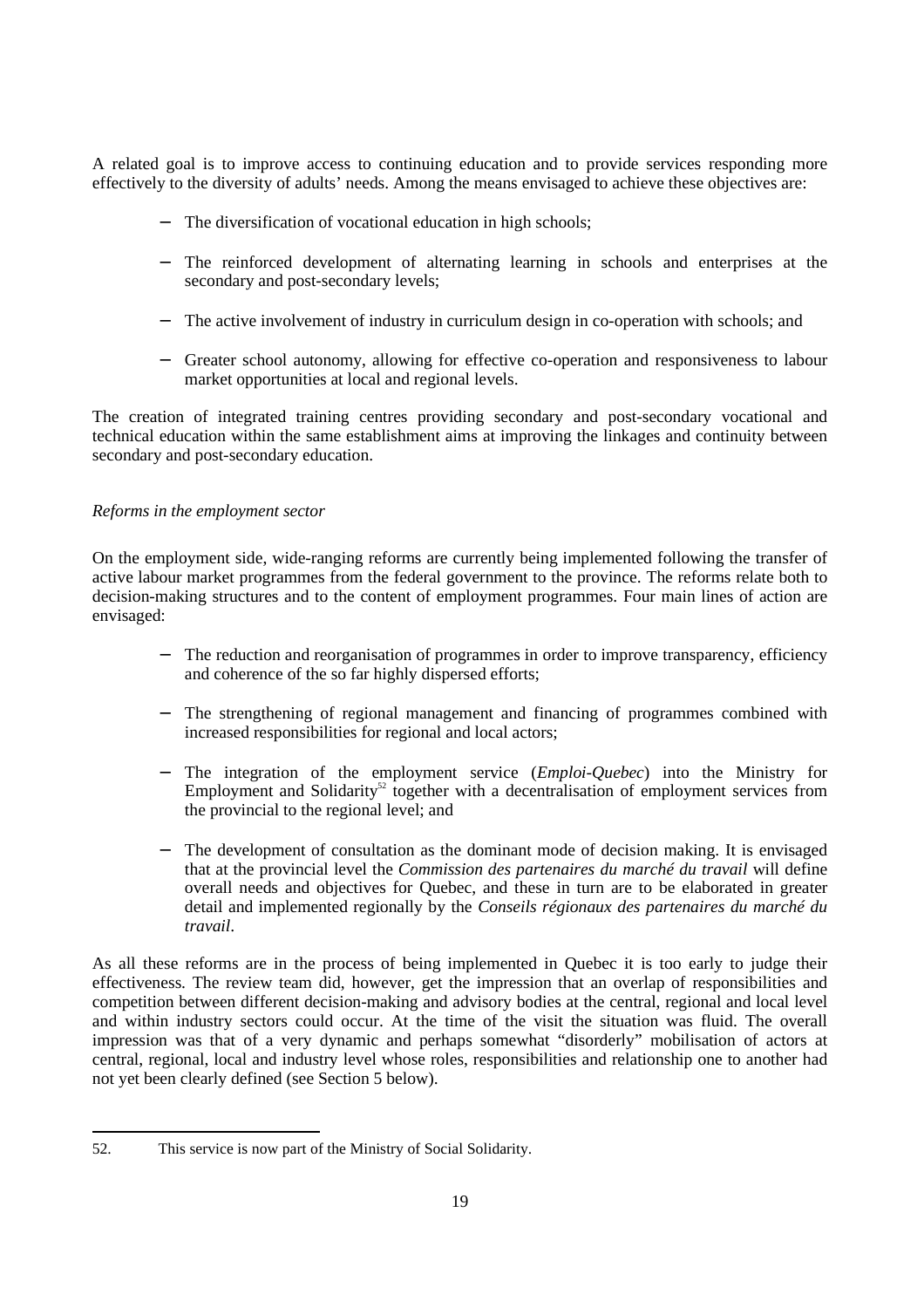A related goal is to improve access to continuing education and to provide services responding more effectively to the diversity of adults' needs. Among the means envisaged to achieve these objectives are:

- The diversification of vocational education in high schools;
- The reinforced development of alternating learning in schools and enterprises at the secondary and post-secondary levels;
- The active involvement of industry in curriculum design in co-operation with schools; and
- Greater school autonomy, allowing for effective co-operation and responsiveness to labour market opportunities at local and regional levels.

The creation of integrated training centres providing secondary and post-secondary vocational and technical education within the same establishment aims at improving the linkages and continuity between secondary and post-secondary education.

*Reforms in the employment sector*

On the employment side, wide-ranging reforms are currently being implemented following the transfer of active labour market programmes from the federal government to the province. The reforms relate both to decision-making structures and to the content of employment programmes. Four main lines of action are envisaged:

- The reduction and reorganisation of programmes in order to improve transparency, efficiency and coherence of the so far highly dispersed efforts;
- The strengthening of regional management and financing of programmes combined with increased responsibilities for regional and local actors;
- The integration of the employment service (*Emploi-Quebec*) into the Ministry for Employment and Solidarity[52] together with a decentralisation of employment services from the provincial to the regional level; and
- The development of consultation as the dominant mode of decision making. It is envisaged that at the provincial level the *Commission des partenaires du marché du travail* will define overall needs and objectives for Quebec, and these in turn are to be elaborated in greater detail and implemented regionally by the *Conseils régionaux des partenaires du marché du travail*.

As all these reforms are in the process of being implemented in Quebec it is too early to judge their effectiveness. The review team did, however, get the impression that an overlap of responsibilities and competition between different decision-making and advisory bodies at the central, regional and local level and within industry sectors could occur. At the time of the visit the situation was fluid. The overall impression was that of a very dynamic and perhaps somewhat "disorderly" mobilisation of actors at central, regional, local and industry level whose roles, responsibilities and relationship one to another had not yet been clearly defined (see Section 5 below).

52. This service is now part of the Ministry of Social Solidarity.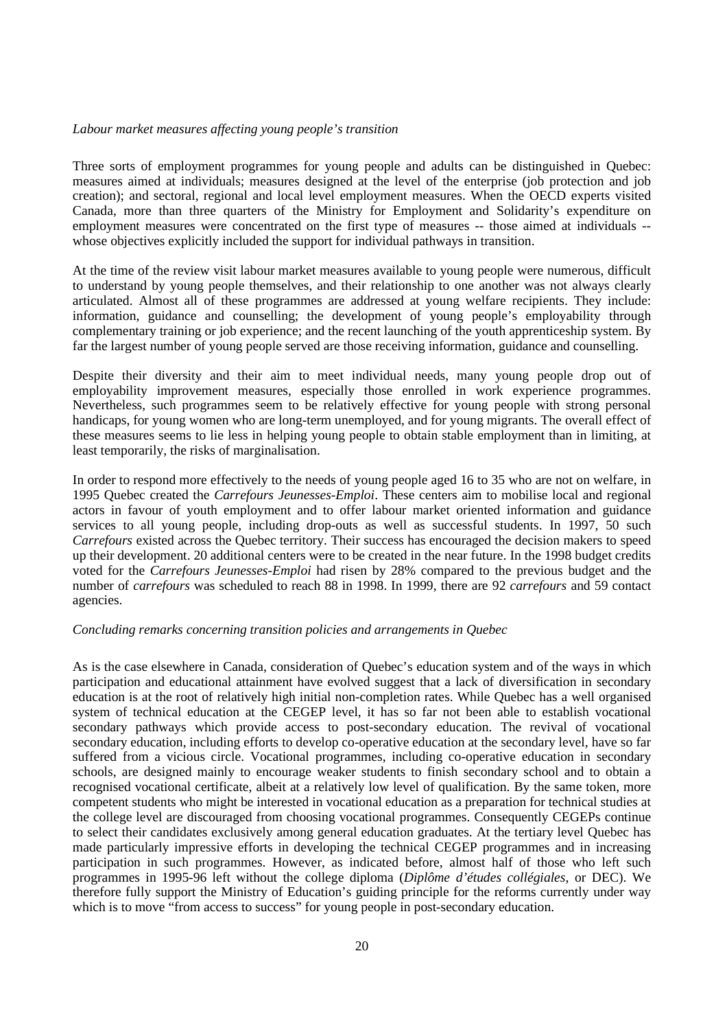*Labour market measures affecting young people's transition*

Three sorts of employment programmes for young people and adults can be distinguished in Quebec: measures aimed at individuals; measures designed at the level of the enterprise (job protection and job creation); and sectoral, regional and local level employment measures. When the OECD experts visited Canada, more than three quarters of the Ministry for Employment and Solidarity's expenditure on employment measures were concentrated on the first type of measures -- those aimed at individuals -- whose objectives explicitly included the support for individual pathways in transition.

At the time of the review visit labour market measures available to young people were numerous, difficult to understand by young people themselves, and their relationship to one another was not always clearly articulated. Almost all of these programmes are addressed at young welfare recipients. They include: information, guidance and counselling; the development of young people's employability through complementary training or job experience; and the recent launching of the youth apprenticeship system. By far the largest number of young people served are those receiving information, guidance and counselling.

Despite their diversity and their aim to meet individual needs, many young people drop out of employability improvement measures, especially those enrolled in work experience programmes. Nevertheless, such programmes seem to be relatively effective for young people with strong personal handicaps, for young women who are long-term unemployed, and for young migrants. The overall effect of these measures seems to lie less in helping young people to obtain stable employment than in limiting, at least temporarily, the risks of marginalisation.

In order to respond more effectively to the needs of young people aged 16 to 35 who are not on welfare, in 1995 Quebec created the *Carrefours Jeunesses-Emploi*. These centers aim to mobilise local and regional actors in favour of youth employment and to offer labour market oriented information and guidance services to all young people, including drop-outs as well as successful students. In 1997, 50 such *Carrefours* existed across the Quebec territory. Their success has encouraged the decision makers to speed up their development. 20 additional centers were to be created in the near future. In the 1998 budget credits voted for the *Carrefours Jeunesses-Emploi* had risen by 28% compared to the previous budget and the number of *carrefours* was scheduled to reach 88 in 1998. In 1999, there are 92 *carrefours* and 59 contact agencies.

*Concluding remarks concerning transition policies and arrangements in Quebec*

As is the case elsewhere in Canada, consideration of Quebec's education system and of the ways in which participation and educational attainment have evolved suggest that a lack of diversification in secondary education is at the root of relatively high initial non-completion rates. While Quebec has a well organised system of technical education at the CEGEP level, it has so far not been able to establish vocational secondary pathways which provide access to post-secondary education. The revival of vocational secondary education, including efforts to develop co-operative education at the secondary level, have so far suffered from a vicious circle. Vocational programmes, including co-operative education in secondary schools, are designed mainly to encourage weaker students to finish secondary school and to obtain a recognised vocational certificate, albeit at a relatively low level of qualification. By the same token, more competent students who might be interested in vocational education as a preparation for technical studies at the college level are discouraged from choosing vocational programmes. Consequently CEGEPs continue to select their candidates exclusively among general education graduates. At the tertiary level Quebec has made particularly impressive efforts in developing the technical CEGEP programmes and in increasing participation in such programmes. However, as indicated before, almost half of those who left such programmes in 1995-96 left without the college diploma (*Diplôme d'études collégiales*, or DEC). We therefore fully support the Ministry of Education's guiding principle for the reforms currently under way which is to move "from access to success" for young people in post-secondary education.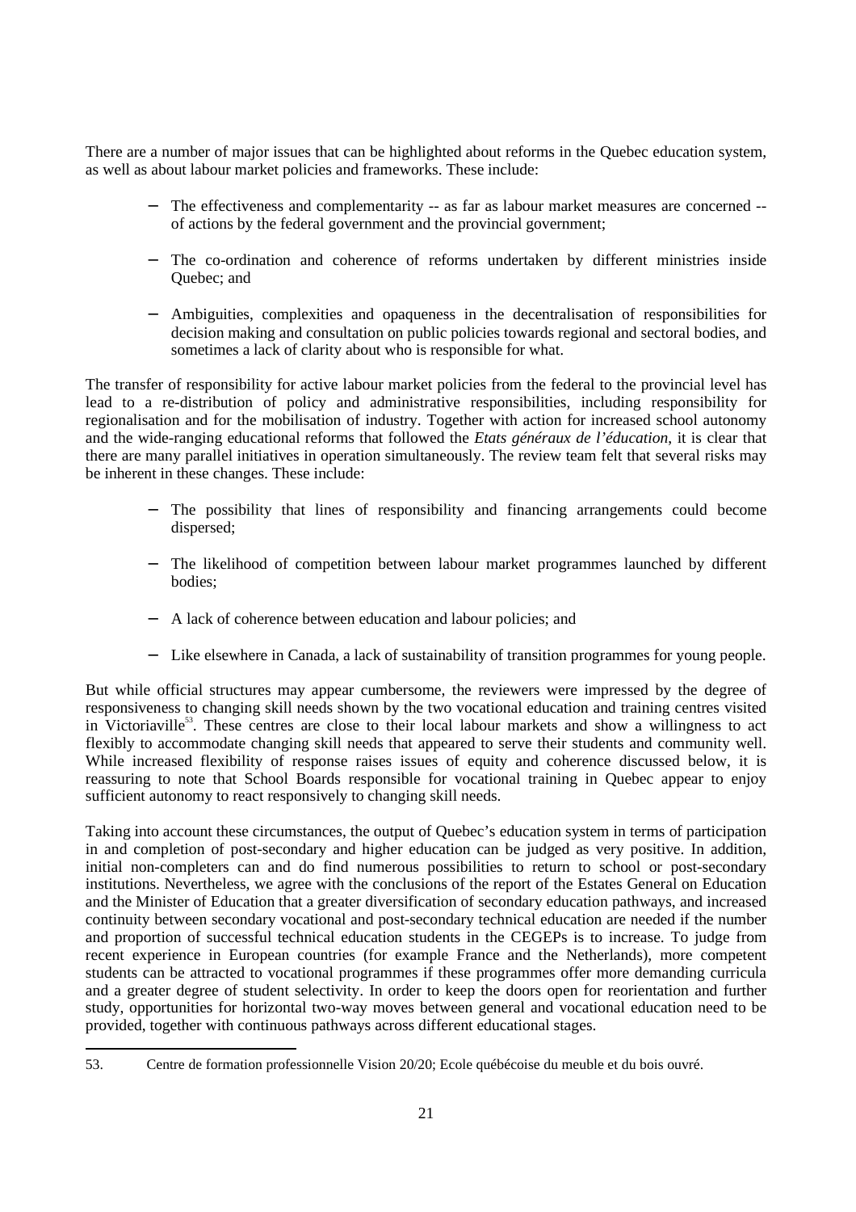There are a number of major issues that can be highlighted about reforms in the Quebec education system, as well as about labour market policies and frameworks. These include:

- The effectiveness and complementarity -- as far as labour market measures are concerned -- of actions by the federal government and the provincial government;
- The co-ordination and coherence of reforms undertaken by different ministries inside Quebec; and
- Ambiguities, complexities and opaqueness in the decentralisation of responsibilities for decision making and consultation on public policies towards regional and sectoral bodies, and sometimes a lack of clarity about who is responsible for what.

The transfer of responsibility for active labour market policies from the federal to the provincial level has lead to a re-distribution of policy and administrative responsibilities, including responsibility for regionalisation and for the mobilisation of industry. Together with action for increased school autonomy and the wide-ranging educational reforms that followed the *Etats généraux de l'éducation*, it is clear that there are many parallel initiatives in operation simultaneously. The review team felt that several risks may be inherent in these changes. These include:

- The possibility that lines of responsibility and financing arrangements could become dispersed;
- The likelihood of competition between labour market programmes launched by different bodies;
- A lack of coherence between education and labour policies; and
- Like elsewhere in Canada, a lack of sustainability of transition programmes for young people.

But while official structures may appear cumbersome, the reviewers were impressed by the degree of responsiveness to changing skill needs shown by the two vocational education and training centres visited in Victoriaville[53]. These centres are close to their local labour markets and show a willingness to act flexibly to accommodate changing skill needs that appeared to serve their students and community well. While increased flexibility of response raises issues of equity and coherence discussed below, it is reassuring to note that School Boards responsible for vocational training in Quebec appear to enjoy sufficient autonomy to react responsively to changing skill needs.

Taking into account these circumstances, the output of Quebec's education system in terms of participation in and completion of post-secondary and higher education can be judged as very positive. In addition, initial non-completers can and do find numerous possibilities to return to school or post-secondary institutions. Nevertheless, we agree with the conclusions of the report of the Estates General on Education and the Minister of Education that a greater diversification of secondary education pathways, and increased continuity between secondary vocational and post-secondary technical education are needed if the number and proportion of successful technical education students in the CEGEPs is to increase. To judge from recent experience in European countries (for example France and the Netherlands), more competent students can be attracted to vocational programmes if these programmes offer more demanding curricula and a greater degree of student selectivity. In order to keep the doors open for reorientation and further study, opportunities for horizontal two-way moves between general and vocational education need to be provided, together with continuous pathways across different educational stages.

---

53. Centre de formation professionnelle Vision 20/20; Ecole québécoise du meuble et du bois ouvré.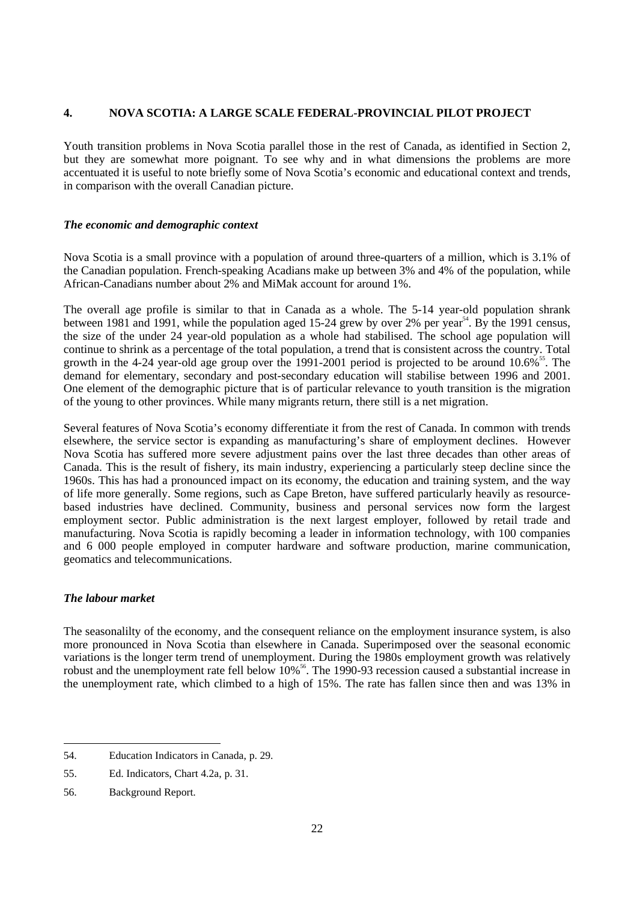## 4. NOVA SCOTIA: A LARGE SCALE FEDERAL-PROVINCIAL PILOT PROJECT

Youth transition problems in Nova Scotia parallel those in the rest of Canada, as identified in Section 2, but they are somewhat more poignant. To see why and in what dimensions the problems are more accentuated it is useful to note briefly some of Nova Scotia's economic and educational context and trends, in comparison with the overall Canadian picture.

### *The economic and demographic context*

Nova Scotia is a small province with a population of around three-quarters of a million, which is 3.1% of the Canadian population. French-speaking Acadians make up between 3% and 4% of the population, while African-Canadians number about 2% and MiMak account for around 1%.

The overall age profile is similar to that in Canada as a whole. The 5-14 year-old population shrank between 1981 and 1991, while the population aged 15-24 grew by over 2% per year[54]. By the 1991 census, the size of the under 24 year-old population as a whole had stabilised. The school age population will continue to shrink as a percentage of the total population, a trend that is consistent across the country. Total growth in the 4-24 year-old age group over the 1991-2001 period is projected to be around 10.6%[55]. The demand for elementary, secondary and post-secondary education will stabilise between 1996 and 2001. One element of the demographic picture that is of particular relevance to youth transition is the migration of the young to other provinces. While many migrants return, there still is a net migration.

Several features of Nova Scotia's economy differentiate it from the rest of Canada. In common with trends elsewhere, the service sector is expanding as manufacturing's share of employment declines. However Nova Scotia has suffered more severe adjustment pains over the last three decades than other areas of Canada. This is the result of fishery, its main industry, experiencing a particularly steep decline since the 1960s. This has had a pronounced impact on its economy, the education and training system, and the way of life more generally. Some regions, such as Cape Breton, have suffered particularly heavily as resource-based industries have declined. Community, business and personal services now form the largest employment sector. Public administration is the next largest employer, followed by retail trade and manufacturing. Nova Scotia is rapidly becoming a leader in information technology, with 100 companies and 6 000 people employed in computer hardware and software production, marine communication, geomatics and telecommunications.

### *The labour market*

The seasonalilty of the economy, and the consequent reliance on the employment insurance system, is also more pronounced in Nova Scotia than elsewhere in Canada. Superimposed over the seasonal economic variations is the longer term trend of unemployment. During the 1980s employment growth was relatively robust and the unemployment rate fell below 10%[56]. The 1990-93 recession caused a substantial increase in the unemployment rate, which climbed to a high of 15%. The rate has fallen since then and was 13% in

---

54. Education Indicators in Canada, p. 29.

55. Ed. Indicators, Chart 4.2a, p. 31.

56. Background Report.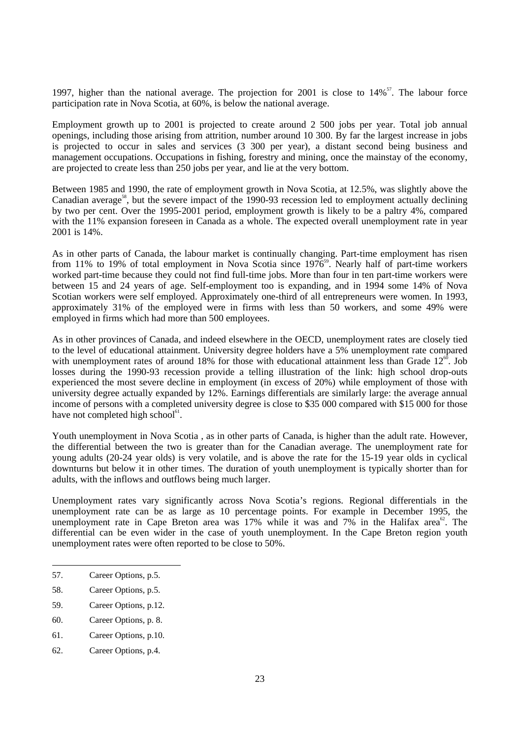1997, higher than the national average. The projection for 2001 is close to 14%[57]. The labour force participation rate in Nova Scotia, at 60%, is below the national average.

Employment growth up to 2001 is projected to create around 2 500 jobs per year. Total job annual openings, including those arising from attrition, number around 10 300. By far the largest increase in jobs is projected to occur in sales and services (3 300 per year), a distant second being business and management occupations. Occupations in fishing, forestry and mining, once the mainstay of the economy, are projected to create less than 250 jobs per year, and lie at the very bottom.

Between 1985 and 1990, the rate of employment growth in Nova Scotia, at 12.5%, was slightly above the Canadian average[58], but the severe impact of the 1990-93 recession led to employment actually declining by two per cent. Over the 1995-2001 period, employment growth is likely to be a paltry 4%, compared with the 11% expansion foreseen in Canada as a whole. The expected overall unemployment rate in year 2001 is 14%.

As in other parts of Canada, the labour market is continually changing. Part-time employment has risen from 11% to 19% of total employment in Nova Scotia since 1976[59]. Nearly half of part-time workers worked part-time because they could not find full-time jobs. More than four in ten part-time workers were between 15 and 24 years of age. Self-employment too is expanding, and in 1994 some 14% of Nova Scotian workers were self employed. Approximately one-third of all entrepreneurs were women. In 1993, approximately 31% of the employed were in firms with less than 50 workers, and some 49% were employed in firms which had more than 500 employees.

As in other provinces of Canada, and indeed elsewhere in the OECD, unemployment rates are closely tied to the level of educational attainment. University degree holders have a 5% unemployment rate compared with unemployment rates of around 18% for those with educational attainment less than Grade 12[60]. Job losses during the 1990-93 recession provide a telling illustration of the link: high school drop-outs experienced the most severe decline in employment (in excess of 20%) while employment of those with university degree actually expanded by 12%. Earnings differentials are similarly large: the average annual income of persons with a completed university degree is close to $35 000 compared with $15 000 for those have not completed high school[61].

Youth unemployment in Nova Scotia , as in other parts of Canada, is higher than the adult rate. However, the differential between the two is greater than for the Canadian average. The unemployment rate for young adults (20-24 year olds) is very volatile, and is above the rate for the 15-19 year olds in cyclical downturns but below it in other times. The duration of youth unemployment is typically shorter than for adults, with the inflows and outflows being much larger.

Unemployment rates vary significantly across Nova Scotia's regions. Regional differentials in the unemployment rate can be as large as 10 percentage points. For example in December 1995, the unemployment rate in Cape Breton area was 17% while it was and 7% in the Halifax area[62]. The differential can be even wider in the case of youth unemployment. In the Cape Breton region youth unemployment rates were often reported to be close to 50%.

---

57. Career Options, p.5.
58. Career Options, p.5.
59. Career Options, p.12.
60. Career Options, p. 8.
61. Career Options, p.10.
62. Career Options, p.4.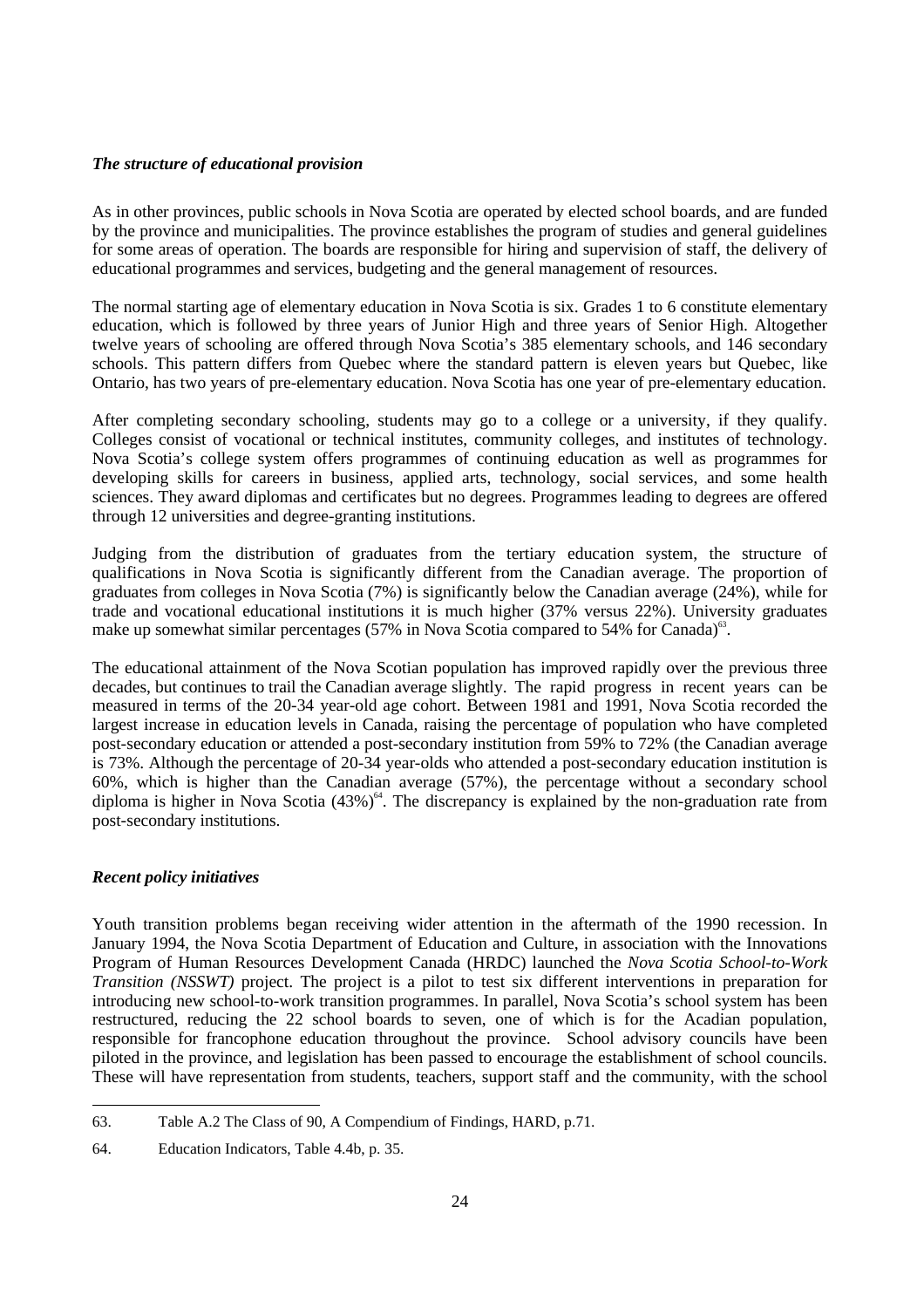### *The structure of educational provision*

As in other provinces, public schools in Nova Scotia are operated by elected school boards, and are funded by the province and municipalities. The province establishes the program of studies and general guidelines for some areas of operation. The boards are responsible for hiring and supervision of staff, the delivery of educational programmes and services, budgeting and the general management of resources.

The normal starting age of elementary education in Nova Scotia is six. Grades 1 to 6 constitute elementary education, which is followed by three years of Junior High and three years of Senior High. Altogether twelve years of schooling are offered through Nova Scotia's 385 elementary schools, and 146 secondary schools. This pattern differs from Quebec where the standard pattern is eleven years but Quebec, like Ontario, has two years of pre-elementary education. Nova Scotia has one year of pre-elementary education.

After completing secondary schooling, students may go to a college or a university, if they qualify. Colleges consist of vocational or technical institutes, community colleges, and institutes of technology. Nova Scotia's college system offers programmes of continuing education as well as programmes for developing skills for careers in business, applied arts, technology, social services, and some health sciences. They award diplomas and certificates but no degrees. Programmes leading to degrees are offered through 12 universities and degree-granting institutions.

Judging from the distribution of graduates from the tertiary education system, the structure of qualifications in Nova Scotia is significantly different from the Canadian average. The proportion of graduates from colleges in Nova Scotia (7%) is significantly below the Canadian average (24%), while for trade and vocational educational institutions it is much higher (37% versus 22%). University graduates make up somewhat similar percentages (57% in Nova Scotia compared to 54% for Canada)[63].

The educational attainment of the Nova Scotian population has improved rapidly over the previous three decades, but continues to trail the Canadian average slightly. The rapid progress in recent years can be measured in terms of the 20-34 year-old age cohort. Between 1981 and 1991, Nova Scotia recorded the largest increase in education levels in Canada, raising the percentage of population who have completed post-secondary education or attended a post-secondary institution from 59% to 72% (the Canadian average is 73%. Although the percentage of 20-34 year-olds who attended a post-secondary education institution is 60%, which is higher than the Canadian average (57%), the percentage without a secondary school diploma is higher in Nova Scotia (43%)[64]. The discrepancy is explained by the non-graduation rate from post-secondary institutions.

### *Recent policy initiatives*

Youth transition problems began receiving wider attention in the aftermath of the 1990 recession. In January 1994, the Nova Scotia Department of Education and Culture, in association with the Innovations Program of Human Resources Development Canada (HRDC) launched the *Nova Scotia School-to-Work Transition (NSSWT)* project. The project is a pilot to test six different interventions in preparation for introducing new school-to-work transition programmes. In parallel, Nova Scotia's school system has been restructured, reducing the 22 school boards to seven, one of which is for the Acadian population, responsible for francophone education throughout the province. School advisory councils have been piloted in the province, and legislation has been passed to encourage the establishment of school councils. These will have representation from students, teachers, support staff and the community, with the school

---

63. Table A.2 The Class of 90, A Compendium of Findings, HARD, p.71.

64. Education Indicators, Table 4.4b, p. 35.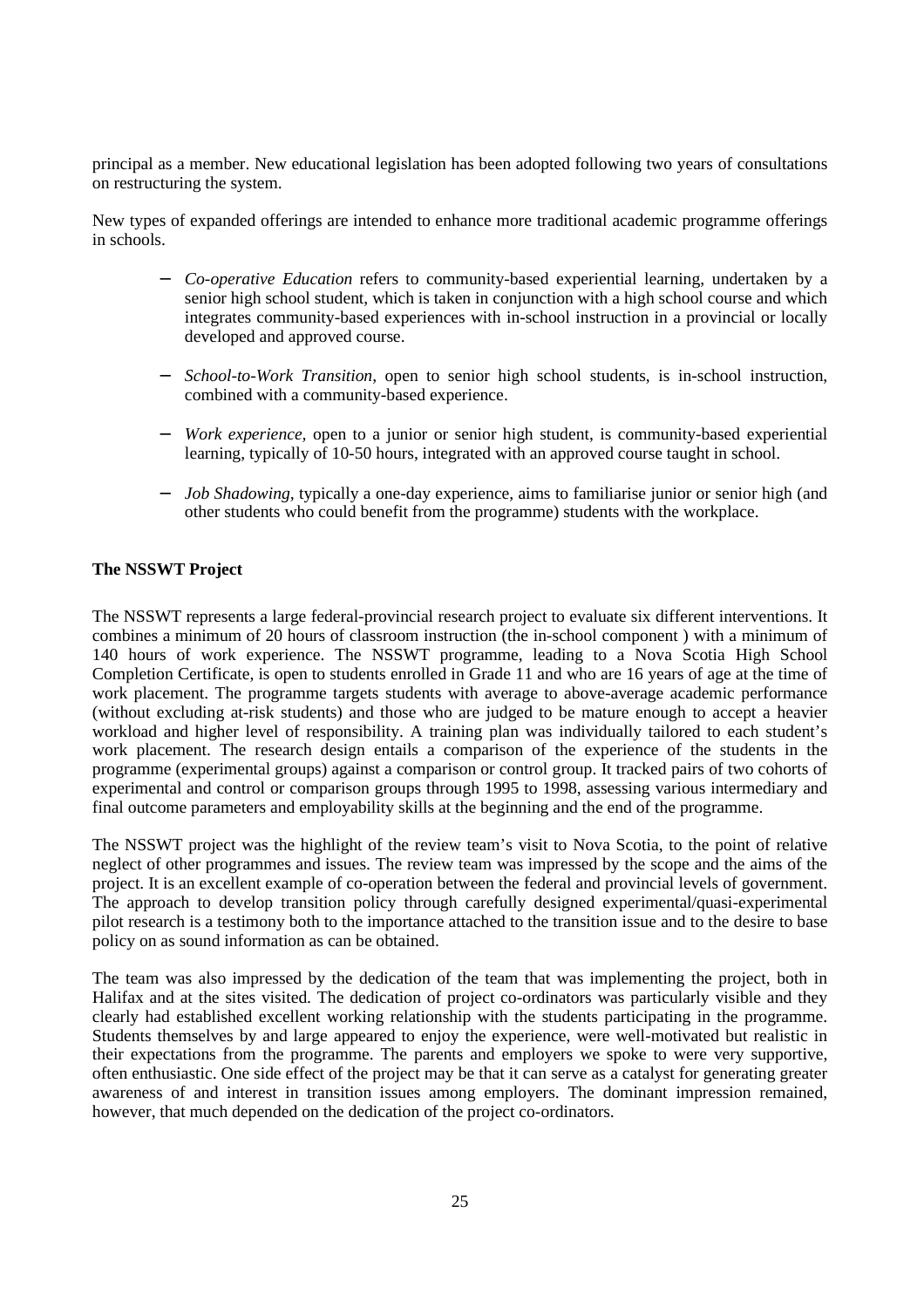principal as a member. New educational legislation has been adopted following two years of consultations on restructuring the system.

New types of expanded offerings are intended to enhance more traditional academic programme offerings in schools.

- *Co-operative Education* refers to community-based experiential learning, undertaken by a senior high school student, which is taken in conjunction with a high school course and which integrates community-based experiences with in-school instruction in a provincial or locally developed and approved course.

- *School-to-Work Transition*, open to senior high school students, is in-school instruction, combined with a community-based experience.

- *Work experience*, open to a junior or senior high student, is community-based experiential learning, typically of 10-50 hours, integrated with an approved course taught in school.

- *Job Shadowing*, typically a one-day experience, aims to familiarise junior or senior high (and other students who could benefit from the programme) students with the workplace.

**The NSSWT Project**

The NSSWT represents a large federal-provincial research project to evaluate six different interventions. It combines a minimum of 20 hours of classroom instruction (the in-school component ) with a minimum of 140 hours of work experience. The NSSWT programme, leading to a Nova Scotia High School Completion Certificate, is open to students enrolled in Grade 11 and who are 16 years of age at the time of work placement. The programme targets students with average to above-average academic performance (without excluding at-risk students) and those who are judged to be mature enough to accept a heavier workload and higher level of responsibility. A training plan was individually tailored to each student's work placement. The research design entails a comparison of the experience of the students in the programme (experimental groups) against a comparison or control group. It tracked pairs of two cohorts of experimental and control or comparison groups through 1995 to 1998, assessing various intermediary and final outcome parameters and employability skills at the beginning and the end of the programme.

The NSSWT project was the highlight of the review team's visit to Nova Scotia, to the point of relative neglect of other programmes and issues. The review team was impressed by the scope and the aims of the project. It is an excellent example of co-operation between the federal and provincial levels of government. The approach to develop transition policy through carefully designed experimental/quasi-experimental pilot research is a testimony both to the importance attached to the transition issue and to the desire to base policy on as sound information as can be obtained.

The team was also impressed by the dedication of the team that was implementing the project, both in Halifax and at the sites visited. The dedication of project co-ordinators was particularly visible and they clearly had established excellent working relationship with the students participating in the programme. Students themselves by and large appeared to enjoy the experience, were well-motivated but realistic in their expectations from the programme. The parents and employers we spoke to were very supportive, often enthusiastic. One side effect of the project may be that it can serve as a catalyst for generating greater awareness of and interest in transition issues among employers. The dominant impression remained, however, that much depended on the dedication of the project co-ordinators.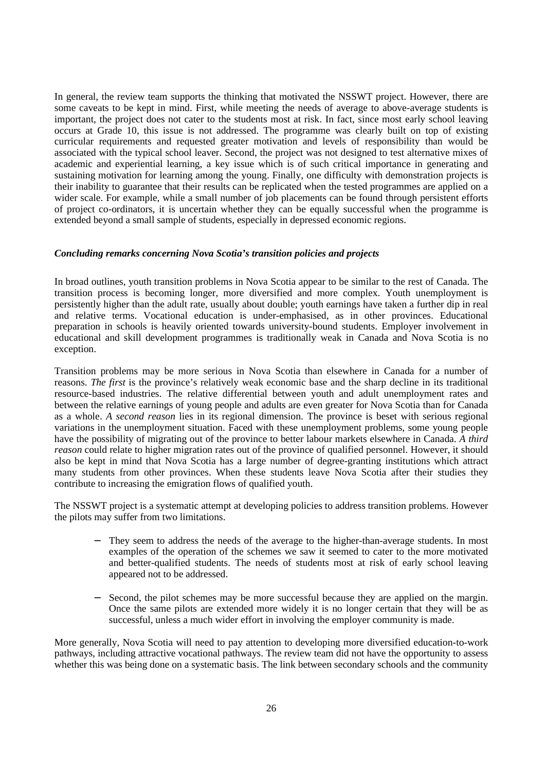In general, the review team supports the thinking that motivated the NSSWT project. However, there are some caveats to be kept in mind. First, while meeting the needs of average to above-average students is important, the project does not cater to the students most at risk. In fact, since most early school leaving occurs at Grade 10, this issue is not addressed. The programme was clearly built on top of existing curricular requirements and requested greater motivation and levels of responsibility than would be associated with the typical school leaver. Second, the project was not designed to test alternative mixes of academic and experiential learning, a key issue which is of such critical importance in generating and sustaining motivation for learning among the young. Finally, one difficulty with demonstration projects is their inability to guarantee that their results can be replicated when the tested programmes are applied on a wider scale. For example, while a small number of job placements can be found through persistent efforts of project co-ordinators, it is uncertain whether they can be equally successful when the programme is extended beyond a small sample of students, especially in depressed economic regions.

### *Concluding remarks concerning Nova Scotia's transition policies and projects*

In broad outlines, youth transition problems in Nova Scotia appear to be similar to the rest of Canada. The transition process is becoming longer, more diversified and more complex. Youth unemployment is persistently higher than the adult rate, usually about double; youth earnings have taken a further dip in real and relative terms. Vocational education is under-emphasised, as in other provinces. Educational preparation in schools is heavily oriented towards university-bound students. Employer involvement in educational and skill development programmes is traditionally weak in Canada and Nova Scotia is no exception.

Transition problems may be more serious in Nova Scotia than elsewhere in Canada for a number of reasons. *The first* is the province's relatively weak economic base and the sharp decline in its traditional resource-based industries. The relative differential between youth and adult unemployment rates and between the relative earnings of young people and adults are even greater for Nova Scotia than for Canada as a whole. *A second reason* lies in its regional dimension. The province is beset with serious regional variations in the unemployment situation. Faced with these unemployment problems, some young people have the possibility of migrating out of the province to better labour markets elsewhere in Canada. *A third reason* could relate to higher migration rates out of the province of qualified personnel. However, it should also be kept in mind that Nova Scotia has a large number of degree-granting institutions which attract many students from other provinces. When these students leave Nova Scotia after their studies they contribute to increasing the emigration flows of qualified youth.

The NSSWT project is a systematic attempt at developing policies to address transition problems. However the pilots may suffer from two limitations.

- They seem to address the needs of the average to the higher-than-average students. In most examples of the operation of the schemes we saw it seemed to cater to the more motivated and better-qualified students. The needs of students most at risk of early school leaving appeared not to be addressed.
- Second, the pilot schemes may be more successful because they are applied on the margin. Once the same pilots are extended more widely it is no longer certain that they will be as successful, unless a much wider effort in involving the employer community is made.

More generally, Nova Scotia will need to pay attention to developing more diversified education-to-work pathways, including attractive vocational pathways. The review team did not have the opportunity to assess whether this was being done on a systematic basis. The link between secondary schools and the community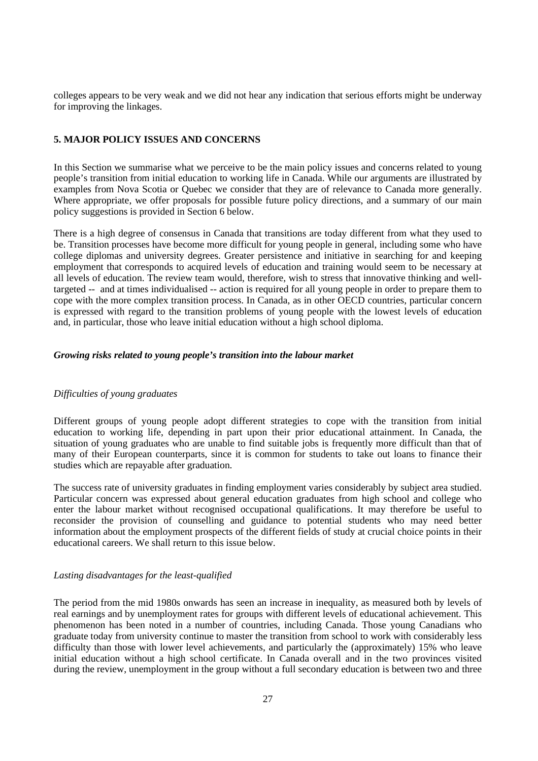colleges appears to be very weak and we did not hear any indication that serious efforts might be underway for improving the linkages.

## 5. MAJOR POLICY ISSUES AND CONCERNS

In this Section we summarise what we perceive to be the main policy issues and concerns related to young people's transition from initial education to working life in Canada. While our arguments are illustrated by examples from Nova Scotia or Quebec we consider that they are of relevance to Canada more generally. Where appropriate, we offer proposals for possible future policy directions, and a summary of our main policy suggestions is provided in Section 6 below.

There is a high degree of consensus in Canada that transitions are today different from what they used to be. Transition processes have become more difficult for young people in general, including some who have college diplomas and university degrees. Greater persistence and initiative in searching for and keeping employment that corresponds to acquired levels of education and training would seem to be necessary at all levels of education. The review team would, therefore, wish to stress that innovative thinking and well-targeted -- and at times individualised -- action is required for all young people in order to prepare them to cope with the more complex transition process. In Canada, as in other OECD countries, particular concern is expressed with regard to the transition problems of young people with the lowest levels of education and, in particular, those who leave initial education without a high school diploma.

### *Growing risks related to young people's transition into the labour market*

#### *Difficulties of young graduates*

Different groups of young people adopt different strategies to cope with the transition from initial education to working life, depending in part upon their prior educational attainment. In Canada, the situation of young graduates who are unable to find suitable jobs is frequently more difficult than that of many of their European counterparts, since it is common for students to take out loans to finance their studies which are repayable after graduation.

The success rate of university graduates in finding employment varies considerably by subject area studied. Particular concern was expressed about general education graduates from high school and college who enter the labour market without recognised occupational qualifications. It may therefore be useful to reconsider the provision of counselling and guidance to potential students who may need better information about the employment prospects of the different fields of study at crucial choice points in their educational careers. We shall return to this issue below.

#### *Lasting disadvantages for the least-qualified*

The period from the mid 1980s onwards has seen an increase in inequality, as measured both by levels of real earnings and by unemployment rates for groups with different levels of educational achievement. This phenomenon has been noted in a number of countries, including Canada. Those young Canadians who graduate today from university continue to master the transition from school to work with considerably less difficulty than those with lower level achievements, and particularly the (approximately) 15% who leave initial education without a high school certificate. In Canada overall and in the two provinces visited during the review, unemployment in the group without a full secondary education is between two and three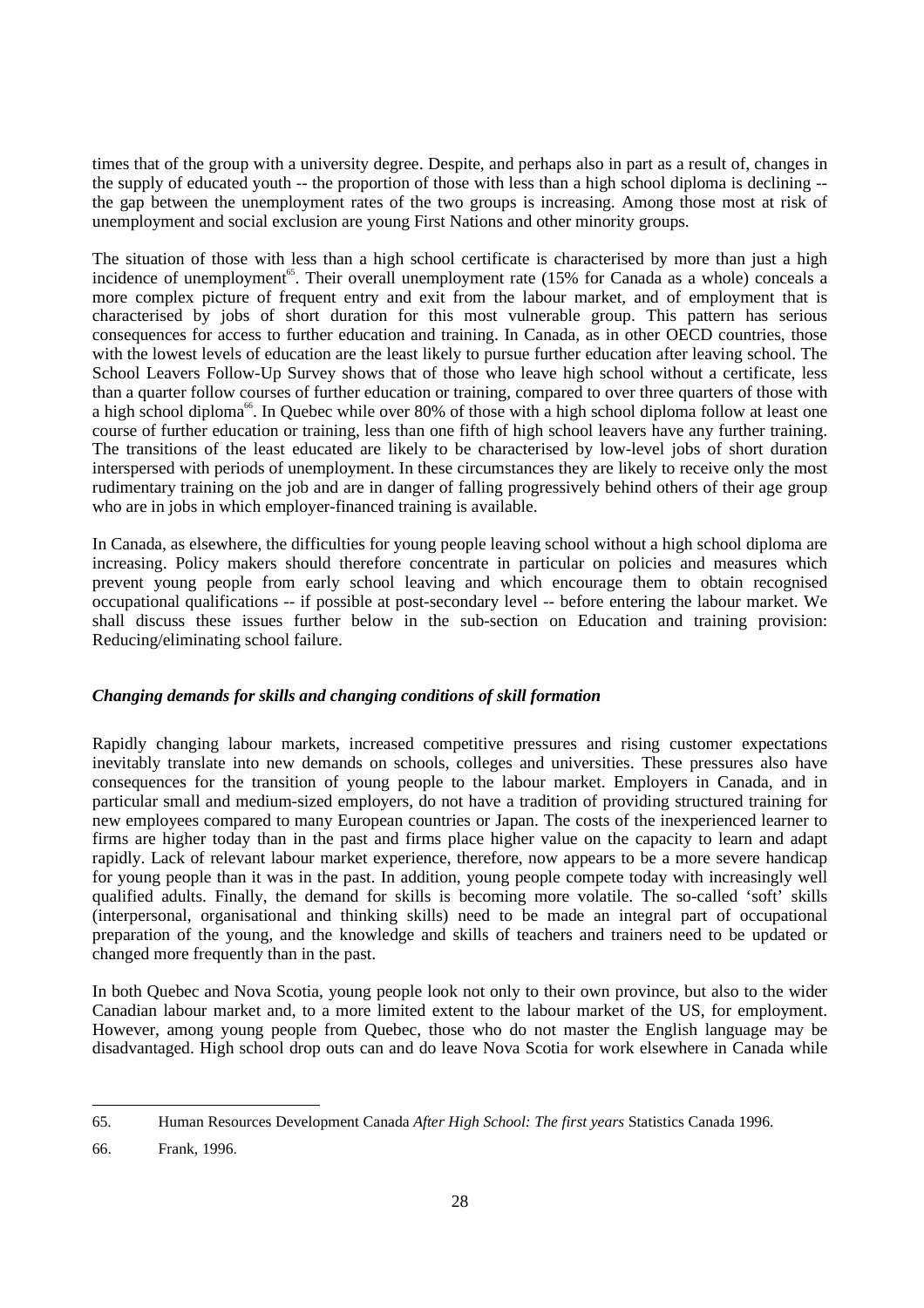times that of the group with a university degree. Despite, and perhaps also in part as a result of, changes in the supply of educated youth -- the proportion of those with less than a high school diploma is declining -- the gap between the unemployment rates of the two groups is increasing. Among those most at risk of unemployment and social exclusion are young First Nations and other minority groups.

The situation of those with less than a high school certificate is characterised by more than just a high incidence of unemployment[65]. Their overall unemployment rate (15% for Canada as a whole) conceals a more complex picture of frequent entry and exit from the labour market, and of employment that is characterised by jobs of short duration for this most vulnerable group. This pattern has serious consequences for access to further education and training. In Canada, as in other OECD countries, those with the lowest levels of education are the least likely to pursue further education after leaving school. The School Leavers Follow-Up Survey shows that of those who leave high school without a certificate, less than a quarter follow courses of further education or training, compared to over three quarters of those with a high school diploma[66]. In Quebec while over 80% of those with a high school diploma follow at least one course of further education or training, less than one fifth of high school leavers have any further training. The transitions of the least educated are likely to be characterised by low-level jobs of short duration interspersed with periods of unemployment. In these circumstances they are likely to receive only the most rudimentary training on the job and are in danger of falling progressively behind others of their age group who are in jobs in which employer-financed training is available.

In Canada, as elsewhere, the difficulties for young people leaving school without a high school diploma are increasing. Policy makers should therefore concentrate in particular on policies and measures which prevent young people from early school leaving and which encourage them to obtain recognised occupational qualifications -- if possible at post-secondary level -- before entering the labour market. We shall discuss these issues further below in the sub-section on Education and training provision: Reducing/eliminating school failure.

### *Changing demands for skills and changing conditions of skill formation*

Rapidly changing labour markets, increased competitive pressures and rising customer expectations inevitably translate into new demands on schools, colleges and universities. These pressures also have consequences for the transition of young people to the labour market. Employers in Canada, and in particular small and medium-sized employers, do not have a tradition of providing structured training for new employees compared to many European countries or Japan. The costs of the inexperienced learner to firms are higher today than in the past and firms place higher value on the capacity to learn and adapt rapidly. Lack of relevant labour market experience, therefore, now appears to be a more severe handicap for young people than it was in the past. In addition, young people compete today with increasingly well qualified adults. Finally, the demand for skills is becoming more volatile. The so-called 'soft' skills (interpersonal, organisational and thinking skills) need to be made an integral part of occupational preparation of the young, and the knowledge and skills of teachers and trainers need to be updated or changed more frequently than in the past.

In both Quebec and Nova Scotia, young people look not only to their own province, but also to the wider Canadian labour market and, to a more limited extent to the labour market of the US, for employment. However, among young people from Quebec, those who do not master the English language may be disadvantaged. High school drop outs can and do leave Nova Scotia for work elsewhere in Canada while

---

65. Human Resources Development Canada *After High School: The first years* Statistics Canada 1996.

66. Frank, 1996.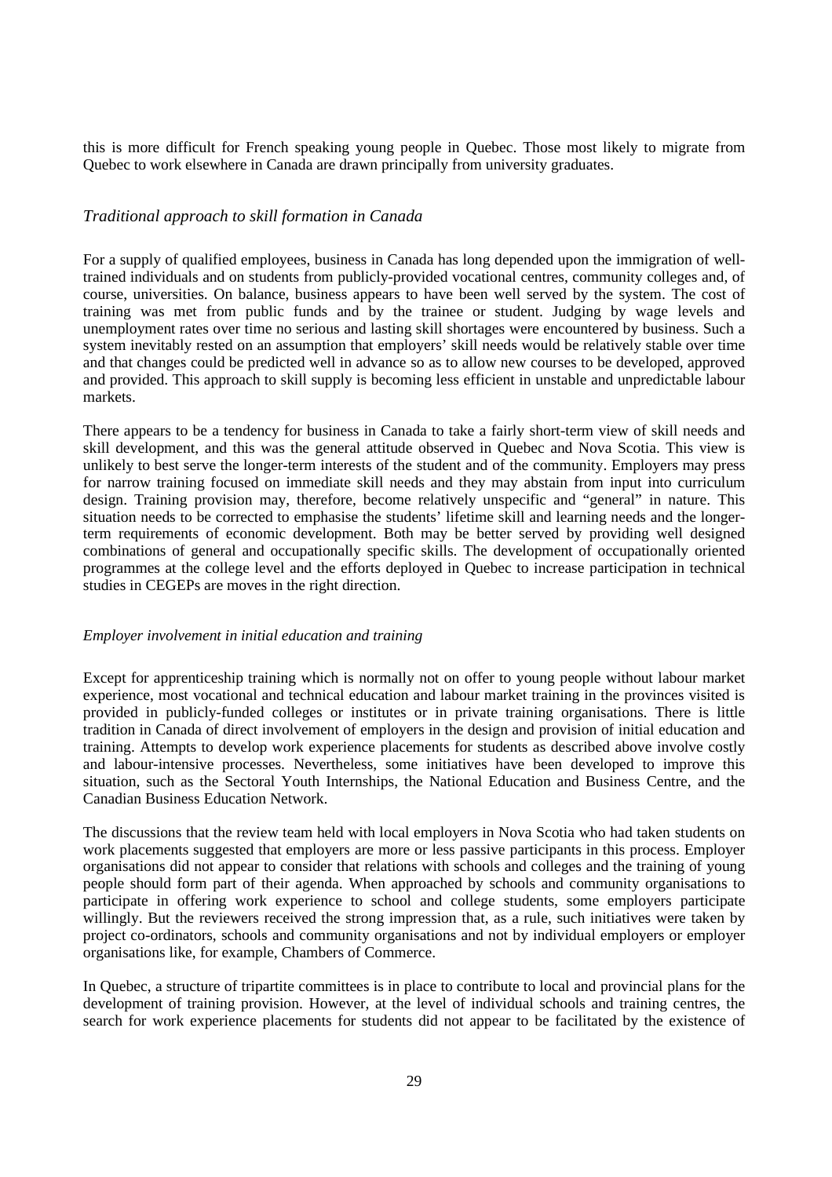this is more difficult for French speaking young people in Quebec. Those most likely to migrate from Quebec to work elsewhere in Canada are drawn principally from university graduates.

*Traditional approach to skill formation in Canada*

For a supply of qualified employees, business in Canada has long depended upon the immigration of well-trained individuals and on students from publicly-provided vocational centres, community colleges and, of course, universities. On balance, business appears to have been well served by the system. The cost of training was met from public funds and by the trainee or student. Judging by wage levels and unemployment rates over time no serious and lasting skill shortages were encountered by business. Such a system inevitably rested on an assumption that employers' skill needs would be relatively stable over time and that changes could be predicted well in advance so as to allow new courses to be developed, approved and provided. This approach to skill supply is becoming less efficient in unstable and unpredictable labour markets.

There appears to be a tendency for business in Canada to take a fairly short-term view of skill needs and skill development, and this was the general attitude observed in Quebec and Nova Scotia. This view is unlikely to best serve the longer-term interests of the student and of the community. Employers may press for narrow training focused on immediate skill needs and they may abstain from input into curriculum design. Training provision may, therefore, become relatively unspecific and "general" in nature. This situation needs to be corrected to emphasise the students' lifetime skill and learning needs and the longer-term requirements of economic development. Both may be better served by providing well designed combinations of general and occupationally specific skills. The development of occupationally oriented programmes at the college level and the efforts deployed in Quebec to increase participation in technical studies in CEGEPs are moves in the right direction.

*Employer involvement in initial education and training*

Except for apprenticeship training which is normally not on offer to young people without labour market experience, most vocational and technical education and labour market training in the provinces visited is provided in publicly-funded colleges or institutes or in private training organisations. There is little tradition in Canada of direct involvement of employers in the design and provision of initial education and training. Attempts to develop work experience placements for students as described above involve costly and labour-intensive processes. Nevertheless, some initiatives have been developed to improve this situation, such as the Sectoral Youth Internships, the National Education and Business Centre, and the Canadian Business Education Network.

The discussions that the review team held with local employers in Nova Scotia who had taken students on work placements suggested that employers are more or less passive participants in this process. Employer organisations did not appear to consider that relations with schools and colleges and the training of young people should form part of their agenda. When approached by schools and community organisations to participate in offering work experience to school and college students, some employers participate willingly. But the reviewers received the strong impression that, as a rule, such initiatives were taken by project co-ordinators, schools and community organisations and not by individual employers or employer organisations like, for example, Chambers of Commerce.

In Quebec, a structure of tripartite committees is in place to contribute to local and provincial plans for the development of training provision. However, at the level of individual schools and training centres, the search for work experience placements for students did not appear to be facilitated by the existence of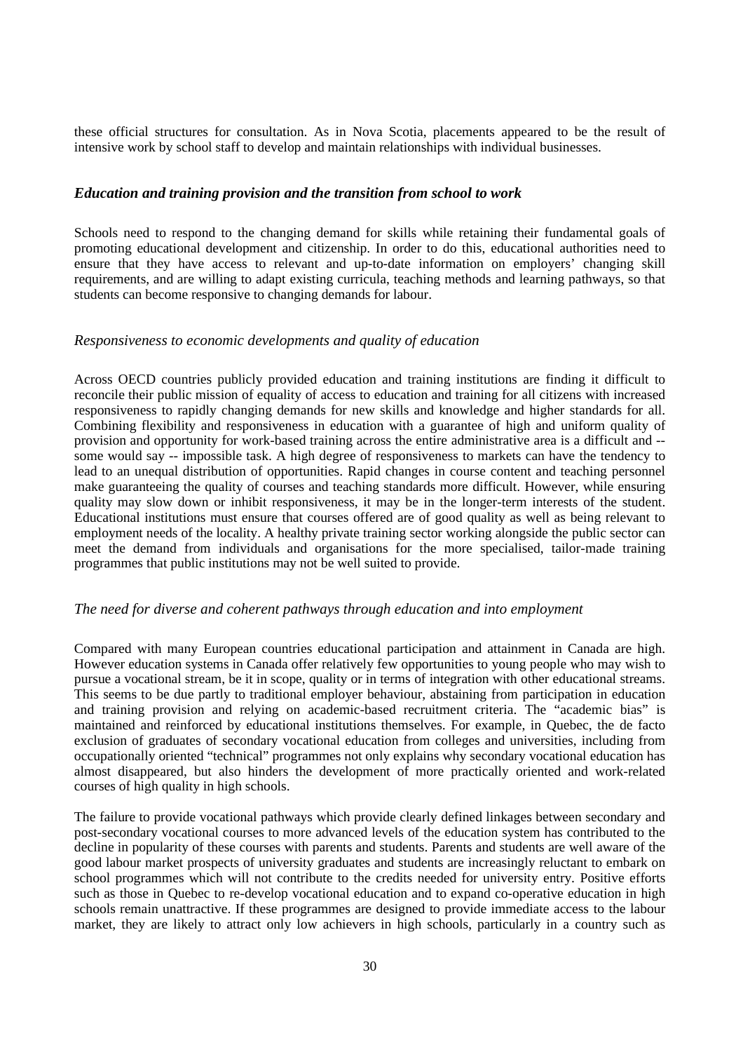these official structures for consultation. As in Nova Scotia, placements appeared to be the result of intensive work by school staff to develop and maintain relationships with individual businesses.

### *Education and training provision and the transition from school to work*

Schools need to respond to the changing demand for skills while retaining their fundamental goals of promoting educational development and citizenship. In order to do this, educational authorities need to ensure that they have access to relevant and up-to-date information on employers' changing skill requirements, and are willing to adapt existing curricula, teaching methods and learning pathways, so that students can become responsive to changing demands for labour.

#### *Responsiveness to economic developments and quality of education*

Across OECD countries publicly provided education and training institutions are finding it difficult to reconcile their public mission of equality of access to education and training for all citizens with increased responsiveness to rapidly changing demands for new skills and knowledge and higher standards for all. Combining flexibility and responsiveness in education with a guarantee of high and uniform quality of provision and opportunity for work-based training across the entire administrative area is a difficult and -- some would say -- impossible task. A high degree of responsiveness to markets can have the tendency to lead to an unequal distribution of opportunities. Rapid changes in course content and teaching personnel make guaranteeing the quality of courses and teaching standards more difficult. However, while ensuring quality may slow down or inhibit responsiveness, it may be in the longer-term interests of the student. Educational institutions must ensure that courses offered are of good quality as well as being relevant to employment needs of the locality. A healthy private training sector working alongside the public sector can meet the demand from individuals and organisations for the more specialised, tailor-made training programmes that public institutions may not be well suited to provide.

#### *The need for diverse and coherent pathways through education and into employment*

Compared with many European countries educational participation and attainment in Canada are high. However education systems in Canada offer relatively few opportunities to young people who may wish to pursue a vocational stream, be it in scope, quality or in terms of integration with other educational streams. This seems to be due partly to traditional employer behaviour, abstaining from participation in education and training provision and relying on academic-based recruitment criteria. The "academic bias" is maintained and reinforced by educational institutions themselves. For example, in Quebec, the de facto exclusion of graduates of secondary vocational education from colleges and universities, including from occupationally oriented "technical" programmes not only explains why secondary vocational education has almost disappeared, but also hinders the development of more practically oriented and work-related courses of high quality in high schools.

The failure to provide vocational pathways which provide clearly defined linkages between secondary and post-secondary vocational courses to more advanced levels of the education system has contributed to the decline in popularity of these courses with parents and students. Parents and students are well aware of the good labour market prospects of university graduates and students are increasingly reluctant to embark on school programmes which will not contribute to the credits needed for university entry. Positive efforts such as those in Quebec to re-develop vocational education and to expand co-operative education in high schools remain unattractive. If these programmes are designed to provide immediate access to the labour market, they are likely to attract only low achievers in high schools, particularly in a country such as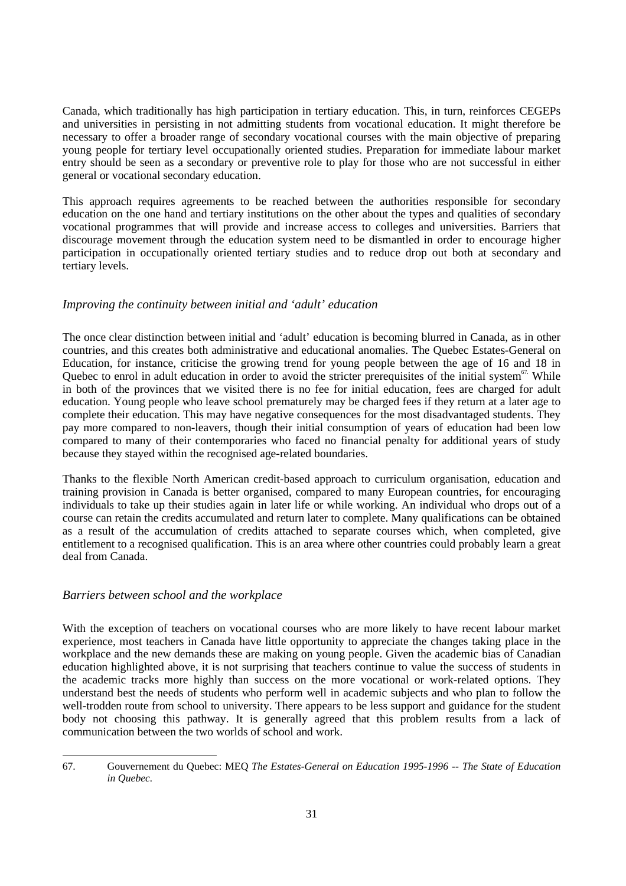Canada, which traditionally has high participation in tertiary education. This, in turn, reinforces CEGEPs and universities in persisting in not admitting students from vocational education. It might therefore be necessary to offer a broader range of secondary vocational courses with the main objective of preparing young people for tertiary level occupationally oriented studies. Preparation for immediate labour market entry should be seen as a secondary or preventive role to play for those who are not successful in either general or vocational secondary education.

This approach requires agreements to be reached between the authorities responsible for secondary education on the one hand and tertiary institutions on the other about the types and qualities of secondary vocational programmes that will provide and increase access to colleges and universities. Barriers that discourage movement through the education system need to be dismantled in order to encourage higher participation in occupationally oriented tertiary studies and to reduce drop out both at secondary and tertiary levels.

### *Improving the continuity between initial and 'adult' education*

The once clear distinction between initial and 'adult' education is becoming blurred in Canada, as in other countries, and this creates both administrative and educational anomalies. The Quebec Estates-General on Education, for instance, criticise the growing trend for young people between the age of 16 and 18 in Quebec to enrol in adult education in order to avoid the stricter prerequisites of the initial system[67]. While in both of the provinces that we visited there is no fee for initial education, fees are charged for adult education. Young people who leave school prematurely may be charged fees if they return at a later age to complete their education. This may have negative consequences for the most disadvantaged students. They pay more compared to non-leavers, though their initial consumption of years of education had been low compared to many of their contemporaries who faced no financial penalty for additional years of study because they stayed within the recognised age-related boundaries.

Thanks to the flexible North American credit-based approach to curriculum organisation, education and training provision in Canada is better organised, compared to many European countries, for encouraging individuals to take up their studies again in later life or while working. An individual who drops out of a course can retain the credits accumulated and return later to complete. Many qualifications can be obtained as a result of the accumulation of credits attached to separate courses which, when completed, give entitlement to a recognised qualification. This is an area where other countries could probably learn a great deal from Canada.

### *Barriers between school and the workplace*

With the exception of teachers on vocational courses who are more likely to have recent labour market experience, most teachers in Canada have little opportunity to appreciate the changes taking place in the workplace and the new demands these are making on young people. Given the academic bias of Canadian education highlighted above, it is not surprising that teachers continue to value the success of students in the academic tracks more highly than success on the more vocational or work-related options. They understand best the needs of students who perform well in academic subjects and who plan to follow the well-trodden route from school to university. There appears to be less support and guidance for the student body not choosing this pathway. It is generally agreed that this problem results from a lack of communication between the two worlds of school and work.

---

67. Gouvernement du Quebec: MEQ *The Estates-General on Education 1995-1996 -- The State of Education in Quebec.*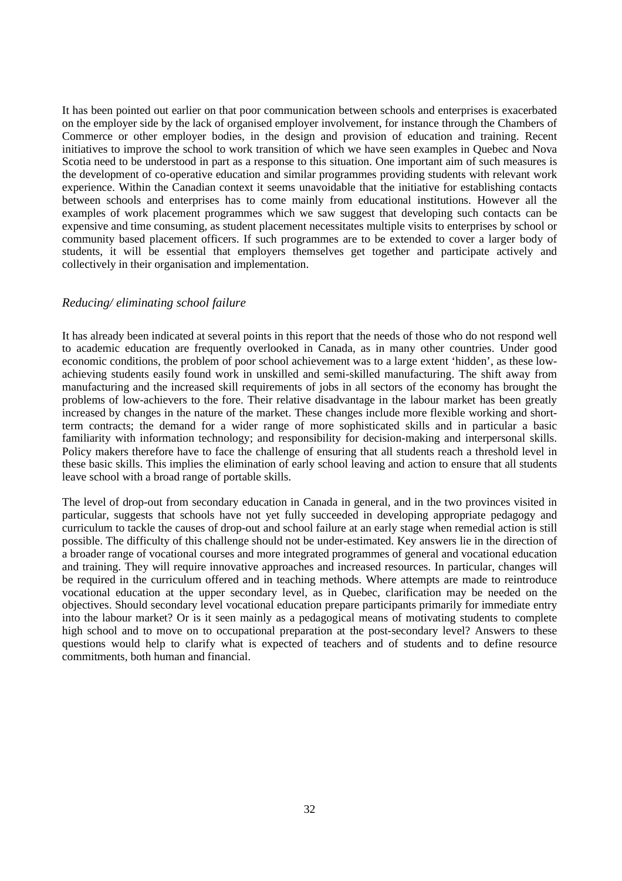It has been pointed out earlier on that poor communication between schools and enterprises is exacerbated on the employer side by the lack of organised employer involvement, for instance through the Chambers of Commerce or other employer bodies, in the design and provision of education and training. Recent initiatives to improve the school to work transition of which we have seen examples in Quebec and Nova Scotia need to be understood in part as a response to this situation. One important aim of such measures is the development of co-operative education and similar programmes providing students with relevant work experience. Within the Canadian context it seems unavoidable that the initiative for establishing contacts between schools and enterprises has to come mainly from educational institutions. However all the examples of work placement programmes which we saw suggest that developing such contacts can be expensive and time consuming, as student placement necessitates multiple visits to enterprises by school or community based placement officers. If such programmes are to be extended to cover a larger body of students, it will be essential that employers themselves get together and participate actively and collectively in their organisation and implementation.

### *Reducing/ eliminating school failure*

It has already been indicated at several points in this report that the needs of those who do not respond well to academic education are frequently overlooked in Canada, as in many other countries. Under good economic conditions, the problem of poor school achievement was to a large extent 'hidden', as these low-achieving students easily found work in unskilled and semi-skilled manufacturing. The shift away from manufacturing and the increased skill requirements of jobs in all sectors of the economy has brought the problems of low-achievers to the fore. Their relative disadvantage in the labour market has been greatly increased by changes in the nature of the market. These changes include more flexible working and short-term contracts; the demand for a wider range of more sophisticated skills and in particular a basic familiarity with information technology; and responsibility for decision-making and interpersonal skills. Policy makers therefore have to face the challenge of ensuring that all students reach a threshold level in these basic skills. This implies the elimination of early school leaving and action to ensure that all students leave school with a broad range of portable skills.

The level of drop-out from secondary education in Canada in general, and in the two provinces visited in particular, suggests that schools have not yet fully succeeded in developing appropriate pedagogy and curriculum to tackle the causes of drop-out and school failure at an early stage when remedial action is still possible. The difficulty of this challenge should not be under-estimated. Key answers lie in the direction of a broader range of vocational courses and more integrated programmes of general and vocational education and training. They will require innovative approaches and increased resources. In particular, changes will be required in the curriculum offered and in teaching methods. Where attempts are made to reintroduce vocational education at the upper secondary level, as in Quebec, clarification may be needed on the objectives. Should secondary level vocational education prepare participants primarily for immediate entry into the labour market? Or is it seen mainly as a pedagogical means of motivating students to complete high school and to move on to occupational preparation at the post-secondary level? Answers to these questions would help to clarify what is expected of teachers and of students and to define resource commitments, both human and financial.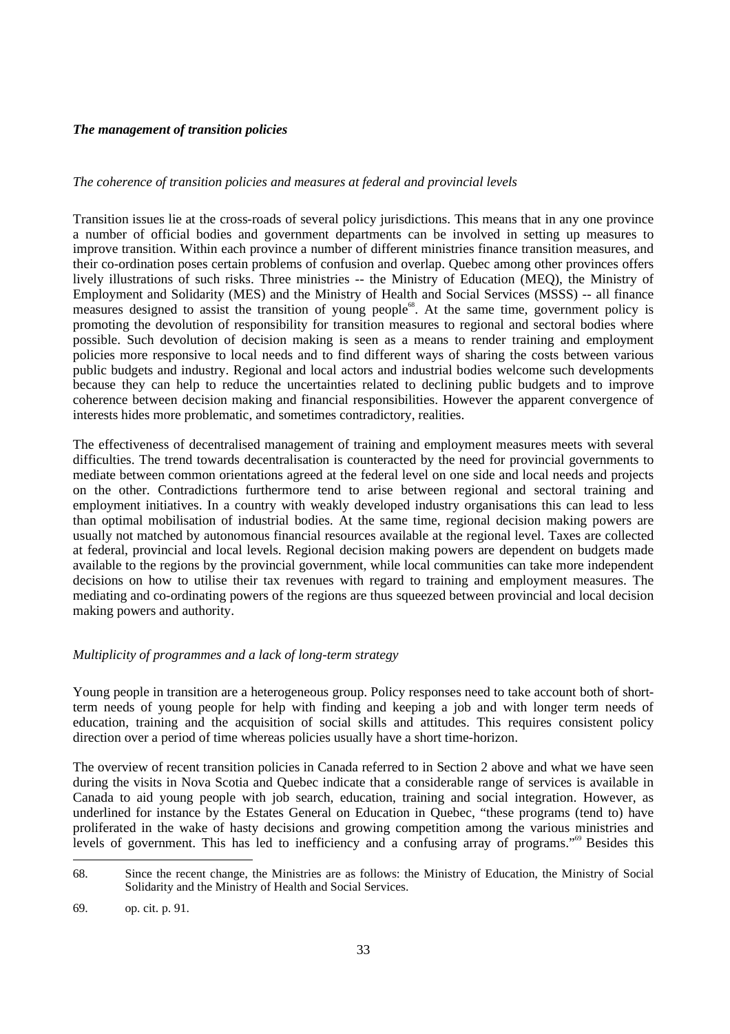### ***The management of transition policies***

#### *The coherence of transition policies and measures at federal and provincial levels*

Transition issues lie at the cross-roads of several policy jurisdictions. This means that in any one province a number of official bodies and government departments can be involved in setting up measures to improve transition. Within each province a number of different ministries finance transition measures, and their co-ordination poses certain problems of confusion and overlap. Quebec among other provinces offers lively illustrations of such risks. Three ministries -- the Ministry of Education (MEQ), the Ministry of Employment and Solidarity (MES) and the Ministry of Health and Social Services (MSSS) -- all finance measures designed to assist the transition of young people[68]. At the same time, government policy is promoting the devolution of responsibility for transition measures to regional and sectoral bodies where possible. Such devolution of decision making is seen as a means to render training and employment policies more responsive to local needs and to find different ways of sharing the costs between various public budgets and industry. Regional and local actors and industrial bodies welcome such developments because they can help to reduce the uncertainties related to declining public budgets and to improve coherence between decision making and financial responsibilities. However the apparent convergence of interests hides more problematic, and sometimes contradictory, realities.

The effectiveness of decentralised management of training and employment measures meets with several difficulties. The trend towards decentralisation is counteracted by the need for provincial governments to mediate between common orientations agreed at the federal level on one side and local needs and projects on the other. Contradictions furthermore tend to arise between regional and sectoral training and employment initiatives. In a country with weakly developed industry organisations this can lead to less than optimal mobilisation of industrial bodies. At the same time, regional decision making powers are usually not matched by autonomous financial resources available at the regional level. Taxes are collected at federal, provincial and local levels. Regional decision making powers are dependent on budgets made available to the regions by the provincial government, while local communities can take more independent decisions on how to utilise their tax revenues with regard to training and employment measures. The mediating and co-ordinating powers of the regions are thus squeezed between provincial and local decision making powers and authority.

#### *Multiplicity of programmes and a lack of long-term strategy*

Young people in transition are a heterogeneous group. Policy responses need to take account both of short-term needs of young people for help with finding and keeping a job and with longer term needs of education, training and the acquisition of social skills and attitudes. This requires consistent policy direction over a period of time whereas policies usually have a short time-horizon.

The overview of recent transition policies in Canada referred to in Section 2 above and what we have seen during the visits in Nova Scotia and Quebec indicate that a considerable range of services is available in Canada to aid young people with job search, education, training and social integration. However, as underlined for instance by the Estates General on Education in Quebec, "these programs (tend to) have proliferated in the wake of hasty decisions and growing competition among the various ministries and levels of government. This has led to inefficiency and a confusing array of programs."[69] Besides this

---

68. Since the recent change, the Ministries are as follows: the Ministry of Education, the Ministry of Social Solidarity and the Ministry of Health and Social Services.

69. op. cit. p. 91.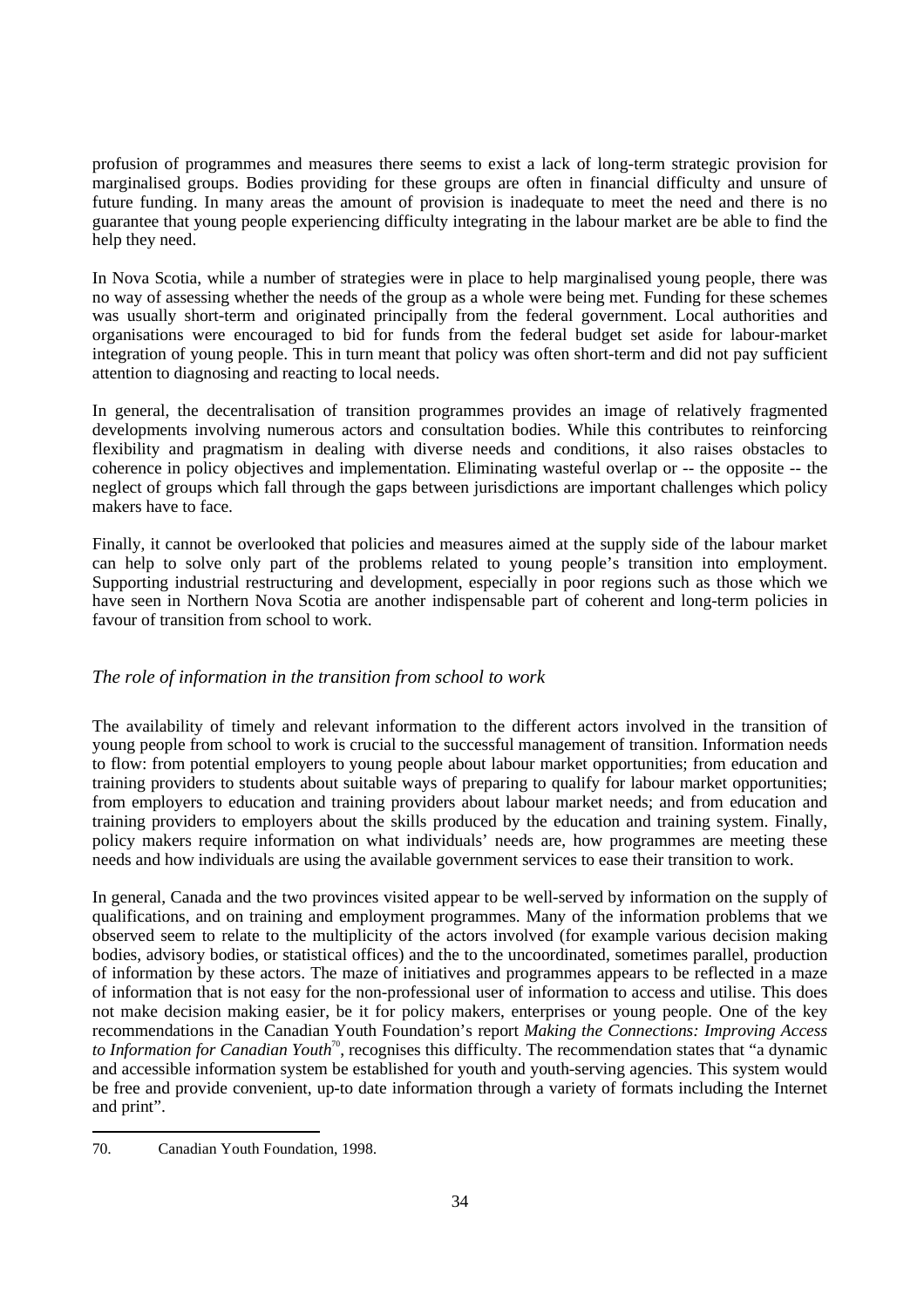profusion of programmes and measures there seems to exist a lack of long-term strategic provision for marginalised groups. Bodies providing for these groups are often in financial difficulty and unsure of future funding. In many areas the amount of provision is inadequate to meet the need and there is no guarantee that young people experiencing difficulty integrating in the labour market are be able to find the help they need.

In Nova Scotia, while a number of strategies were in place to help marginalised young people, there was no way of assessing whether the needs of the group as a whole were being met. Funding for these schemes was usually short-term and originated principally from the federal government. Local authorities and organisations were encouraged to bid for funds from the federal budget set aside for labour-market integration of young people. This in turn meant that policy was often short-term and did not pay sufficient attention to diagnosing and reacting to local needs.

In general, the decentralisation of transition programmes provides an image of relatively fragmented developments involving numerous actors and consultation bodies. While this contributes to reinforcing flexibility and pragmatism in dealing with diverse needs and conditions, it also raises obstacles to coherence in policy objectives and implementation. Eliminating wasteful overlap or -- the opposite -- the neglect of groups which fall through the gaps between jurisdictions are important challenges which policy makers have to face.

Finally, it cannot be overlooked that policies and measures aimed at the supply side of the labour market can help to solve only part of the problems related to young people's transition into employment. Supporting industrial restructuring and development, especially in poor regions such as those which we have seen in Northern Nova Scotia are another indispensable part of coherent and long-term policies in favour of transition from school to work.

### *The role of information in the transition from school to work*

The availability of timely and relevant information to the different actors involved in the transition of young people from school to work is crucial to the successful management of transition. Information needs to flow: from potential employers to young people about labour market opportunities; from education and training providers to students about suitable ways of preparing to qualify for labour market opportunities; from employers to education and training providers about labour market needs; and from education and training providers to employers about the skills produced by the education and training system. Finally, policy makers require information on what individuals' needs are, how programmes are meeting these needs and how individuals are using the available government services to ease their transition to work.

In general, Canada and the two provinces visited appear to be well-served by information on the supply of qualifications, and on training and employment programmes. Many of the information problems that we observed seem to relate to the multiplicity of the actors involved (for example various decision making bodies, advisory bodies, or statistical offices) and the to the uncoordinated, sometimes parallel, production of information by these actors. The maze of initiatives and programmes appears to be reflected in a maze of information that is not easy for the non-professional user of information to access and utilise. This does not make decision making easier, be it for policy makers, enterprises or young people. One of the key recommendations in the Canadian Youth Foundation's report *Making the Connections: Improving Access to Information for Canadian Youth*[70], recognises this difficulty. The recommendation states that "a dynamic and accessible information system be established for youth and youth-serving agencies. This system would be free and provide convenient, up-to date information through a variety of formats including the Internet and print".

70. Canadian Youth Foundation, 1998.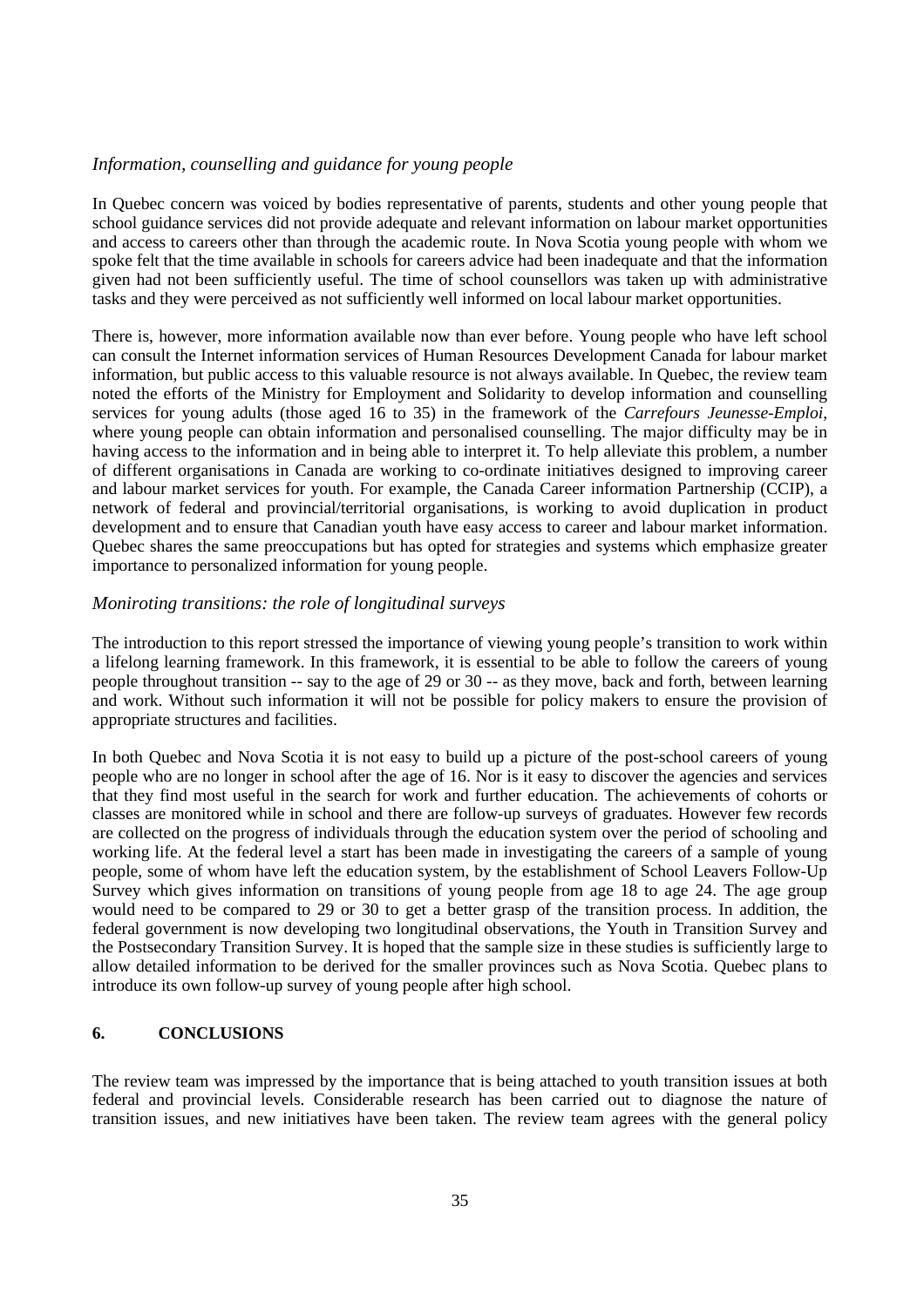### *Information, counselling and guidance for young people*

In Quebec concern was voiced by bodies representative of parents, students and other young people that school guidance services did not provide adequate and relevant information on labour market opportunities and access to careers other than through the academic route. In Nova Scotia young people with whom we spoke felt that the time available in schools for careers advice had been inadequate and that the information given had not been sufficiently useful. The time of school counsellors was taken up with administrative tasks and they were perceived as not sufficiently well informed on local labour market opportunities.

There is, however, more information available now than ever before. Young people who have left school can consult the Internet information services of Human Resources Development Canada for labour market information, but public access to this valuable resource is not always available. In Quebec, the review team noted the efforts of the Ministry for Employment and Solidarity to develop information and counselling services for young adults (those aged 16 to 35) in the framework of the *Carrefours Jeunesse-Emploi*, where young people can obtain information and personalised counselling. The major difficulty may be in having access to the information and in being able to interpret it. To help alleviate this problem, a number of different organisations in Canada are working to co-ordinate initiatives designed to improving career and labour market services for youth. For example, the Canada Career information Partnership (CCIP), a network of federal and provincial/territorial organisations, is working to avoid duplication in product development and to ensure that Canadian youth have easy access to career and labour market information. Quebec shares the same preoccupations but has opted for strategies and systems which emphasize greater importance to personalized information for young people.

### *Moniroting transitions: the role of longitudinal surveys*

The introduction to this report stressed the importance of viewing young people's transition to work within a lifelong learning framework. In this framework, it is essential to be able to follow the careers of young people throughout transition -- say to the age of 29 or 30 -- as they move, back and forth, between learning and work. Without such information it will not be possible for policy makers to ensure the provision of appropriate structures and facilities.

In both Quebec and Nova Scotia it is not easy to build up a picture of the post-school careers of young people who are no longer in school after the age of 16. Nor is it easy to discover the agencies and services that they find most useful in the search for work and further education. The achievements of cohorts or classes are monitored while in school and there are follow-up surveys of graduates. However few records are collected on the progress of individuals through the education system over the period of schooling and working life. At the federal level a start has been made in investigating the careers of a sample of young people, some of whom have left the education system, by the establishment of School Leavers Follow-Up Survey which gives information on transitions of young people from age 18 to age 24. The age group would need to be compared to 29 or 30 to get a better grasp of the transition process. In addition, the federal government is now developing two longitudinal observations, the Youth in Transition Survey and the Postsecondary Transition Survey. It is hoped that the sample size in these studies is sufficiently large to allow detailed information to be derived for the smaller provinces such as Nova Scotia. Quebec plans to introduce its own follow-up survey of young people after high school.

## **6. CONCLUSIONS**

The review team was impressed by the importance that is being attached to youth transition issues at both federal and provincial levels. Considerable research has been carried out to diagnose the nature of transition issues, and new initiatives have been taken. The review team agrees with the general policy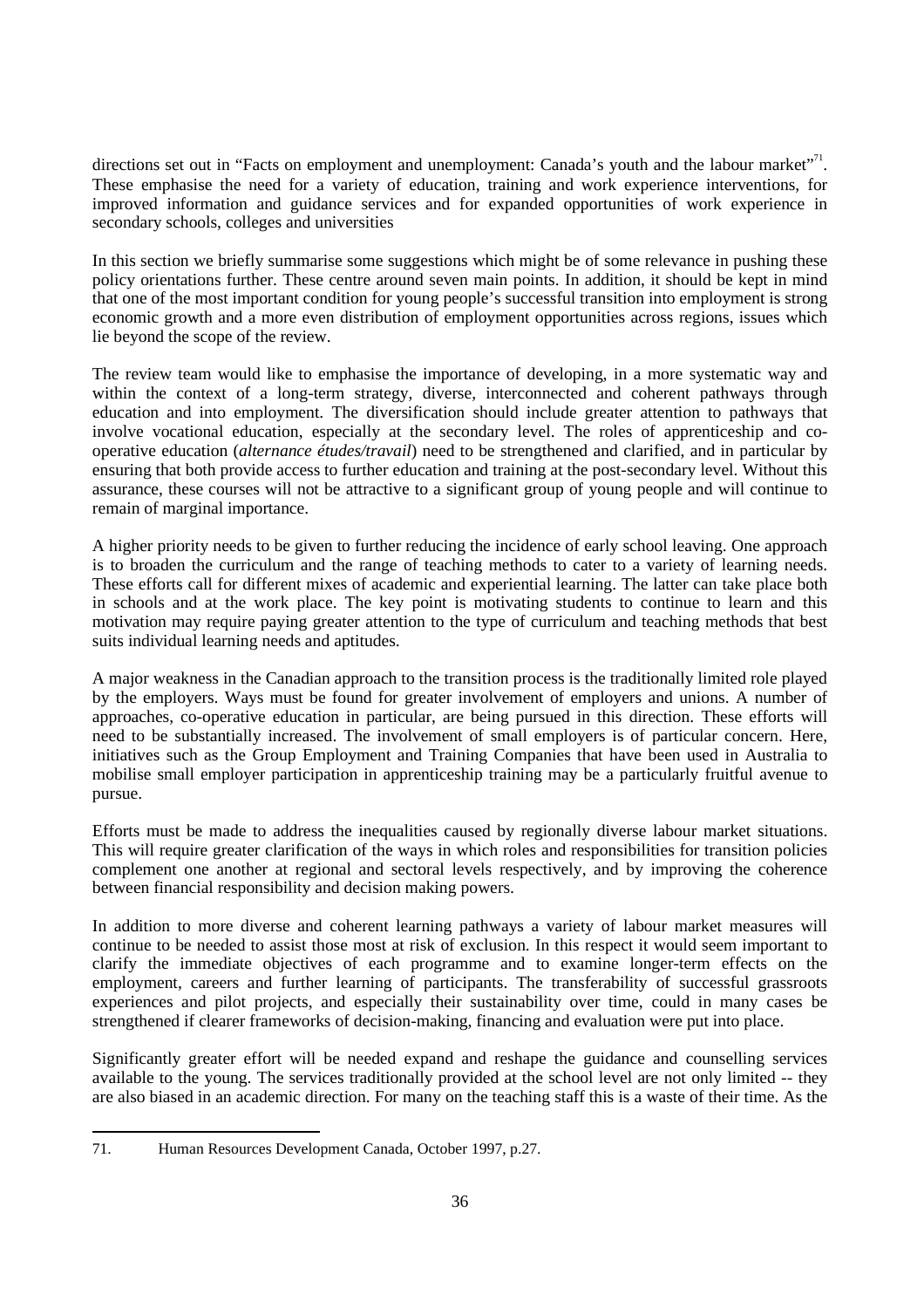directions set out in "Facts on employment and unemployment: Canada's youth and the labour market"[71]. These emphasise the need for a variety of education, training and work experience interventions, for improved information and guidance services and for expanded opportunities of work experience in secondary schools, colleges and universities

In this section we briefly summarise some suggestions which might be of some relevance in pushing these policy orientations further. These centre around seven main points. In addition, it should be kept in mind that one of the most important condition for young people's successful transition into employment is strong economic growth and a more even distribution of employment opportunities across regions, issues which lie beyond the scope of the review.

The review team would like to emphasise the importance of developing, in a more systematic way and within the context of a long-term strategy, diverse, interconnected and coherent pathways through education and into employment. The diversification should include greater attention to pathways that involve vocational education, especially at the secondary level. The roles of apprenticeship and co-operative education (*alternance études/travail*) need to be strengthened and clarified, and in particular by ensuring that both provide access to further education and training at the post-secondary level. Without this assurance, these courses will not be attractive to a significant group of young people and will continue to remain of marginal importance.

A higher priority needs to be given to further reducing the incidence of early school leaving. One approach is to broaden the curriculum and the range of teaching methods to cater to a variety of learning needs. These efforts call for different mixes of academic and experiential learning. The latter can take place both in schools and at the work place. The key point is motivating students to continue to learn and this motivation may require paying greater attention to the type of curriculum and teaching methods that best suits individual learning needs and aptitudes.

A major weakness in the Canadian approach to the transition process is the traditionally limited role played by the employers. Ways must be found for greater involvement of employers and unions. A number of approaches, co-operative education in particular, are being pursued in this direction. These efforts will need to be substantially increased. The involvement of small employers is of particular concern. Here, initiatives such as the Group Employment and Training Companies that have been used in Australia to mobilise small employer participation in apprenticeship training may be a particularly fruitful avenue to pursue.

Efforts must be made to address the inequalities caused by regionally diverse labour market situations. This will require greater clarification of the ways in which roles and responsibilities for transition policies complement one another at regional and sectoral levels respectively, and by improving the coherence between financial responsibility and decision making powers.

In addition to more diverse and coherent learning pathways a variety of labour market measures will continue to be needed to assist those most at risk of exclusion. In this respect it would seem important to clarify the immediate objectives of each programme and to examine longer-term effects on the employment, careers and further learning of participants. The transferability of successful grassroots experiences and pilot projects, and especially their sustainability over time, could in many cases be strengthened if clearer frameworks of decision-making, financing and evaluation were put into place.

Significantly greater effort will be needed expand and reshape the guidance and counselling services available to the young. The services traditionally provided at the school level are not only limited -- they are also biased in an academic direction. For many on the teaching staff this is a waste of their time. As the

71. Human Resources Development Canada, October 1997, p.27.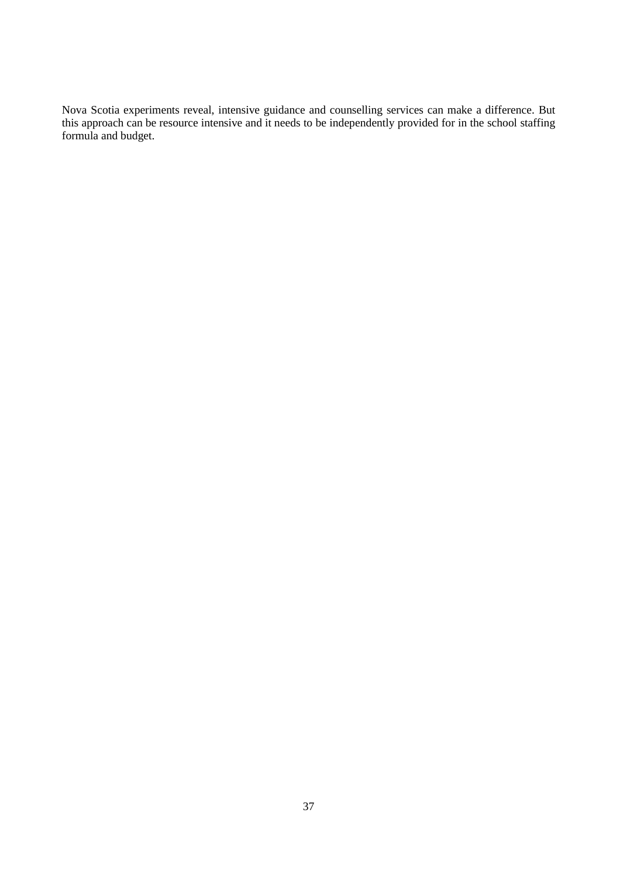Nova Scotia experiments reveal, intensive guidance and counselling services can make a difference. But this approach can be resource intensive and it needs to be independently provided for in the school staffing formula and budget.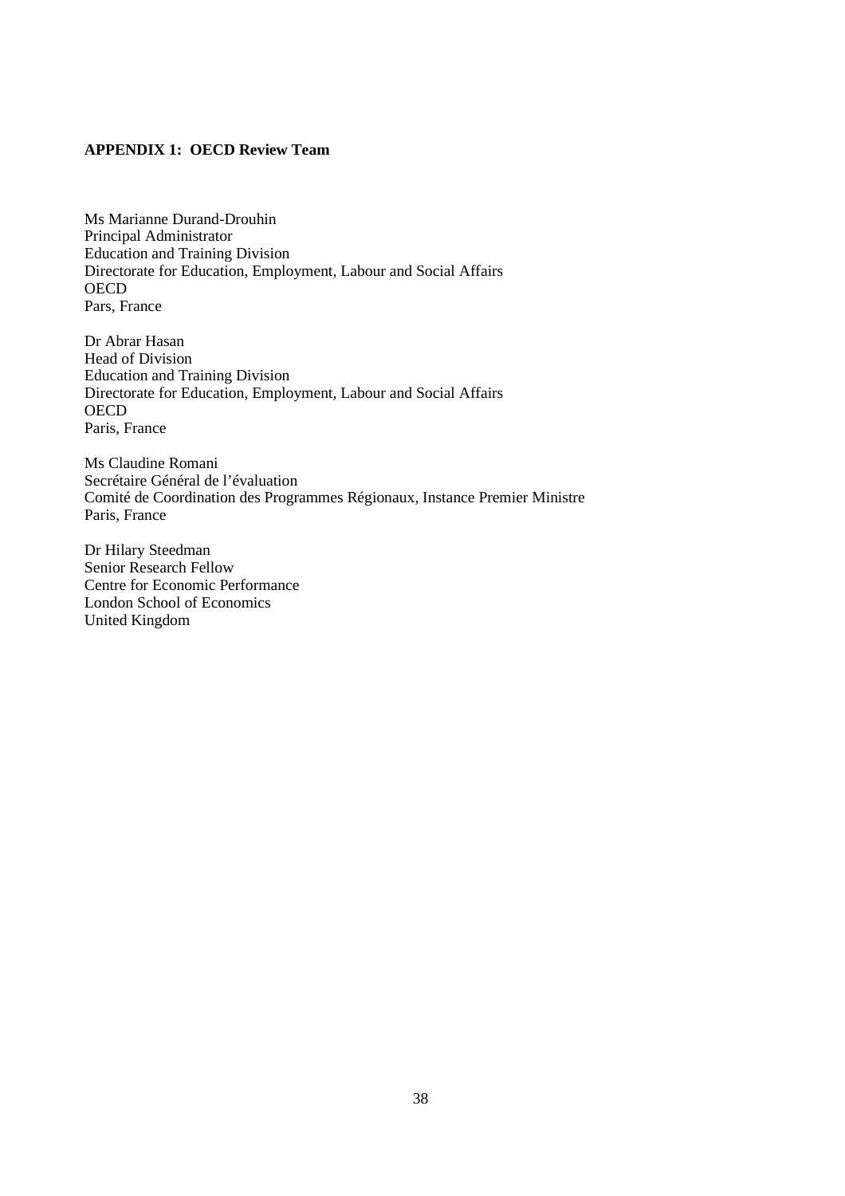**APPENDIX 1: OECD Review Team**

Ms Marianne Durand-Drouhin
Principal Administrator
Education and Training Division
Directorate for Education, Employment, Labour and Social Affairs
OECD
Pars, France

Dr Abrar Hasan
Head of Division
Education and Training Division
Directorate for Education, Employment, Labour and Social Affairs
OECD
Paris, France

Ms Claudine Romani
Secrétaire Général de l'évaluation
Comité de Coordination des Programmes Régionaux, Instance Premier Ministre
Paris, France

Dr Hilary Steedman
Senior Research Fellow
Centre for Economic Performance
London School of Economics
United Kingdom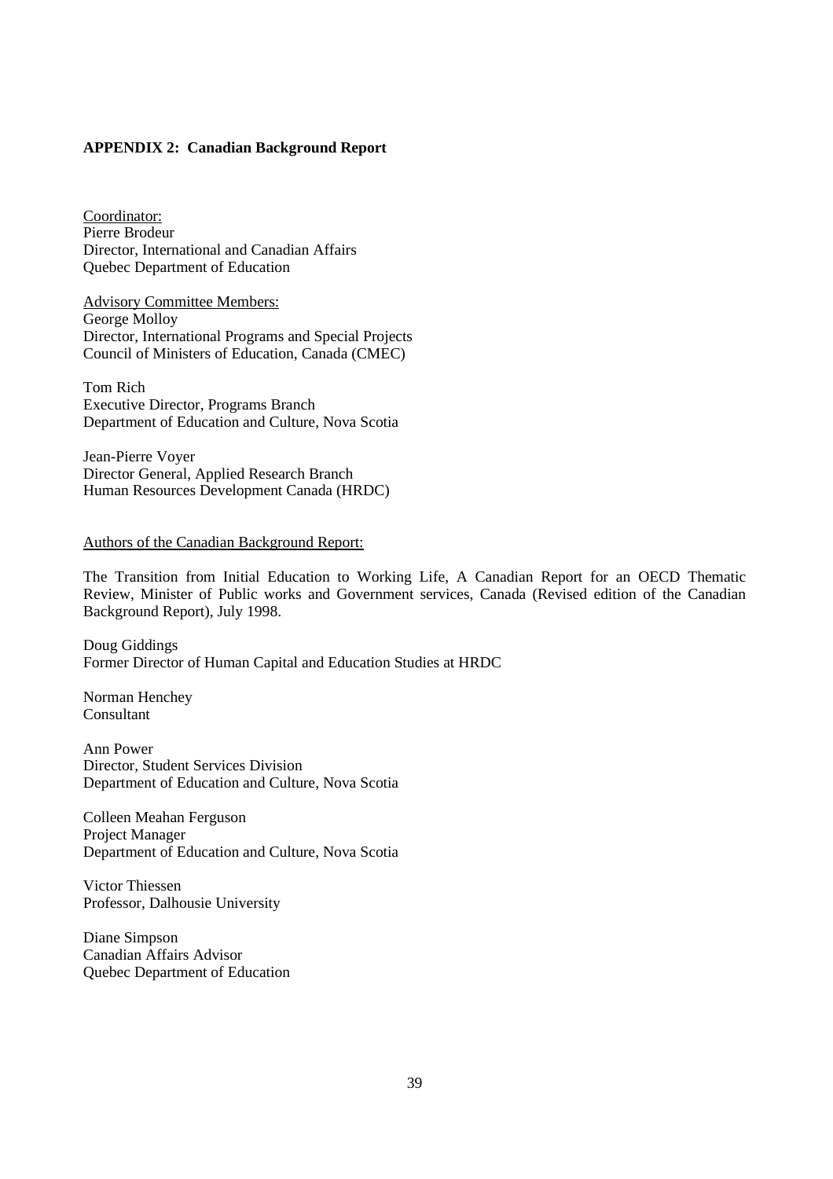**APPENDIX 2: Canadian Background Report**

Coordinator:
Pierre Brodeur
Director, International and Canadian Affairs
Quebec Department of Education

Advisory Committee Members:
George Molloy
Director, International Programs and Special Projects
Council of Ministers of Education, Canada (CMEC)

Tom Rich
Executive Director, Programs Branch
Department of Education and Culture, Nova Scotia

Jean-Pierre Voyer
Director General, Applied Research Branch
Human Resources Development Canada (HRDC)

Authors of the Canadian Background Report:

The Transition from Initial Education to Working Life, A Canadian Report for an OECD Thematic Review, Minister of Public works and Government services, Canada (Revised edition of the Canadian Background Report), July 1998.

Doug Giddings
Former Director of Human Capital and Education Studies at HRDC

Norman Henchey
Consultant

Ann Power
Director, Student Services Division
Department of Education and Culture, Nova Scotia

Colleen Meahan Ferguson
Project Manager
Department of Education and Culture, Nova Scotia

Victor Thiessen
Professor, Dalhousie University

Diane Simpson
Canadian Affairs Advisor
Quebec Department of Education